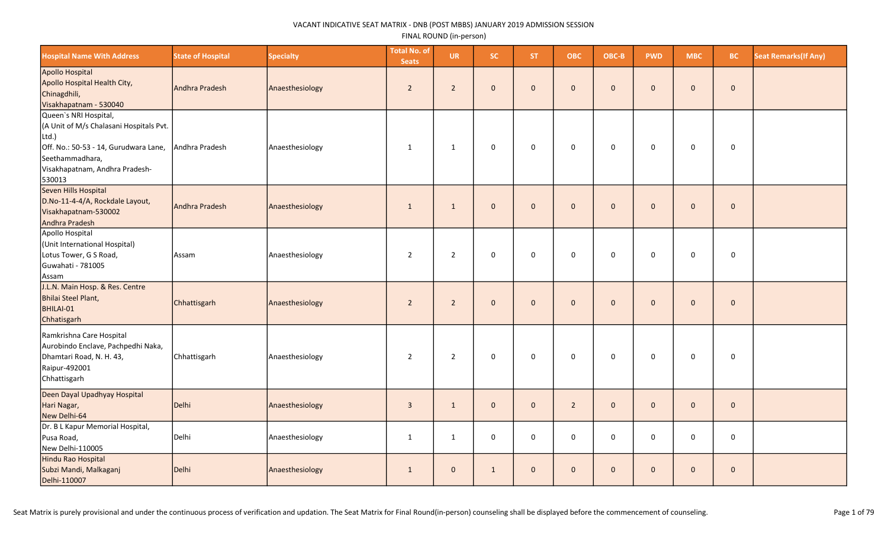VACANT INDICATIVE SEAT MATRIX - DNB (POST MBBS) JANUARY 2019 ADMISSION SESSION

FINAL ROUND (in-person)

| Hospital Name With Address | State of Hospital | Specialty | Total No. of Seats | UR | SC | ST | OBC | OBC-B | PWD | MBC | BC | Seat Remarks(If Any) |
|---|---|---|---|---|---|---|---|---|---|---|---|---|
| Apollo Hospital<br>Apollo Hospital Health City,<br>Chinagdhili,<br>Visakhapatnam - 530040 | Andhra Pradesh | Anaesthesiology | 2 | 2 | 0 | 0 | 0 | 0 | 0 | 0 | 0 | |
| Queen`s NRI Hospital,<br>(A Unit of M/s Chalasani Hospitals Pvt. Ltd.)<br>Off. No.: 50-53 - 14, Gurudwara Lane, Seethammadhara,<br>Visakhapatnam, Andhra Pradesh-530013 | Andhra Pradesh | Anaesthesiology | 1 | 1 | 0 | 0 | 0 | 0 | 0 | 0 | 0 | |
| Seven Hills Hospital<br>D.No-11-4-4/A, Rockdale Layout,<br>Visakhapatnam-530002<br>Andhra Pradesh | Andhra Pradesh | Anaesthesiology | 1 | 1 | 0 | 0 | 0 | 0 | 0 | 0 | 0 | |
| Apollo Hospital<br>(Unit International Hospital)<br>Lotus Tower, G S Road,<br>Guwahati - 781005<br>Assam | Assam | Anaesthesiology | 2 | 2 | 0 | 0 | 0 | 0 | 0 | 0 | 0 | |
| J.L.N. Main Hosp. & Res. Centre<br>Bhilai Steel Plant,<br>BHILAI-01<br>Chhatisgarh | Chhattisgarh | Anaesthesiology | 2 | 2 | 0 | 0 | 0 | 0 | 0 | 0 | 0 | |
| Ramkrishna Care Hospital<br>Aurobindo Enclave, Pachpedhi Naka,<br>Dhamtari Road, N. H. 43,<br>Raipur-492001<br>Chhattisgarh | Chhattisgarh | Anaesthesiology | 2 | 2 | 0 | 0 | 0 | 0 | 0 | 0 | 0 | |
| Deen Dayal Upadhyay Hospital<br>Hari Nagar,<br>New Delhi-64 | Delhi | Anaesthesiology | 3 | 1 | 0 | 0 | 2 | 0 | 0 | 0 | 0 | |
| Dr. B L Kapur Memorial Hospital,<br>Pusa Road,<br>New Delhi-110005 | Delhi | Anaesthesiology | 1 | 1 | 0 | 0 | 0 | 0 | 0 | 0 | 0 | |
| Hindu Rao Hospital<br>Subzi Mandi, Malkaganj<br>Delhi-110007 | Delhi | Anaesthesiology | 1 | 0 | 1 | 0 | 0 | 0 | 0 | 0 | 0 | |

Seat Matrix is purely provisional and under the continuous process of verification and updation. The Seat Matrix for Final Round(in-person) counseling shall be displayed before the commencement of counseling.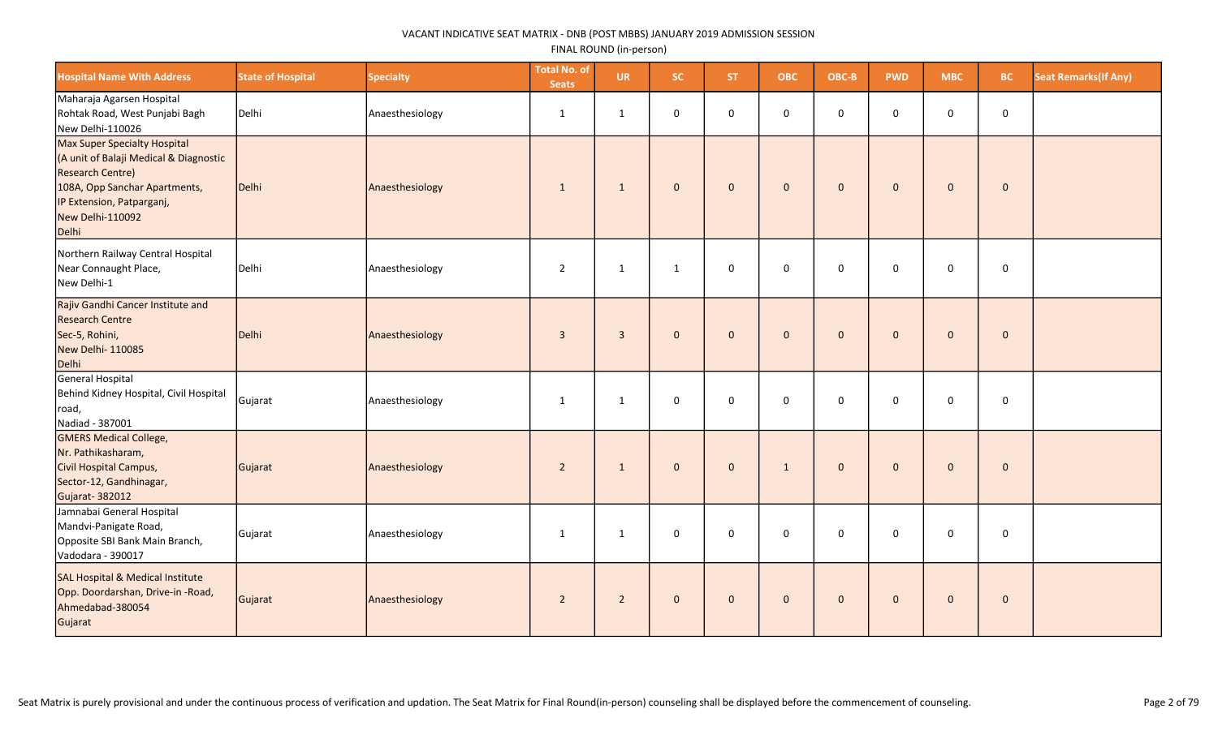VACANT INDICATIVE SEAT MATRIX - DNB (POST MBBS) JANUARY 2019 ADMISSION SESSION

FINAL ROUND (in-person)

| Hospital Name With Address | State of Hospital | Specialty | Total No. of Seats | UR | SC | ST | OBC | OBC-B | PWD | MBC | BC | Seat Remarks(If Any) |
|---|---|---|---|---|---|---|---|---|---|---|---|---|
| Maharaja Agarsen Hospital Rohtak Road, West Punjabi Bagh New Delhi-110026 | Delhi | Anaesthesiology | 1 | 1 | 0 | 0 | 0 | 0 | 0 | 0 | 0 | |
| Max Super Specialty Hospital (A unit of Balaji Medical & Diagnostic Research Centre) 108A, Opp Sanchar Apartments, IP Extension, Patparganj, New Delhi-110092 Delhi | Delhi | Anaesthesiology | 1 | 1 | 0 | 0 | 0 | 0 | 0 | 0 | 0 | |
| Northern Railway Central Hospital Near Connaught Place, New Delhi-1 | Delhi | Anaesthesiology | 2 | 1 | 1 | 0 | 0 | 0 | 0 | 0 | 0 | |
| Rajiv Gandhi Cancer Institute and Research Centre Sec-5, Rohini, New Delhi- 110085 Delhi | Delhi | Anaesthesiology | 3 | 3 | 0 | 0 | 0 | 0 | 0 | 0 | 0 | |
| General Hospital Behind Kidney Hospital, Civil Hospital road, Nadiad - 387001 | Gujarat | Anaesthesiology | 1 | 1 | 0 | 0 | 0 | 0 | 0 | 0 | 0 | |
| GMERS Medical College, Nr. Pathikasharam, Civil Hospital Campus, Sector-12, Gandhinagar, Gujarat- 382012 | Gujarat | Anaesthesiology | 2 | 1 | 0 | 0 | 1 | 0 | 0 | 0 | 0 | |
| Jamnabai General Hospital Mandvi-Panigate Road, Opposite SBI Bank Main Branch, Vadodara - 390017 | Gujarat | Anaesthesiology | 1 | 1 | 0 | 0 | 0 | 0 | 0 | 0 | 0 | |
| SAL Hospital & Medical Institute Opp. Doordarshan, Drive-in -Road, Ahmedabad-380054 Gujarat | Gujarat | Anaesthesiology | 2 | 2 | 0 | 0 | 0 | 0 | 0 | 0 | 0 | |

Seat Matrix is purely provisional and under the continuous process of verification and updation. The Seat Matrix for Final Round(in-person) counseling shall be displayed before the commencement of counseling.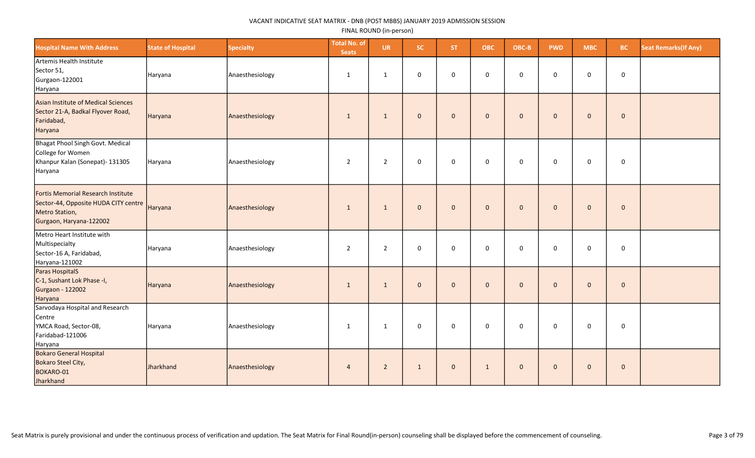VACANT INDICATIVE SEAT MATRIX - DNB (POST MBBS) JANUARY 2019 ADMISSION SESSION

FINAL ROUND (in-person)

| Hospital Name With Address | State of Hospital | Specialty | Total No. of Seats | UR | SC | ST | OBC | OBC-B | PWD | MBC | BC | Seat Remarks(If Any) |
|---|---|---|---|---|---|---|---|---|---|---|---|---|
| Artemis Health Institute Sector 51, Gurgaon-122001 Haryana | Haryana | Anaesthesiology | 1 | 1 | 0 | 0 | 0 | 0 | 0 | 0 | 0 | |
| Asian Institute of Medical Sciences Sector 21-A, Badkal Flyover Road, Faridabad, Haryana | Haryana | Anaesthesiology | 1 | 1 | 0 | 0 | 0 | 0 | 0 | 0 | 0 | |
| Bhagat Phool Singh Govt. Medical College for Women Khanpur Kalan (Sonepat)- 131305 Haryana | Haryana | Anaesthesiology | 2 | 2 | 0 | 0 | 0 | 0 | 0 | 0 | 0 | |
| Fortis Memorial Research Institute Sector-44, Opposite HUDA CITY centre Metro Station, Gurgaon, Haryana-122002 | Haryana | Anaesthesiology | 1 | 1 | 0 | 0 | 0 | 0 | 0 | 0 | 0 | |
| Metro Heart Institute with Multispecialty Sector-16 A, Faridabad, Haryana-121002 | Haryana | Anaesthesiology | 2 | 2 | 0 | 0 | 0 | 0 | 0 | 0 | 0 | |
| Paras HospitalS C-1, Sushant Lok Phase -I, Gurgaon - 122002 Haryana | Haryana | Anaesthesiology | 1 | 1 | 0 | 0 | 0 | 0 | 0 | 0 | 0 | |
| Sarvodaya Hospital and Research Centre YMCA Road, Sector-08, Faridabad-121006 Haryana | Haryana | Anaesthesiology | 1 | 1 | 0 | 0 | 0 | 0 | 0 | 0 | 0 | |
| Bokaro General Hospital Bokaro Steel City, BOKARO-01 Jharkhand | Jharkhand | Anaesthesiology | 4 | 2 | 1 | 0 | 1 | 0 | 0 | 0 | 0 | |

Seat Matrix is purely provisional and under the continuous process of verification and updation. The Seat Matrix for Final Round(in-person) counseling shall be displayed before the commencement of counseling.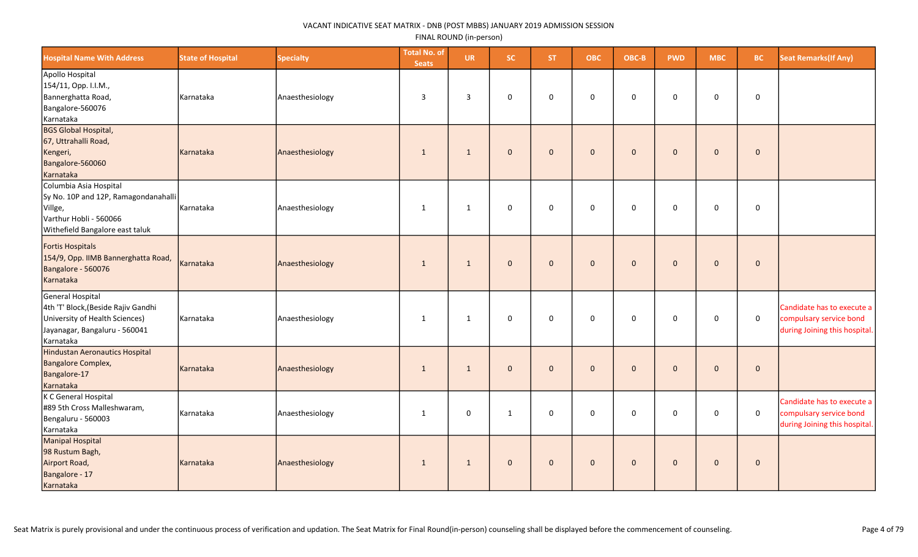VACANT INDICATIVE SEAT MATRIX - DNB (POST MBBS) JANUARY 2019 ADMISSION SESSION

FINAL ROUND (in-person)

| Hospital Name With Address | State of Hospital | Specialty | Total No. of Seats | UR | SC | ST | OBC | OBC-B | PWD | MBC | BC | Seat Remarks(If Any) |
|---|---|---|---|---|---|---|---|---|---|---|---|---|
| Apollo Hospital<br>154/11, Opp. I.I.M.,<br>Bannerghatta Road,<br>Bangalore-560076<br>Karnataka | Karnataka | Anaesthesiology | 3 | 3 | 0 | 0 | 0 | 0 | 0 | 0 | 0 | |
| BGS Global Hospital,<br>67, Uttrahalli Road,<br>Kengeri,<br>Bangalore-560060<br>Karnataka | Karnataka | Anaesthesiology | 1 | 1 | 0 | 0 | 0 | 0 | 0 | 0 | 0 | |
| Columbia Asia Hospital<br>Sy No. 10P and 12P, Ramagondanahalli<br>Villge,<br>Varthur Hobli - 560066<br>Withefield Bangalore east taluk | Karnataka | Anaesthesiology | 1 | 1 | 0 | 0 | 0 | 0 | 0 | 0 | 0 | |
| Fortis Hospitals<br>154/9, Opp. IIMB Bannerghatta Road,<br>Bangalore - 560076<br>Karnataka | Karnataka | Anaesthesiology | 1 | 1 | 0 | 0 | 0 | 0 | 0 | 0 | 0 | |
| General Hospital<br>4th 'T' Block,(Beside Rajiv Gandhi<br>University of Health Sciences)<br>Jayanagar, Bangaluru - 560041<br>Karnataka | Karnataka | Anaesthesiology | 1 | 1 | 0 | 0 | 0 | 0 | 0 | 0 | 0 | Candidate has to execute a compulsary service bond during Joining this hospital. |
| Hindustan Aeronautics Hospital<br>Bangalore Complex,<br>Bangalore-17<br>Karnataka | Karnataka | Anaesthesiology | 1 | 1 | 0 | 0 | 0 | 0 | 0 | 0 | 0 | |
| K C General Hospital<br>#89 5th Cross Malleshwaram,<br>Bengaluru - 560003<br>Karnataka | Karnataka | Anaesthesiology | 1 | 0 | 1 | 0 | 0 | 0 | 0 | 0 | 0 | Candidate has to execute a compulsary service bond during Joining this hospital. |
| Manipal Hospital<br>98 Rustum Bagh,<br>Airport Road,<br>Bangalore - 17<br>Karnataka | Karnataka | Anaesthesiology | 1 | 1 | 0 | 0 | 0 | 0 | 0 | 0 | 0 | |

Seat Matrix is purely provisional and under the continuous process of verification and updation. The Seat Matrix for Final Round(in-person) counseling shall be displayed before the commencement of counseling.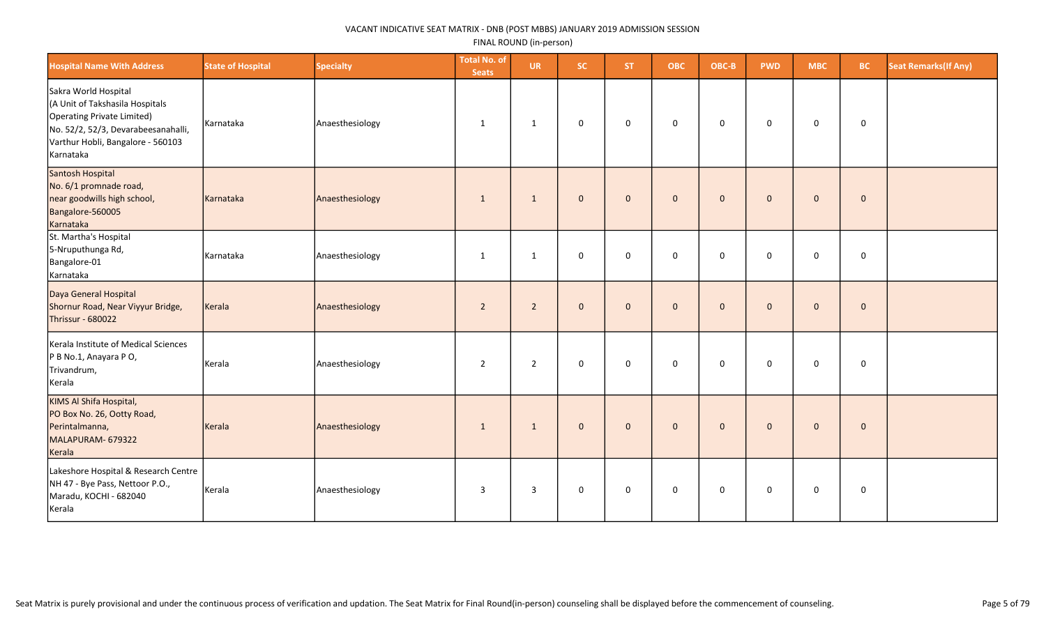VACANT INDICATIVE SEAT MATRIX - DNB (POST MBBS) JANUARY 2019 ADMISSION SESSION

FINAL ROUND (in-person)

| Hospital Name With Address | State of Hospital | Specialty | Total No. of Seats | UR | SC | ST | OBC | OBC-B | PWD | MBC | BC | Seat Remarks(If Any) |
|---|---|---|---|---|---|---|---|---|---|---|---|---|
| Sakra World Hospital (A Unit of Takshasila Hospitals Operating Private Limited) No. 52/2, 52/3, Devarabeesanahalli, Varthur Hobli, Bangalore - 560103 Karnataka | Karnataka | Anaesthesiology | 1 | 1 | 0 | 0 | 0 | 0 | 0 | 0 | 0 | |
| Santosh Hospital No. 6/1 promnade road, near goodwills high school, Bangalore-560005 Karnataka | Karnataka | Anaesthesiology | 1 | 1 | 0 | 0 | 0 | 0 | 0 | 0 | 0 | |
| St. Martha's Hospital 5-Nruputhunga Rd, Bangalore-01 Karnataka | Karnataka | Anaesthesiology | 1 | 1 | 0 | 0 | 0 | 0 | 0 | 0 | 0 | |
| Daya General Hospital Shornur Road, Near Viyyur Bridge, Thrissur - 680022 | Kerala | Anaesthesiology | 2 | 2 | 0 | 0 | 0 | 0 | 0 | 0 | 0 | |
| Kerala Institute of Medical Sciences P B No.1, Anayara P O, Trivandrum, Kerala | Kerala | Anaesthesiology | 2 | 2 | 0 | 0 | 0 | 0 | 0 | 0 | 0 | |
| KIMS Al Shifa Hospital, PO Box No. 26, Ootty Road, Perintalmanna, MALAPURAM- 679322 Kerala | Kerala | Anaesthesiology | 1 | 1 | 0 | 0 | 0 | 0 | 0 | 0 | 0 | |
| Lakeshore Hospital & Research Centre NH 47 - Bye Pass, Nettoor P.O., Maradu, KOCHI - 682040 Kerala | Kerala | Anaesthesiology | 3 | 3 | 0 | 0 | 0 | 0 | 0 | 0 | 0 | |

Seat Matrix is purely provisional and under the continuous process of verification and updation. The Seat Matrix for Final Round(in-person) counseling shall be displayed before the commencement of counseling.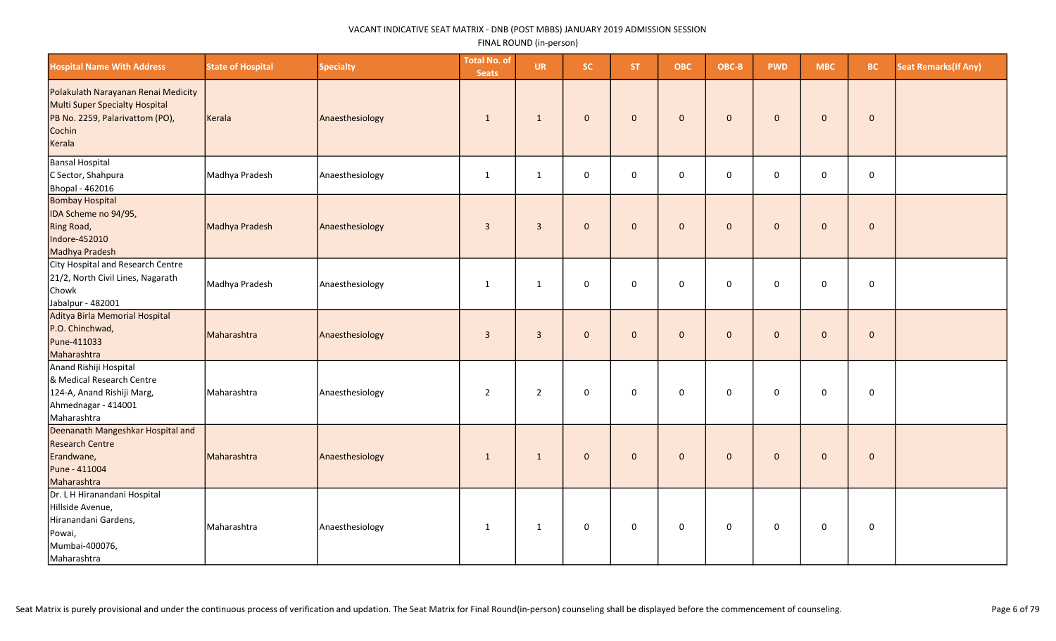VACANT INDICATIVE SEAT MATRIX - DNB (POST MBBS) JANUARY 2019 ADMISSION SESSION

FINAL ROUND (in-person)

| Hospital Name With Address | State of Hospital | Specialty | Total No. of Seats | UR | SC | ST | OBC | OBC-B | PWD | MBC | BC | Seat Remarks(If Any) |
|---|---|---|---|---|---|---|---|---|---|---|---|---|
| Polakulath Narayanan Renai Medicity Multi Super Specialty Hospital PB No. 2259, Palarivattom (PO), Cochin Kerala | Kerala | Anaesthesiology | 1 | 1 | 0 | 0 | 0 | 0 | 0 | 0 | 0 | |
| Bansal Hospital C Sector, Shahpura Bhopal - 462016 | Madhya Pradesh | Anaesthesiology | 1 | 1 | 0 | 0 | 0 | 0 | 0 | 0 | 0 | |
| Bombay Hospital IDA Scheme no 94/95, Ring Road, Indore-452010 Madhya Pradesh | Madhya Pradesh | Anaesthesiology | 3 | 3 | 0 | 0 | 0 | 0 | 0 | 0 | 0 | |
| City Hospital and Research Centre 21/2, North Civil Lines, Nagarath Chowk Jabalpur - 482001 | Madhya Pradesh | Anaesthesiology | 1 | 1 | 0 | 0 | 0 | 0 | 0 | 0 | 0 | |
| Aditya Birla Memorial Hospital P.O. Chinchwad, Pune-411033 Maharashtra | Maharashtra | Anaesthesiology | 3 | 3 | 0 | 0 | 0 | 0 | 0 | 0 | 0 | |
| Anand Rishiji Hospital & Medical Research Centre 124-A, Anand Rishiji Marg, Ahmednagar - 414001 Maharashtra | Maharashtra | Anaesthesiology | 2 | 2 | 0 | 0 | 0 | 0 | 0 | 0 | 0 | |
| Deenanath Mangeshkar Hospital and Research Centre Erandwane, Pune - 411004 Maharashtra | Maharashtra | Anaesthesiology | 1 | 1 | 0 | 0 | 0 | 0 | 0 | 0 | 0 | |
| Dr. L H Hiranandani Hospital Hillside Avenue, Hiranandani Gardens, Powai, Mumbai-400076, Maharashtra | Maharashtra | Anaesthesiology | 1 | 1 | 0 | 0 | 0 | 0 | 0 | 0 | 0 | |

Seat Matrix is purely provisional and under the continuous process of verification and updation. The Seat Matrix for Final Round(in-person) counseling shall be displayed before the commencement of counseling.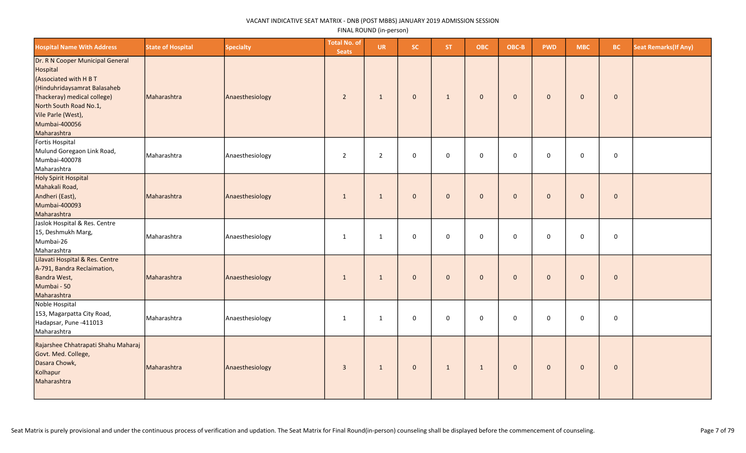VACANT INDICATIVE SEAT MATRIX - DNB (POST MBBS) JANUARY 2019 ADMISSION SESSION

FINAL ROUND (in-person)

| Hospital Name With Address | State of Hospital | Specialty | Total No. of Seats | UR | SC | ST | OBC | OBC-B | PWD | MBC | BC | Seat Remarks(If Any) |
|---|---|---|---|---|---|---|---|---|---|---|---|---|
| Dr. R N Cooper Municipal General Hospital (Associated with H B T (Hinduhridaysamrat Balasaheb Thackeray) medical college) North South Road No.1, Vile Parle (West), Mumbai-400056 Maharashtra | Maharashtra | Anaesthesiology | 2 | 1 | 0 | 1 | 0 | 0 | 0 | 0 | 0 | |
| Fortis Hospital Mulund Goregaon Link Road, Mumbai-400078 Maharashtra | Maharashtra | Anaesthesiology | 2 | 2 | 0 | 0 | 0 | 0 | 0 | 0 | 0 | |
| Holy Spirit Hospital Mahakali Road, Andheri (East), Mumbai-400093 Maharashtra | Maharashtra | Anaesthesiology | 1 | 1 | 0 | 0 | 0 | 0 | 0 | 0 | 0 | |
| Jaslok Hospital & Res. Centre 15, Deshmukh Marg, Mumbai-26 Maharashtra | Maharashtra | Anaesthesiology | 1 | 1 | 0 | 0 | 0 | 0 | 0 | 0 | 0 | |
| Lilavati Hospital & Res. Centre A-791, Bandra Reclaimation, Bandra West, Mumbai - 50 Maharashtra | Maharashtra | Anaesthesiology | 1 | 1 | 0 | 0 | 0 | 0 | 0 | 0 | 0 | |
| Noble Hospital 153, Magarpatta City Road, Hadapsar, Pune -411013 Maharashtra | Maharashtra | Anaesthesiology | 1 | 1 | 0 | 0 | 0 | 0 | 0 | 0 | 0 | |
| Rajarshee Chhatrapati Shahu Maharaj Govt. Med. College, Dasara Chowk, Kolhapur Maharashtra | Maharashtra | Anaesthesiology | 3 | 1 | 0 | 1 | 1 | 0 | 0 | 0 | 0 | |

Seat Matrix is purely provisional and under the continuous process of verification and updation. The Seat Matrix for Final Round(in-person) counseling shall be displayed before the commencement of counseling.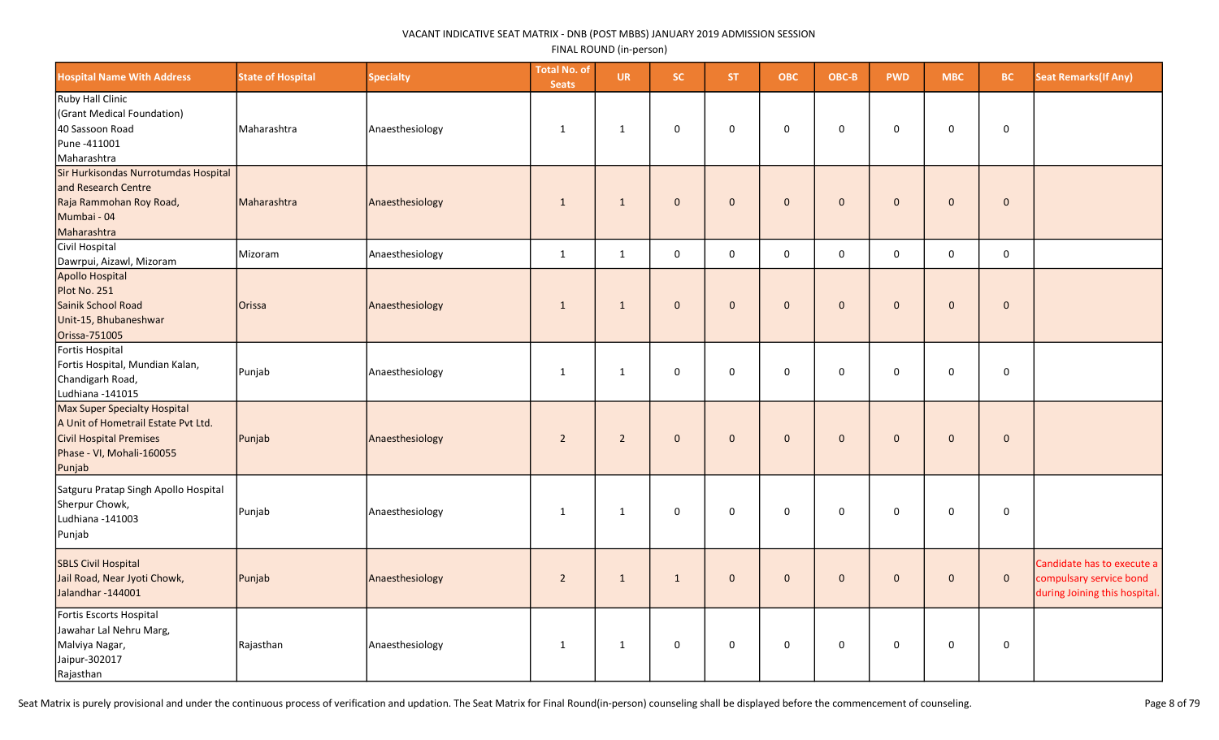VACANT INDICATIVE SEAT MATRIX - DNB (POST MBBS) JANUARY 2019 ADMISSION SESSION

FINAL ROUND (in-person)

| Hospital Name With Address | State of Hospital | Specialty | Total No. of Seats | UR | SC | ST | OBC | OBC-B | PWD | MBC | BC | Seat Remarks(If Any) |
|---|---|---|---|---|---|---|---|---|---|---|---|---|
| Ruby Hall Clinic (Grant Medical Foundation) 40 Sassoon Road Pune -411001 Maharashtra | Maharashtra | Anaesthesiology | 1 | 1 | 0 | 0 | 0 | 0 | 0 | 0 | 0 | |
| Sir Hurkisondas Nurrotumdas Hospital and Research Centre Raja Rammohan Roy Road, Mumbai - 04 Maharashtra | Maharashtra | Anaesthesiology | 1 | 1 | 0 | 0 | 0 | 0 | 0 | 0 | 0 | |
| Civil Hospital Dawrpui, Aizawl, Mizoram | Mizoram | Anaesthesiology | 1 | 1 | 0 | 0 | 0 | 0 | 0 | 0 | 0 | |
| Apollo Hospital Plot No. 251 Sainik School Road Unit-15, Bhubaneshwar Orissa-751005 | Orissa | Anaesthesiology | 1 | 1 | 0 | 0 | 0 | 0 | 0 | 0 | 0 | |
| Fortis Hospital Fortis Hospital, Mundian Kalan, Chandigarh Road, Ludhiana -141015 | Punjab | Anaesthesiology | 1 | 1 | 0 | 0 | 0 | 0 | 0 | 0 | 0 | |
| Max Super Specialty Hospital A Unit of Hometrail Estate Pvt Ltd. Civil Hospital Premises Phase - VI, Mohali-160055 Punjab | Punjab | Anaesthesiology | 2 | 2 | 0 | 0 | 0 | 0 | 0 | 0 | 0 | |
| Satguru Pratap Singh Apollo Hospital Sherpur Chowk, Ludhiana -141003 Punjab | Punjab | Anaesthesiology | 1 | 1 | 0 | 0 | 0 | 0 | 0 | 0 | 0 | |
| SBLS Civil Hospital Jail Road, Near Jyoti Chowk, Jalandhar -144001 | Punjab | Anaesthesiology | 2 | 1 | 1 | 0 | 0 | 0 | 0 | 0 | 0 | Candidate has to execute a compulsary service bond during Joining this hospital. |
| Fortis Escorts Hospital Jawahar Lal Nehru Marg, Malviya Nagar, Jaipur-302017 Rajasthan | Rajasthan | Anaesthesiology | 1 | 1 | 0 | 0 | 0 | 0 | 0 | 0 | 0 | |

Seat Matrix is purely provisional and under the continuous process of verification and updation. The Seat Matrix for Final Round(in-person) counseling shall be displayed before the commencement of counseling.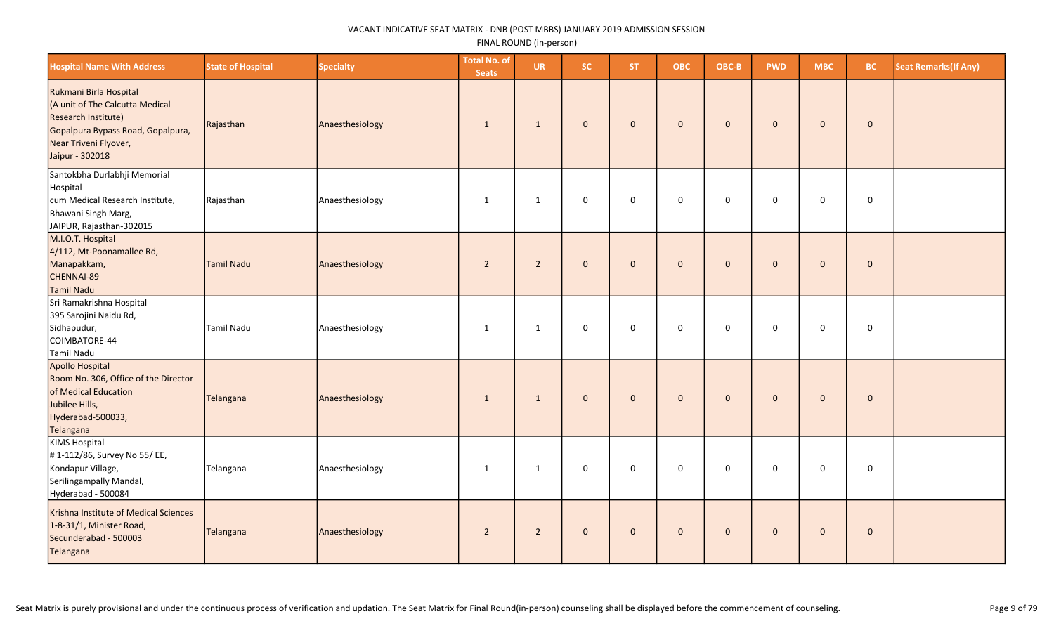VACANT INDICATIVE SEAT MATRIX - DNB (POST MBBS) JANUARY 2019 ADMISSION SESSION

FINAL ROUND (in-person)

| Hospital Name With Address | State of Hospital | Specialty | Total No. of Seats | UR | SC | ST | OBC | OBC-B | PWD | MBC | BC | Seat Remarks(If Any) |
|---|---|---|---|---|---|---|---|---|---|---|---|---|
| Rukmani Birla Hospital (A unit of The Calcutta Medical Research Institute) Gopalpura Bypass Road, Gopalpura, Near Triveni Flyover, Jaipur - 302018 | Rajasthan | Anaesthesiology | 1 | 1 | 0 | 0 | 0 | 0 | 0 | 0 | 0 | |
| Santokbha Durlabhji Memorial Hospital cum Medical Research Institute, Bhawani Singh Marg, JAIPUR, Rajasthan-302015 | Rajasthan | Anaesthesiology | 1 | 1 | 0 | 0 | 0 | 0 | 0 | 0 | 0 | |
| M.I.O.T. Hospital 4/112, Mt-Poonamallee Rd, Manapakkam, CHENNAI-89 Tamil Nadu | Tamil Nadu | Anaesthesiology | 2 | 2 | 0 | 0 | 0 | 0 | 0 | 0 | 0 | |
| Sri Ramakrishna Hospital 395 Sarojini Naidu Rd, Sidhapudur, COIMBATORE-44 Tamil Nadu | Tamil Nadu | Anaesthesiology | 1 | 1 | 0 | 0 | 0 | 0 | 0 | 0 | 0 | |
| Apollo Hospital Room No. 306, Office of the Director of Medical Education Jubilee Hills, Hyderabad-500033, Telangana | Telangana | Anaesthesiology | 1 | 1 | 0 | 0 | 0 | 0 | 0 | 0 | 0 | |
| KIMS Hospital # 1-112/86, Survey No 55/ EE, Kondapur Village, Serilingampally Mandal, Hyderabad - 500084 | Telangana | Anaesthesiology | 1 | 1 | 0 | 0 | 0 | 0 | 0 | 0 | 0 | |
| Krishna Institute of Medical Sciences 1-8-31/1, Minister Road, Secunderabad - 500003 Telangana | Telangana | Anaesthesiology | 2 | 2 | 0 | 0 | 0 | 0 | 0 | 0 | 0 | |

Seat Matrix is purely provisional and under the continuous process of verification and updation. The Seat Matrix for Final Round(in-person) counseling shall be displayed before the commencement of counseling.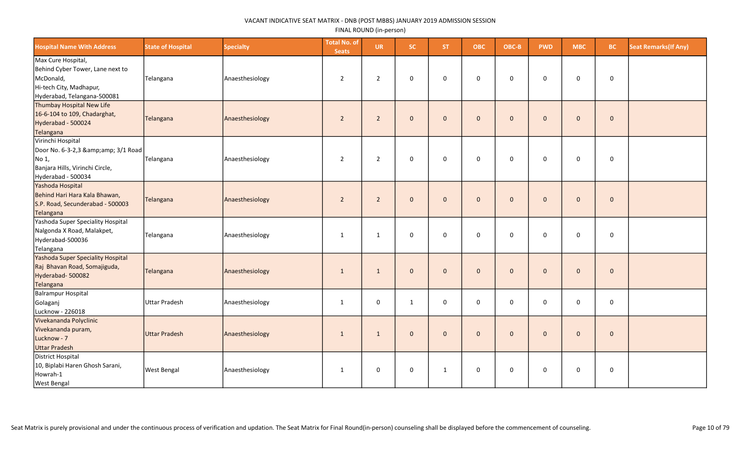VACANT INDICATIVE SEAT MATRIX - DNB (POST MBBS) JANUARY 2019 ADMISSION SESSION

FINAL ROUND (in-person)

| Hospital Name With Address | State of Hospital | Specialty | Total No. of Seats | UR | SC | ST | OBC | OBC-B | PWD | MBC | BC | Seat Remarks(If Any) |
|---|---|---|---|---|---|---|---|---|---|---|---|---|
| Max Cure Hospital, Behind Cyber Tower, Lane next to McDonald, Hi-tech City, Madhapur, Hyderabad, Telangana-500081 | Telangana | Anaesthesiology | 2 | 2 | 0 | 0 | 0 | 0 | 0 | 0 | 0 | |
| Thumbay Hospital New Life 16-6-104 to 109, Chadarghat, Hyderabad - 500024 Telangana | Telangana | Anaesthesiology | 2 | 2 | 0 | 0 | 0 | 0 | 0 | 0 | 0 | |
| Virinchi Hospital Door No. 6-3-2,3 &amp;amp; 3/1 Road No 1, Banjara Hills, Virinchi Circle, Hyderabad - 500034 | Telangana | Anaesthesiology | 2 | 2 | 0 | 0 | 0 | 0 | 0 | 0 | 0 | |
| Yashoda Hospital Behind Hari Hara Kala Bhawan, S.P. Road, Secunderabad - 500003 Telangana | Telangana | Anaesthesiology | 2 | 2 | 0 | 0 | 0 | 0 | 0 | 0 | 0 | |
| Yashoda Super Speciality Hospital Nalgonda X Road, Malakpet, Hyderabad-500036 Telangana | Telangana | Anaesthesiology | 1 | 1 | 0 | 0 | 0 | 0 | 0 | 0 | 0 | |
| Yashoda Super Speciality Hospital Raj Bhavan Road, Somajiguda, Hyderabad- 500082 Telangana | Telangana | Anaesthesiology | 1 | 1 | 0 | 0 | 0 | 0 | 0 | 0 | 0 | |
| Balrampur Hospital Golaganj Lucknow - 226018 | Uttar Pradesh | Anaesthesiology | 1 | 0 | 1 | 0 | 0 | 0 | 0 | 0 | 0 | |
| Vivekananda Polyclinic Vivekananda puram, Lucknow - 7 Uttar Pradesh | Uttar Pradesh | Anaesthesiology | 1 | 1 | 0 | 0 | 0 | 0 | 0 | 0 | 0 | |
| District Hospital 10, Biplabi Haren Ghosh Sarani, Howrah-1 West Bengal | West Bengal | Anaesthesiology | 1 | 0 | 0 | 1 | 0 | 0 | 0 | 0 | 0 | |

Seat Matrix is purely provisional and under the continuous process of verification and updation. The Seat Matrix for Final Round(in-person) counseling shall be displayed before the commencement of counseling.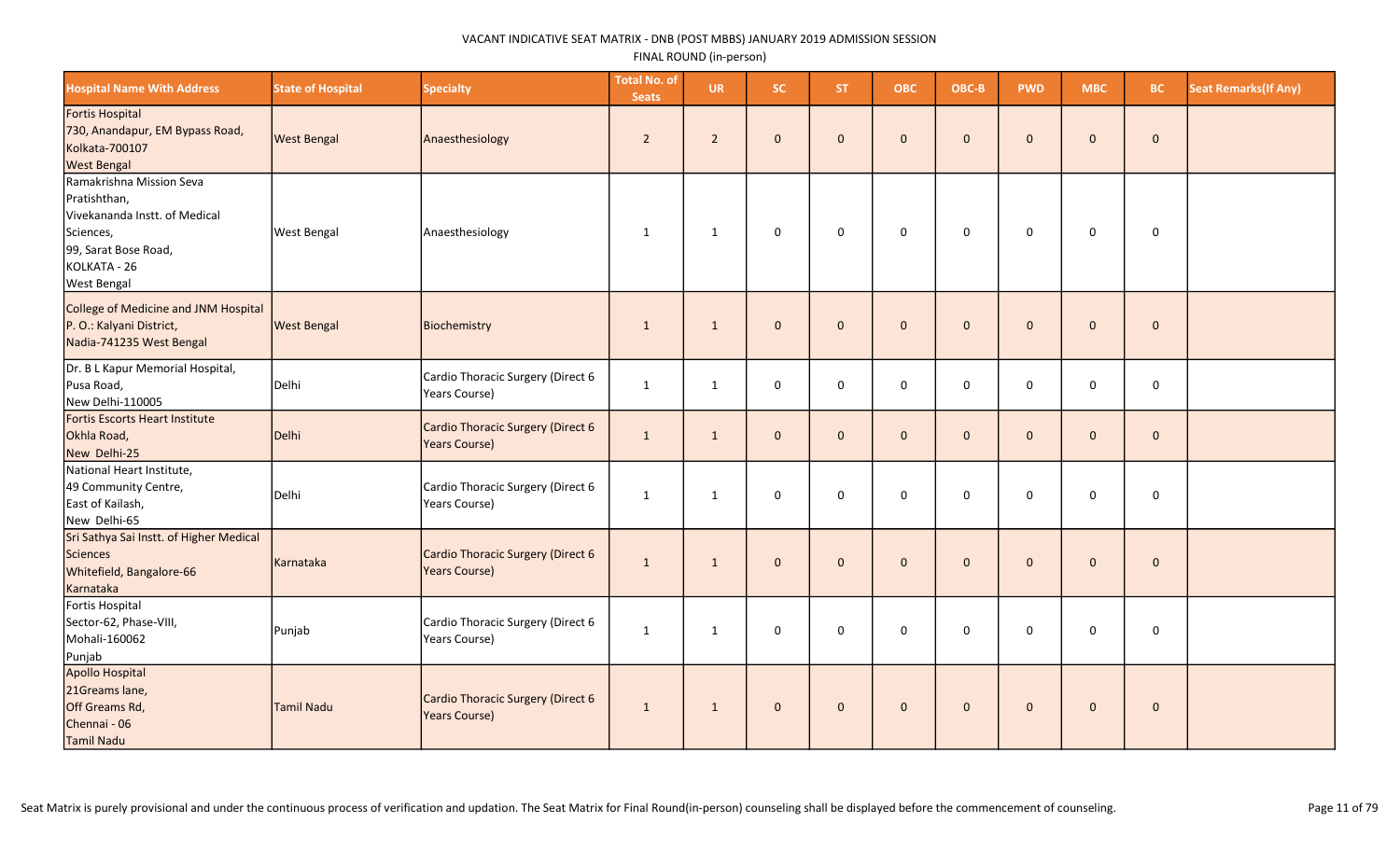VACANT INDICATIVE SEAT MATRIX - DNB (POST MBBS) JANUARY 2019 ADMISSION SESSION

FINAL ROUND (in-person)

| Hospital Name With Address | State of Hospital | Specialty | Total No. of Seats | UR | SC | ST | OBC | OBC-B | PWD | MBC | BC | Seat Remarks(If Any) |
|---|---|---|---|---|---|---|---|---|---|---|---|---|
| Fortis Hospital<br>730, Anandapur, EM Bypass Road,<br>Kolkata-700107<br>West Bengal | West Bengal | Anaesthesiology | 2 | 2 | 0 | 0 | 0 | 0 | 0 | 0 | 0 | |
| Ramakrishna Mission Seva Pratishthan,<br>Vivekananda Instt. of Medical Sciences,<br>99, Sarat Bose Road,<br>KOLKATA - 26<br>West Bengal | West Bengal | Anaesthesiology | 1 | 1 | 0 | 0 | 0 | 0 | 0 | 0 | 0 | |
| College of Medicine and JNM Hospital<br>P. O.: Kalyani District,<br>Nadia-741235 West Bengal | West Bengal | Biochemistry | 1 | 1 | 0 | 0 | 0 | 0 | 0 | 0 | 0 | |
| Dr. B L Kapur Memorial Hospital,<br>Pusa Road,<br>New Delhi-110005 | Delhi | Cardio Thoracic Surgery (Direct 6 Years Course) | 1 | 1 | 0 | 0 | 0 | 0 | 0 | 0 | 0 | |
| Fortis Escorts Heart Institute<br>Okhla Road,<br>New Delhi-25 | Delhi | Cardio Thoracic Surgery (Direct 6 Years Course) | 1 | 1 | 0 | 0 | 0 | 0 | 0 | 0 | 0 | |
| National Heart Institute,<br>49 Community Centre,<br>East of Kailash,<br>New Delhi-65 | Delhi | Cardio Thoracic Surgery (Direct 6 Years Course) | 1 | 1 | 0 | 0 | 0 | 0 | 0 | 0 | 0 | |
| Sri Sathya Sai Instt. of Higher Medical Sciences<br>Whitefield, Bangalore-66<br>Karnataka | Karnataka | Cardio Thoracic Surgery (Direct 6 Years Course) | 1 | 1 | 0 | 0 | 0 | 0 | 0 | 0 | 0 | |
| Fortis Hospital<br>Sector-62, Phase-VIII,<br>Mohali-160062<br>Punjab | Punjab | Cardio Thoracic Surgery (Direct 6 Years Course) | 1 | 1 | 0 | 0 | 0 | 0 | 0 | 0 | 0 | |
| Apollo Hospital<br>21Greams lane,<br>Off Greams Rd,<br>Chennai - 06<br>Tamil Nadu | Tamil Nadu | Cardio Thoracic Surgery (Direct 6 Years Course) | 1 | 1 | 0 | 0 | 0 | 0 | 0 | 0 | 0 | |

Seat Matrix is purely provisional and under the continuous process of verification and updation. The Seat Matrix for Final Round(in-person) counseling shall be displayed before the commencement of counseling.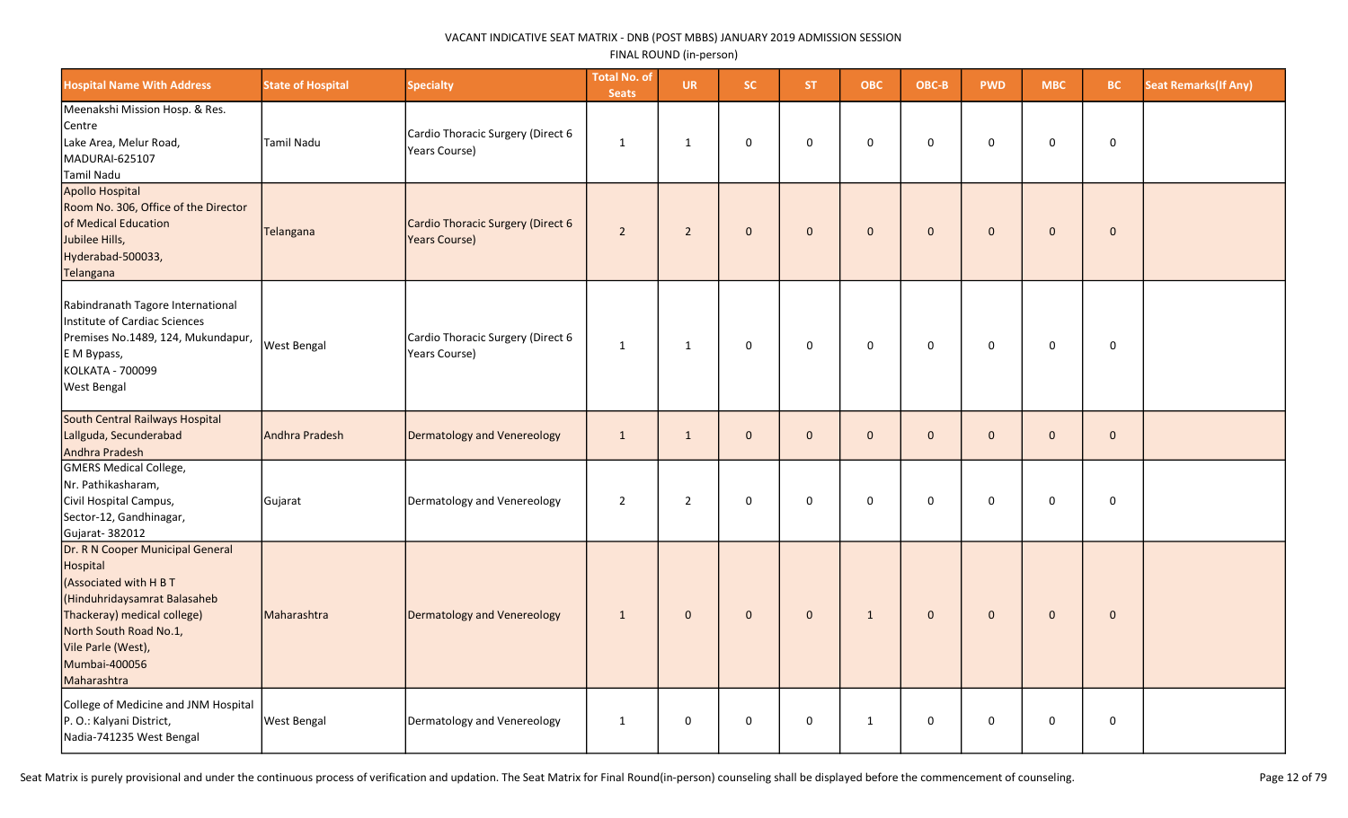# VACANT INDICATIVE SEAT MATRIX - DNB (POST MBBS) JANUARY 2019 ADMISSION SESSION

FINAL ROUND (in-person)

| Hospital Name With Address | State of Hospital | Specialty | Total No. of Seats | UR | SC | ST | OBC | OBC-B | PWD | MBC | BC | Seat Remarks(If Any) |
|---|---|---|---|---|---|---|---|---|---|---|---|---|
| Meenakshi Mission Hosp. & Res. Centre<br>Lake Area, Melur Road,<br>MADURAI-625107<br>Tamil Nadu | Tamil Nadu | Cardio Thoracic Surgery (Direct 6 Years Course) | 1 | 1 | 0 | 0 | 0 | 0 | 0 | 0 | 0 | |
| Apollo Hospital<br>Room No. 306, Office of the Director of Medical Education<br>Jubilee Hills,<br>Hyderabad-500033,<br>Telangana | Telangana | Cardio Thoracic Surgery (Direct 6 Years Course) | 2 | 2 | 0 | 0 | 0 | 0 | 0 | 0 | 0 | |
| Rabindranath Tagore International Institute of Cardiac Sciences<br>Premises No.1489, 124, Mukundapur, E M Bypass,<br>KOLKATA - 700099<br>West Bengal | West Bengal | Cardio Thoracic Surgery (Direct 6 Years Course) | 1 | 1 | 0 | 0 | 0 | 0 | 0 | 0 | 0 | |
| South Central Railways Hospital<br>Lallguda, Secunderabad<br>Andhra Pradesh | Andhra Pradesh | Dermatology and Venereology | 1 | 1 | 0 | 0 | 0 | 0 | 0 | 0 | 0 | |
| GMERS Medical College,<br>Nr. Pathikasharam,<br>Civil Hospital Campus,<br>Sector-12, Gandhinagar,<br>Gujarat- 382012 | Gujarat | Dermatology and Venereology | 2 | 2 | 0 | 0 | 0 | 0 | 0 | 0 | 0 | |
| Dr. R N Cooper Municipal General Hospital<br>(Associated with H B T (Hinduhridaysamrat Balasaheb Thackeray) medical college)<br>North South Road No.1,<br>Vile Parle (West),<br>Mumbai-400056<br>Maharashtra | Maharashtra | Dermatology and Venereology | 1 | 0 | 0 | 0 | 1 | 0 | 0 | 0 | 0 | |
| College of Medicine and JNM Hospital<br>P. O.: Kalyani District,<br>Nadia-741235 West Bengal | West Bengal | Dermatology and Venereology | 1 | 0 | 0 | 0 | 1 | 0 | 0 | 0 | 0 | |

Seat Matrix is purely provisional and under the continuous process of verification and updation. The Seat Matrix for Final Round(in-person) counseling shall be displayed before the commencement of counseling.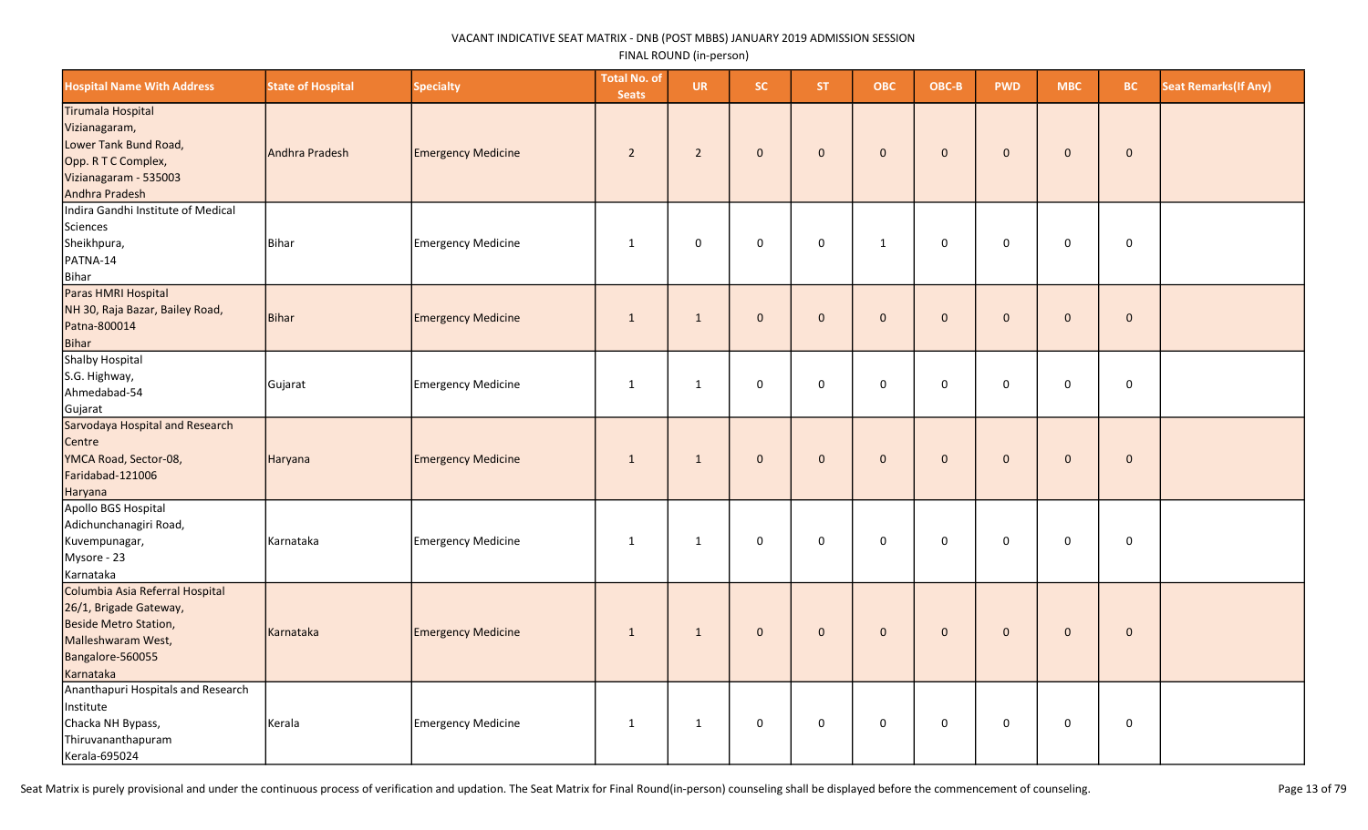VACANT INDICATIVE SEAT MATRIX - DNB (POST MBBS) JANUARY 2019 ADMISSION SESSION

FINAL ROUND (in-person)

| Hospital Name With Address | State of Hospital | Specialty | Total No. of Seats | UR | SC | ST | OBC | OBC-B | PWD | MBC | BC | Seat Remarks(If Any) |
|---|---|---|---|---|---|---|---|---|---|---|---|---|
| Tirumala Hospital Vizianagaram, Lower Tank Bund Road, Opp. R T C Complex, Vizianagaram - 535003 Andhra Pradesh | Andhra Pradesh | Emergency Medicine | 2 | 2 | 0 | 0 | 0 | 0 | 0 | 0 | 0 | |
| Indira Gandhi Institute of Medical Sciences Sheikhpura, PATNA-14 Bihar | Bihar | Emergency Medicine | 1 | 0 | 0 | 0 | 1 | 0 | 0 | 0 | 0 | |
| Paras HMRI Hospital NH 30, Raja Bazar, Bailey Road, Patna-800014 Bihar | Bihar | Emergency Medicine | 1 | 1 | 0 | 0 | 0 | 0 | 0 | 0 | 0 | |
| Shalby Hospital S.G. Highway, Ahmedabad-54 Gujarat | Gujarat | Emergency Medicine | 1 | 1 | 0 | 0 | 0 | 0 | 0 | 0 | 0 | |
| Sarvodaya Hospital and Research Centre YMCA Road, Sector-08, Faridabad-121006 Haryana | Haryana | Emergency Medicine | 1 | 1 | 0 | 0 | 0 | 0 | 0 | 0 | 0 | |
| Apollo BGS Hospital Adichunchanagiri Road, Kuvempunagar, Mysore - 23 Karnataka | Karnataka | Emergency Medicine | 1 | 1 | 0 | 0 | 0 | 0 | 0 | 0 | 0 | |
| Columbia Asia Referral Hospital 26/1, Brigade Gateway, Beside Metro Station, Malleshwaram West, Bangalore-560055 Karnataka | Karnataka | Emergency Medicine | 1 | 1 | 0 | 0 | 0 | 0 | 0 | 0 | 0 | |
| Ananthapuri Hospitals and Research Institute Chacka NH Bypass, Thiruvananthapuram Kerala-695024 | Kerala | Emergency Medicine | 1 | 1 | 0 | 0 | 0 | 0 | 0 | 0 | 0 | |

Seat Matrix is purely provisional and under the continuous process of verification and updation. The Seat Matrix for Final Round(in-person) counseling shall be displayed before the commencement of counseling.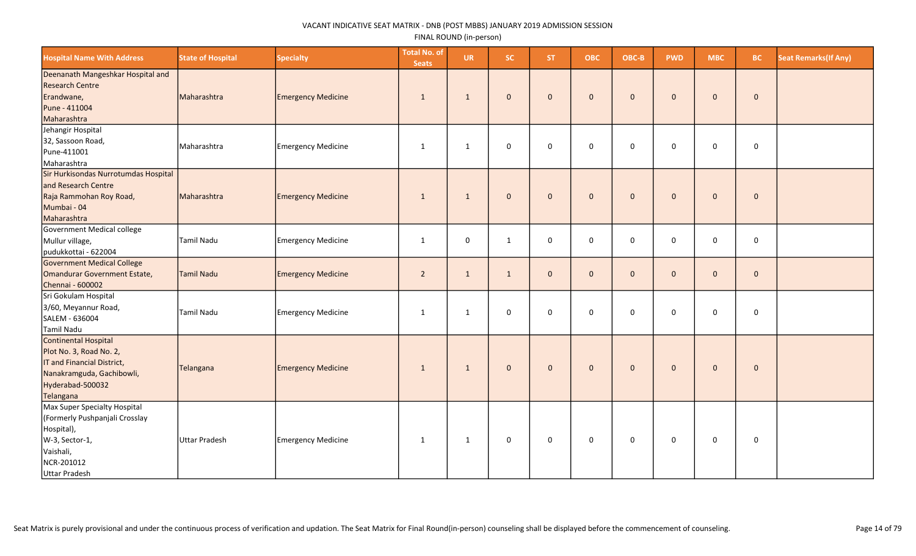VACANT INDICATIVE SEAT MATRIX - DNB (POST MBBS) JANUARY 2019 ADMISSION SESSION

FINAL ROUND (in-person)

| Hospital Name With Address | State of Hospital | Specialty | Total No. of Seats | UR | SC | ST | OBC | OBC-B | PWD | MBC | BC | Seat Remarks(If Any) |
|---|---|---|---|---|---|---|---|---|---|---|---|---|
| Deenanath Mangeshkar Hospital and Research Centre Erandwane, Pune - 411004 Maharashtra | Maharashtra | Emergency Medicine | 1 | 1 | 0 | 0 | 0 | 0 | 0 | 0 | 0 | |
| Jehangir Hospital 32, Sassoon Road, Pune-411001 Maharashtra | Maharashtra | Emergency Medicine | 1 | 1 | 0 | 0 | 0 | 0 | 0 | 0 | 0 | |
| Sir Hurkisondas Nurrotumdas Hospital and Research Centre Raja Rammohan Roy Road, Mumbai - 04 Maharashtra | Maharashtra | Emergency Medicine | 1 | 1 | 0 | 0 | 0 | 0 | 0 | 0 | 0 | |
| Government Medical college Mullur village, pudukkottai - 622004 | Tamil Nadu | Emergency Medicine | 1 | 0 | 1 | 0 | 0 | 0 | 0 | 0 | 0 | |
| Government Medical College Omandurar Government Estate, Chennai - 600002 | Tamil Nadu | Emergency Medicine | 2 | 1 | 1 | 0 | 0 | 0 | 0 | 0 | 0 | |
| Sri Gokulam Hospital 3/60, Meyannur Road, SALEM - 636004 Tamil Nadu | Tamil Nadu | Emergency Medicine | 1 | 1 | 0 | 0 | 0 | 0 | 0 | 0 | 0 | |
| Continental Hospital Plot No. 3, Road No. 2, IT and Financial District, Nanakramguda, Gachibowli, Hyderabad-500032 Telangana | Telangana | Emergency Medicine | 1 | 1 | 0 | 0 | 0 | 0 | 0 | 0 | 0 | |
| Max Super Specialty Hospital (Formerly Pushpanjali Crosslay Hospital), W-3, Sector-1, Vaishali, NCR-201012 Uttar Pradesh | Uttar Pradesh | Emergency Medicine | 1 | 1 | 0 | 0 | 0 | 0 | 0 | 0 | 0 | |

Seat Matrix is purely provisional and under the continuous process of verification and updation. The Seat Matrix for Final Round(in-person) counseling shall be displayed before the commencement of counseling.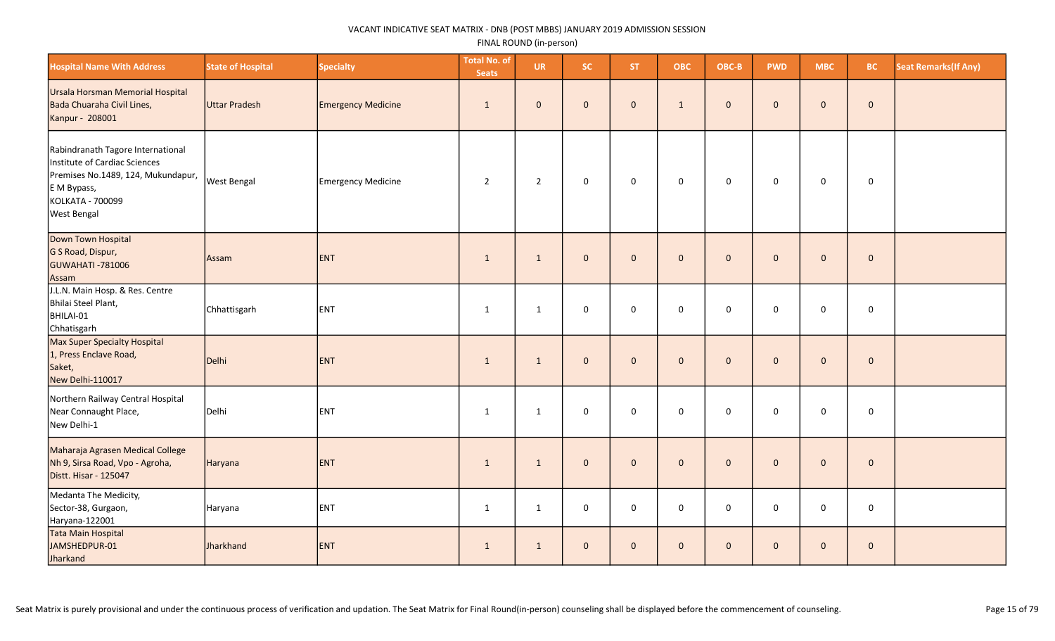VACANT INDICATIVE SEAT MATRIX - DNB (POST MBBS) JANUARY 2019 ADMISSION SESSION

FINAL ROUND (in-person)

| Hospital Name With Address | State of Hospital | Specialty | Total No. of Seats | UR | SC | ST | OBC | OBC-B | PWD | MBC | BC | Seat Remarks(If Any) |
|---|---|---|---|---|---|---|---|---|---|---|---|---|
| Ursala Horsman Memorial Hospital Bada Chuaraha Civil Lines, Kanpur - 208001 | Uttar Pradesh | Emergency Medicine | 1 | 0 | 0 | 0 | 1 | 0 | 0 | 0 | 0 | |
| Rabindranath Tagore International Institute of Cardiac Sciences Premises No.1489, 124, Mukundapur, E M Bypass, KOLKATA - 700099 West Bengal | West Bengal | Emergency Medicine | 2 | 2 | 0 | 0 | 0 | 0 | 0 | 0 | 0 | |
| Down Town Hospital G S Road, Dispur, GUWAHATI -781006 Assam | Assam | ENT | 1 | 1 | 0 | 0 | 0 | 0 | 0 | 0 | 0 | |
| J.L.N. Main Hosp. & Res. Centre Bhilai Steel Plant, BHILAI-01 Chhatisgarh | Chhattisgarh | ENT | 1 | 1 | 0 | 0 | 0 | 0 | 0 | 0 | 0 | |
| Max Super Specialty Hospital 1, Press Enclave Road, Saket, New Delhi-110017 | Delhi | ENT | 1 | 1 | 0 | 0 | 0 | 0 | 0 | 0 | 0 | |
| Northern Railway Central Hospital Near Connaught Place, New Delhi-1 | Delhi | ENT | 1 | 1 | 0 | 0 | 0 | 0 | 0 | 0 | 0 | |
| Maharaja Agrasen Medical College Nh 9, Sirsa Road, Vpo - Agroha, Distt. Hisar - 125047 | Haryana | ENT | 1 | 1 | 0 | 0 | 0 | 0 | 0 | 0 | 0 | |
| Medanta The Medicity, Sector-38, Gurgaon, Haryana-122001 | Haryana | ENT | 1 | 1 | 0 | 0 | 0 | 0 | 0 | 0 | 0 | |
| Tata Main Hospital JAMSHEDPUR-01 Jharkand | Jharkhand | ENT | 1 | 1 | 0 | 0 | 0 | 0 | 0 | 0 | 0 | |

Seat Matrix is purely provisional and under the continuous process of verification and updation. The Seat Matrix for Final Round(in-person) counseling shall be displayed before the commencement of counseling.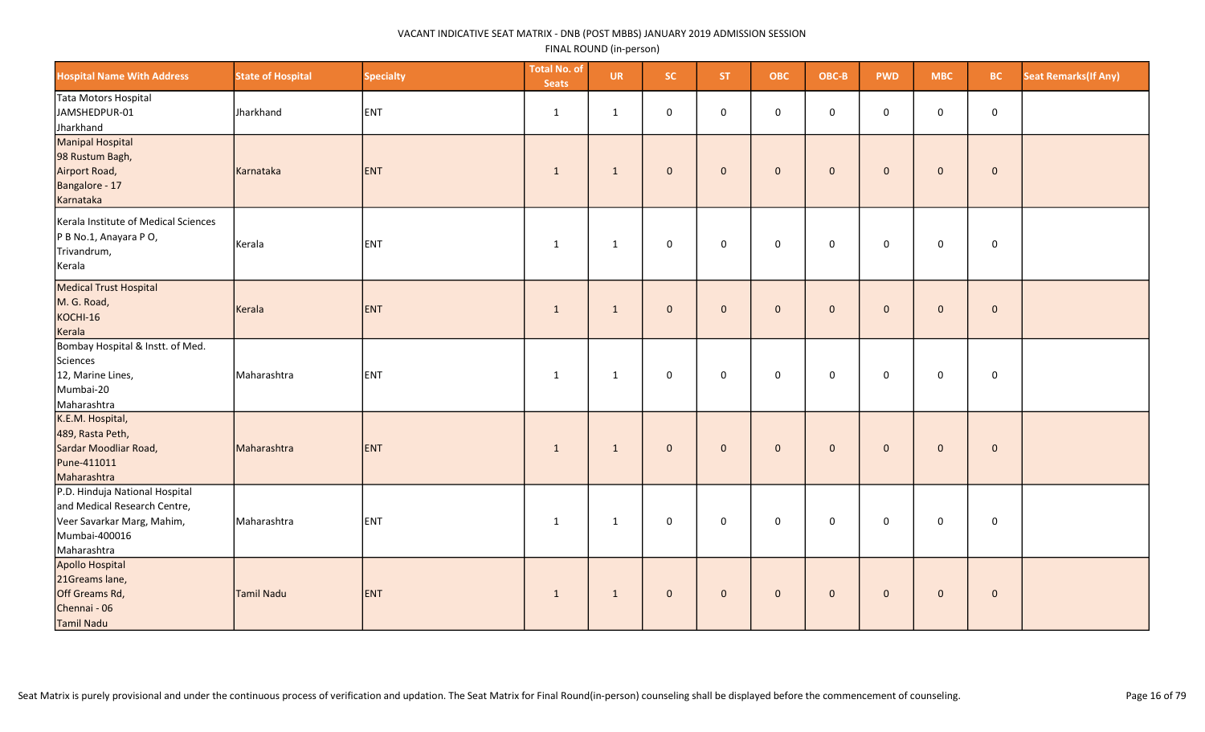VACANT INDICATIVE SEAT MATRIX - DNB (POST MBBS) JANUARY 2019 ADMISSION SESSION

FINAL ROUND (in-person)

| Hospital Name With Address | State of Hospital | Specialty | Total No. of Seats | UR | SC | ST | OBC | OBC-B | PWD | MBC | BC | Seat Remarks(If Any) |
|---|---|---|---|---|---|---|---|---|---|---|---|---|
| Tata Motors Hospital<br>JAMSHEDPUR-01<br>Jharkhand | Jharkhand | ENT | 1 | 1 | 0 | 0 | 0 | 0 | 0 | 0 | 0 | |
| Manipal Hospital<br>98 Rustum Bagh,<br>Airport Road,<br>Bangalore - 17<br>Karnataka | Karnataka | ENT | 1 | 1 | 0 | 0 | 0 | 0 | 0 | 0 | 0 | |
| Kerala Institute of Medical Sciences<br>P B No.1, Anayara P O,<br>Trivandrum,<br>Kerala | Kerala | ENT | 1 | 1 | 0 | 0 | 0 | 0 | 0 | 0 | 0 | |
| Medical Trust Hospital<br>M. G. Road,<br>KOCHI-16<br>Kerala | Kerala | ENT | 1 | 1 | 0 | 0 | 0 | 0 | 0 | 0 | 0 | |
| Bombay Hospital & Instt. of Med. Sciences<br>12, Marine Lines,<br>Mumbai-20<br>Maharashtra | Maharashtra | ENT | 1 | 1 | 0 | 0 | 0 | 0 | 0 | 0 | 0 | |
| K.E.M. Hospital,<br>489, Rasta Peth,<br>Sardar Moodliar Road,<br>Pune-411011<br>Maharashtra | Maharashtra | ENT | 1 | 1 | 0 | 0 | 0 | 0 | 0 | 0 | 0 | |
| P.D. Hinduja National Hospital and Medical Research Centre,<br>Veer Savarkar Marg, Mahim,<br>Mumbai-400016<br>Maharashtra | Maharashtra | ENT | 1 | 1 | 0 | 0 | 0 | 0 | 0 | 0 | 0 | |
| Apollo Hospital<br>21Greams lane,<br>Off Greams Rd,<br>Chennai - 06<br>Tamil Nadu | Tamil Nadu | ENT | 1 | 1 | 0 | 0 | 0 | 0 | 0 | 0 | 0 | |

Seat Matrix is purely provisional and under the continuous process of verification and updation. The Seat Matrix for Final Round(in-person) counseling shall be displayed before the commencement of counseling.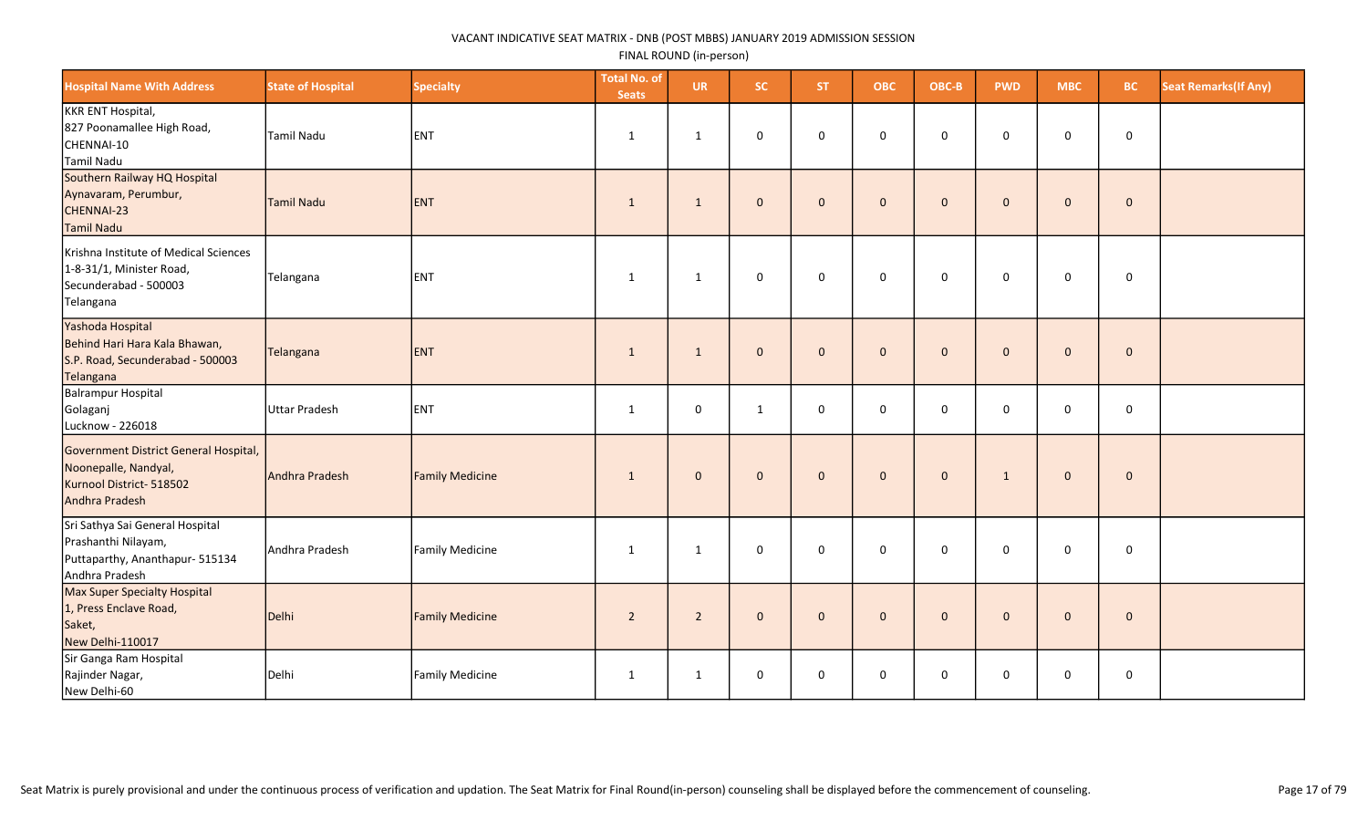VACANT INDICATIVE SEAT MATRIX - DNB (POST MBBS) JANUARY 2019 ADMISSION SESSION

FINAL ROUND (in-person)

| Hospital Name With Address | State of Hospital | Specialty | Total No. of Seats | UR | SC | ST | OBC | OBC-B | PWD | MBC | BC | Seat Remarks(If Any) |
|---|---|---|---|---|---|---|---|---|---|---|---|---|
| KKR ENT Hospital,<br>827 Poonamallee High Road,<br>CHENNAI-10<br>Tamil Nadu | Tamil Nadu | ENT | 1 | 1 | 0 | 0 | 0 | 0 | 0 | 0 | 0 | |
| Southern Railway HQ Hospital<br>Aynavaram, Perumbur,<br>CHENNAI-23<br>Tamil Nadu | Tamil Nadu | ENT | 1 | 1 | 0 | 0 | 0 | 0 | 0 | 0 | 0 | |
| Krishna Institute of Medical Sciences<br>1-8-31/1, Minister Road,<br>Secunderabad - 500003<br>Telangana | Telangana | ENT | 1 | 1 | 0 | 0 | 0 | 0 | 0 | 0 | 0 | |
| Yashoda Hospital<br>Behind Hari Hara Kala Bhawan,<br>S.P. Road, Secunderabad - 500003<br>Telangana | Telangana | ENT | 1 | 1 | 0 | 0 | 0 | 0 | 0 | 0 | 0 | |
| Balrampur Hospital<br>Golaganj<br>Lucknow - 226018 | Uttar Pradesh | ENT | 1 | 0 | 1 | 0 | 0 | 0 | 0 | 0 | 0 | |
| Government District General Hospital,<br>Noonepalle, Nandyal,<br>Kurnool District- 518502<br>Andhra Pradesh | Andhra Pradesh | Family Medicine | 1 | 0 | 0 | 0 | 0 | 0 | 1 | 0 | 0 | |
| Sri Sathya Sai General Hospital<br>Prashanthi Nilayam,<br>Puttaparthy, Ananthapur- 515134<br>Andhra Pradesh | Andhra Pradesh | Family Medicine | 1 | 1 | 0 | 0 | 0 | 0 | 0 | 0 | 0 | |
| Max Super Specialty Hospital<br>1, Press Enclave Road,<br>Saket,<br>New Delhi-110017 | Delhi | Family Medicine | 2 | 2 | 0 | 0 | 0 | 0 | 0 | 0 | 0 | |
| Sir Ganga Ram Hospital<br>Rajinder Nagar,<br>New Delhi-60 | Delhi | Family Medicine | 1 | 1 | 0 | 0 | 0 | 0 | 0 | 0 | 0 | |

Seat Matrix is purely provisional and under the continuous process of verification and updation. The Seat Matrix for Final Round(in-person) counseling shall be displayed before the commencement of counseling.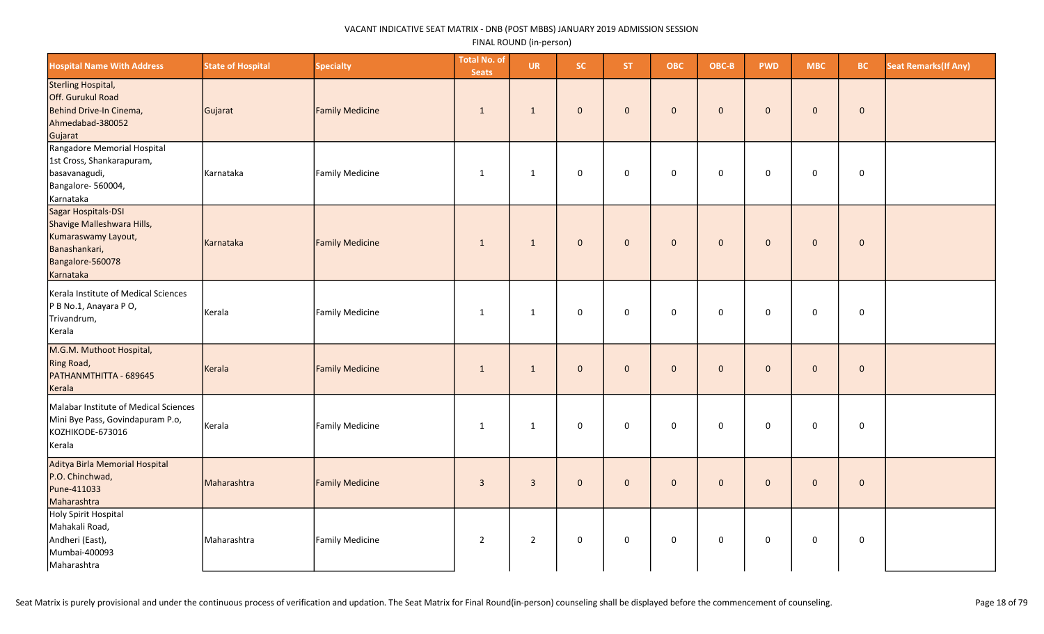VACANT INDICATIVE SEAT MATRIX - DNB (POST MBBS) JANUARY 2019 ADMISSION SESSION

FINAL ROUND (in-person)

| Hospital Name With Address | State of Hospital | Specialty | Total No. of Seats | UR | SC | ST | OBC | OBC-B | PWD | MBC | BC | Seat Remarks(If Any) |
|---|---|---|---|---|---|---|---|---|---|---|---|---|
| Sterling Hospital,<br>Off. Gurukul Road<br>Behind Drive-In Cinema,<br>Ahmedabad-380052<br>Gujarat | Gujarat | Family Medicine | 1 | 1 | 0 | 0 | 0 | 0 | 0 | 0 | 0 | |
| Rangadore Memorial Hospital<br>1st Cross, Shankarapuram,<br>basavanagudi,<br>Bangalore- 560004,<br>Karnataka | Karnataka | Family Medicine | 1 | 1 | 0 | 0 | 0 | 0 | 0 | 0 | 0 | |
| Sagar Hospitals-DSI<br>Shavige Malleshwara Hills,<br>Kumaraswamy Layout,<br>Banashankari,<br>Bangalore-560078<br>Karnataka | Karnataka | Family Medicine | 1 | 1 | 0 | 0 | 0 | 0 | 0 | 0 | 0 | |
| Kerala Institute of Medical Sciences<br>P B No.1, Anayara P O,<br>Trivandrum,<br>Kerala | Kerala | Family Medicine | 1 | 1 | 0 | 0 | 0 | 0 | 0 | 0 | 0 | |
| M.G.M. Muthoot Hospital,<br>Ring Road,<br>PATHANMTHITTA - 689645<br>Kerala | Kerala | Family Medicine | 1 | 1 | 0 | 0 | 0 | 0 | 0 | 0 | 0 | |
| Malabar Institute of Medical Sciences<br>Mini Bye Pass, Govindapuram P.o,<br>KOZHIKODE-673016<br>Kerala | Kerala | Family Medicine | 1 | 1 | 0 | 0 | 0 | 0 | 0 | 0 | 0 | |
| Aditya Birla Memorial Hospital<br>P.O. Chinchwad,<br>Pune-411033<br>Maharashtra | Maharashtra | Family Medicine | 3 | 3 | 0 | 0 | 0 | 0 | 0 | 0 | 0 | |
| Holy Spirit Hospital<br>Mahakali Road,<br>Andheri (East),<br>Mumbai-400093<br>Maharashtra | Maharashtra | Family Medicine | 2 | 2 | 0 | 0 | 0 | 0 | 0 | 0 | 0 | |

Seat Matrix is purely provisional and under the continuous process of verification and updation. The Seat Matrix for Final Round(in-person) counseling shall be displayed before the commencement of counseling.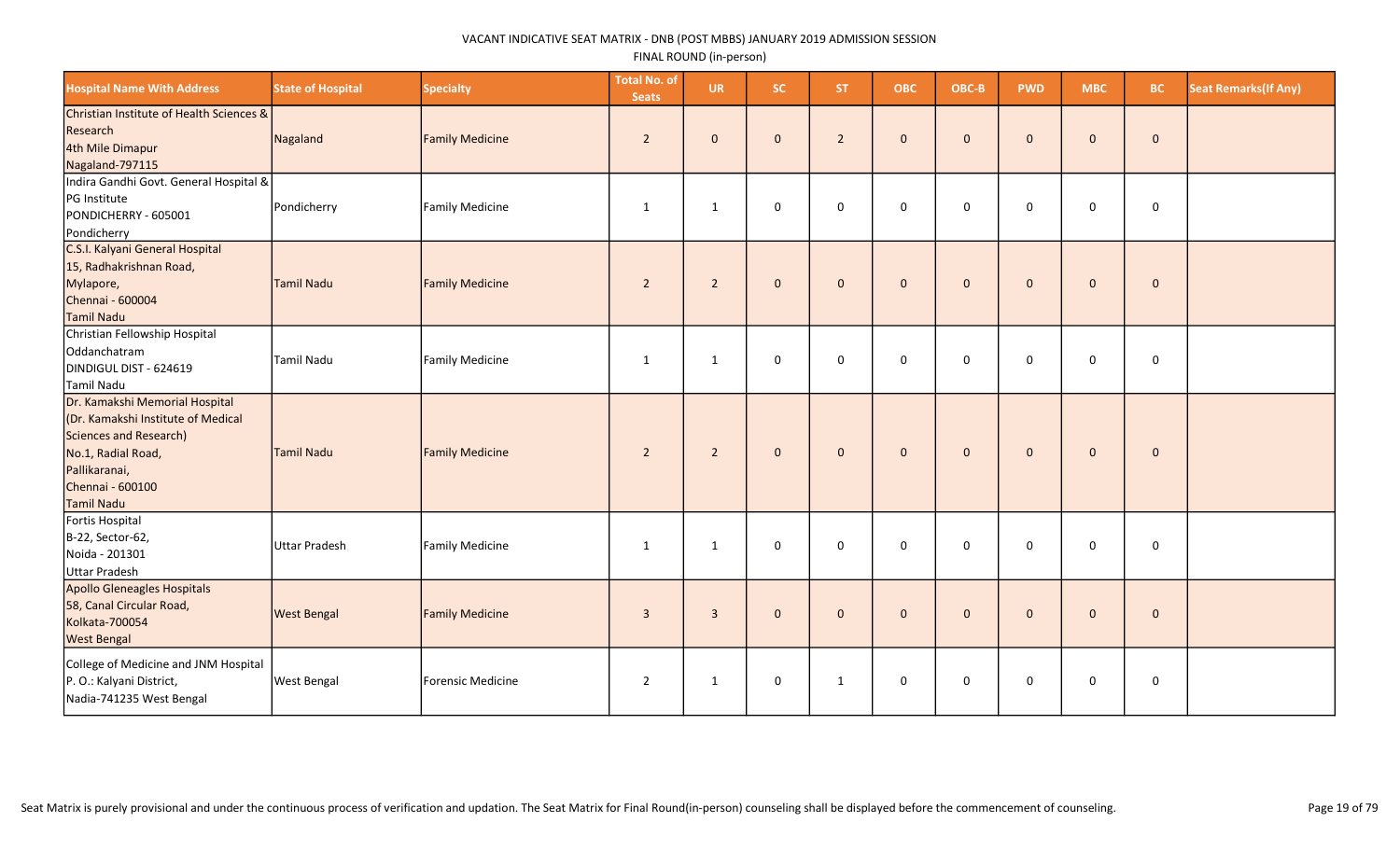VACANT INDICATIVE SEAT MATRIX - DNB (POST MBBS) JANUARY 2019 ADMISSION SESSION

FINAL ROUND (in-person)

| Hospital Name With Address | State of Hospital | Specialty | Total No. of Seats | UR | SC | ST | OBC | OBC-B | PWD | MBC | BC | Seat Remarks(If Any) |
|---|---|---|---|---|---|---|---|---|---|---|---|---|
| Christian Institute of Health Sciences & Research 4th Mile Dimapur Nagaland-797115 | Nagaland | Family Medicine | 2 | 0 | 0 | 2 | 0 | 0 | 0 | 0 | 0 | |
| Indira Gandhi Govt. General Hospital & PG Institute PONDICHERRY - 605001 Pondicherry | Pondicherry | Family Medicine | 1 | 1 | 0 | 0 | 0 | 0 | 0 | 0 | 0 | |
| C.S.I. Kalyani General Hospital 15, Radhakrishnan Road, Mylapore, Chennai - 600004 Tamil Nadu | Tamil Nadu | Family Medicine | 2 | 2 | 0 | 0 | 0 | 0 | 0 | 0 | 0 | |
| Christian Fellowship Hospital Oddanchatram DINDIGUL DIST - 624619 Tamil Nadu | Tamil Nadu | Family Medicine | 1 | 1 | 0 | 0 | 0 | 0 | 0 | 0 | 0 | |
| Dr. Kamakshi Memorial Hospital (Dr. Kamakshi Institute of Medical Sciences and Research) No.1, Radial Road, Pallikaranai, Chennai - 600100 Tamil Nadu | Tamil Nadu | Family Medicine | 2 | 2 | 0 | 0 | 0 | 0 | 0 | 0 | 0 | |
| Fortis Hospital B-22, Sector-62, Noida - 201301 Uttar Pradesh | Uttar Pradesh | Family Medicine | 1 | 1 | 0 | 0 | 0 | 0 | 0 | 0 | 0 | |
| Apollo Gleneagles Hospitals 58, Canal Circular Road, Kolkata-700054 West Bengal | West Bengal | Family Medicine | 3 | 3 | 0 | 0 | 0 | 0 | 0 | 0 | 0 | |
| College of Medicine and JNM Hospital P. O.: Kalyani District, Nadia-741235 West Bengal | West Bengal | Forensic Medicine | 2 | 1 | 0 | 1 | 0 | 0 | 0 | 0 | 0 | |

Seat Matrix is purely provisional and under the continuous process of verification and updation. The Seat Matrix for Final Round(in-person) counseling shall be displayed before the commencement of counseling.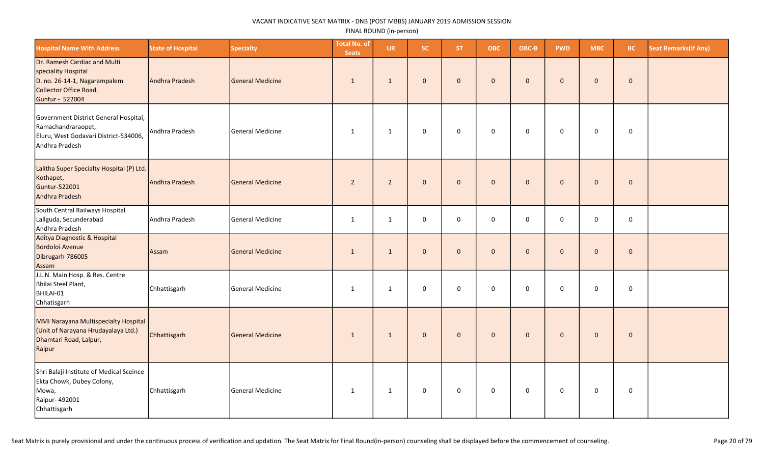VACANT INDICATIVE SEAT MATRIX - DNB (POST MBBS) JANUARY 2019 ADMISSION SESSION

FINAL ROUND (in-person)

| Hospital Name With Address | State of Hospital | Specialty | Total No. of Seats | UR | SC | ST | OBC | OBC-B | PWD | MBC | BC | Seat Remarks(If Any) |
|---|---|---|---|---|---|---|---|---|---|---|---|---|
| Dr. Ramesh Cardiac and Multi speciality Hospital D. no. 26-14-1, Nagarampalem Collector Office Road. Guntur - 522004 | Andhra Pradesh | General Medicine | 1 | 1 | 0 | 0 | 0 | 0 | 0 | 0 | 0 | |
| Government District General Hospital, Ramachandraraopet, Eluru, West Godavari District-534006, Andhra Pradesh | Andhra Pradesh | General Medicine | 1 | 1 | 0 | 0 | 0 | 0 | 0 | 0 | 0 | |
| Lalitha Super Specialty Hospital (P) Ltd. Kothapet, Guntur-522001 Andhra Pradesh | Andhra Pradesh | General Medicine | 2 | 2 | 0 | 0 | 0 | 0 | 0 | 0 | 0 | |
| South Central Railways Hospital Lallguda, Secunderabad Andhra Pradesh | Andhra Pradesh | General Medicine | 1 | 1 | 0 | 0 | 0 | 0 | 0 | 0 | 0 | |
| Aditya Diagnostic & Hospital Bordoloi Avenue Dibrugarh-786005 Assam | Assam | General Medicine | 1 | 1 | 0 | 0 | 0 | 0 | 0 | 0 | 0 | |
| J.L.N. Main Hosp. & Res. Centre Bhilai Steel Plant, BHILAI-01 Chhatisgarh | Chhattisgarh | General Medicine | 1 | 1 | 0 | 0 | 0 | 0 | 0 | 0 | 0 | |
| MMI Narayana Multispecialty Hospital (Unit of Narayana Hrudayalaya Ltd.) Dhamtari Road, Lalpur, Raipur | Chhattisgarh | General Medicine | 1 | 1 | 0 | 0 | 0 | 0 | 0 | 0 | 0 | |
| Shri Balaji Institute of Medical Sceince Ekta Chowk, Dubey Colony, Mowa, Raipur- 492001 Chhattisgarh | Chhattisgarh | General Medicine | 1 | 1 | 0 | 0 | 0 | 0 | 0 | 0 | 0 | |

Seat Matrix is purely provisional and under the continuous process of verification and updation. The Seat Matrix for Final Round(in-person) counseling shall be displayed before the commencement of counseling.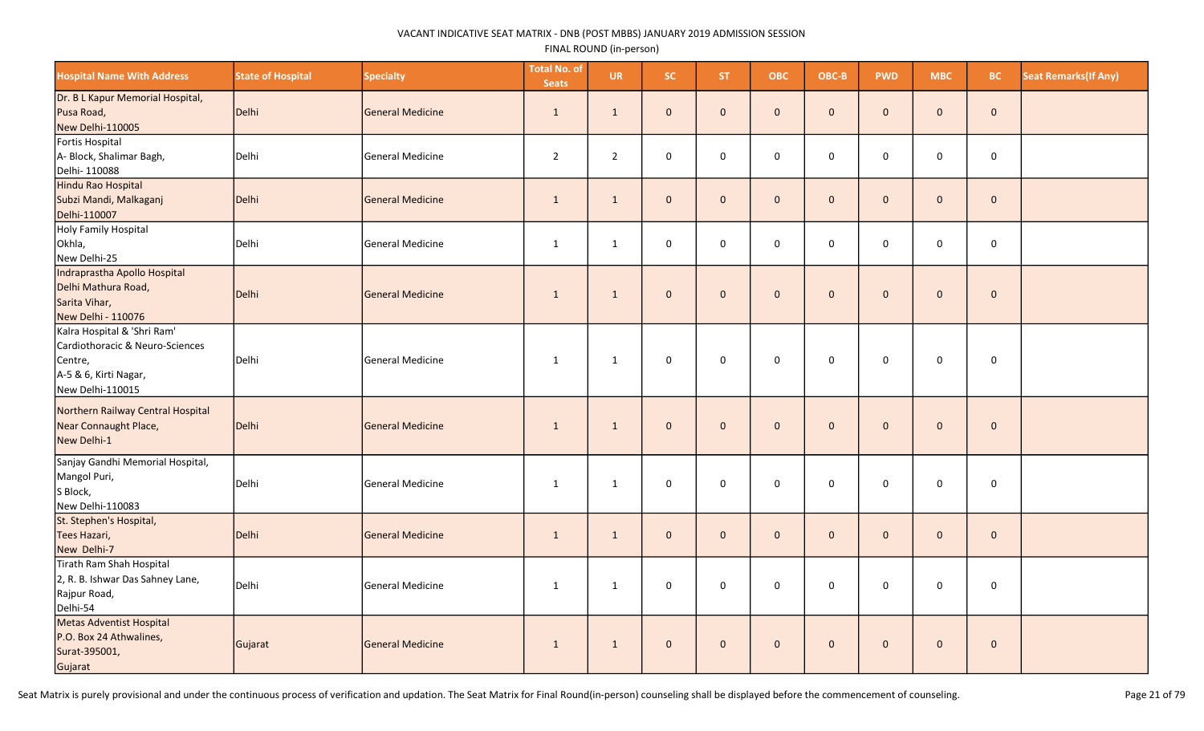VACANT INDICATIVE SEAT MATRIX - DNB (POST MBBS) JANUARY 2019 ADMISSION SESSION

FINAL ROUND (in-person)

| Hospital Name With Address | State of Hospital | Specialty | Total No. of Seats | UR | SC | ST | OBC | OBC-B | PWD | MBC | BC | Seat Remarks(If Any) |
|---|---|---|---|---|---|---|---|---|---|---|---|---|
| Dr. B L Kapur Memorial Hospital, Pusa Road, New Delhi-110005 | Delhi | General Medicine | 1 | 1 | 0 | 0 | 0 | 0 | 0 | 0 | 0 | |
| Fortis Hospital A- Block, Shalimar Bagh, Delhi- 110088 | Delhi | General Medicine | 2 | 2 | 0 | 0 | 0 | 0 | 0 | 0 | 0 | |
| Hindu Rao Hospital Subzi Mandi, Malkaganj Delhi-110007 | Delhi | General Medicine | 1 | 1 | 0 | 0 | 0 | 0 | 0 | 0 | 0 | |
| Holy Family Hospital Okhla, New Delhi-25 | Delhi | General Medicine | 1 | 1 | 0 | 0 | 0 | 0 | 0 | 0 | 0 | |
| Indraprastha Apollo Hospital Delhi Mathura Road, Sarita Vihar, New Delhi - 110076 | Delhi | General Medicine | 1 | 1 | 0 | 0 | 0 | 0 | 0 | 0 | 0 | |
| Kalra Hospital & 'Shri Ram' Cardiothoracic & Neuro-Sciences Centre, A-5 & 6, Kirti Nagar, New Delhi-110015 | Delhi | General Medicine | 1 | 1 | 0 | 0 | 0 | 0 | 0 | 0 | 0 | |
| Northern Railway Central Hospital Near Connaught Place, New Delhi-1 | Delhi | General Medicine | 1 | 1 | 0 | 0 | 0 | 0 | 0 | 0 | 0 | |
| Sanjay Gandhi Memorial Hospital, Mangol Puri, S Block, New Delhi-110083 | Delhi | General Medicine | 1 | 1 | 0 | 0 | 0 | 0 | 0 | 0 | 0 | |
| St. Stephen's Hospital, Tees Hazari, New Delhi-7 | Delhi | General Medicine | 1 | 1 | 0 | 0 | 0 | 0 | 0 | 0 | 0 | |
| Tirath Ram Shah Hospital 2, R. B. Ishwar Das Sahney Lane, Rajpur Road, Delhi-54 | Delhi | General Medicine | 1 | 1 | 0 | 0 | 0 | 0 | 0 | 0 | 0 | |
| Metas Adventist Hospital P.O. Box 24 Athwalines, Surat-395001, Gujarat | Gujarat | General Medicine | 1 | 1 | 0 | 0 | 0 | 0 | 0 | 0 | 0 | |

Seat Matrix is purely provisional and under the continuous process of verification and updation. The Seat Matrix for Final Round(in-person) counseling shall be displayed before the commencement of counseling.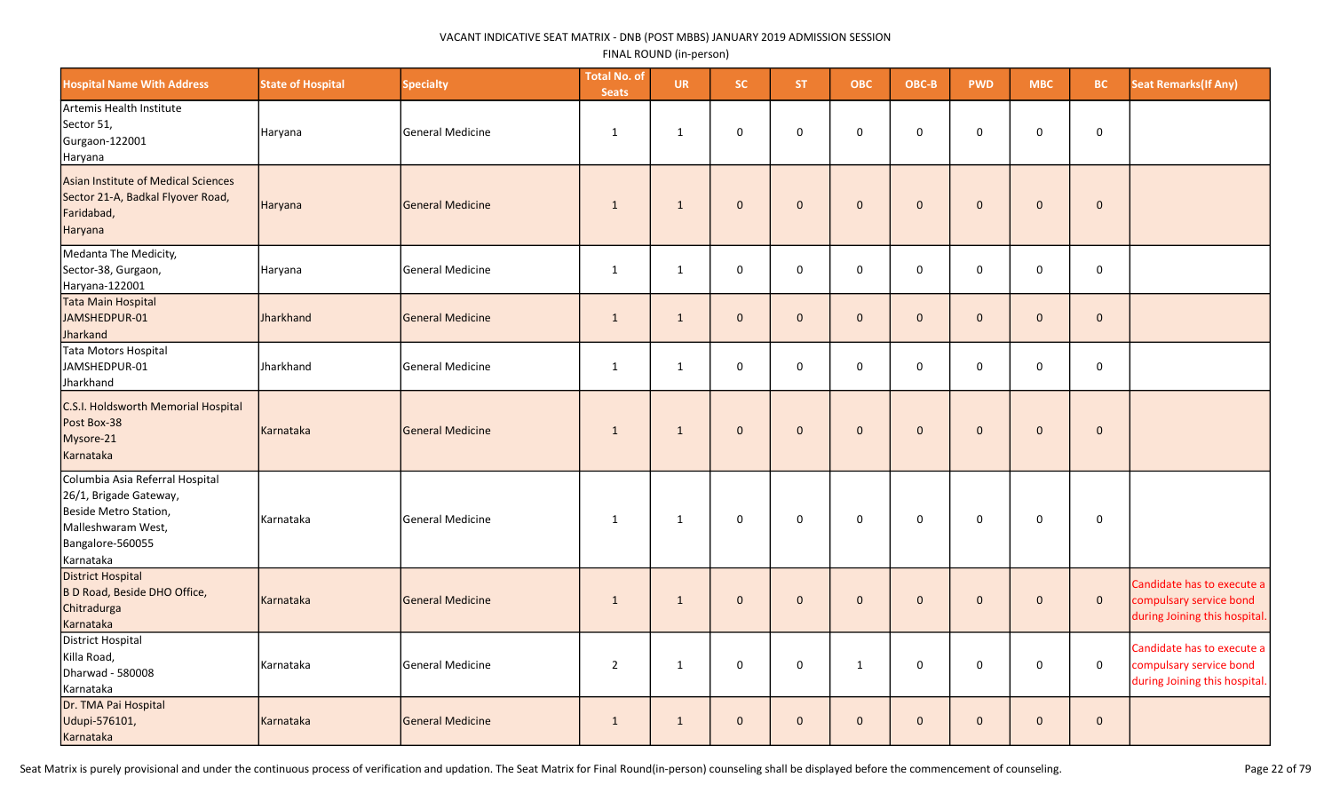VACANT INDICATIVE SEAT MATRIX - DNB (POST MBBS) JANUARY 2019 ADMISSION SESSION

FINAL ROUND (in-person)

| Hospital Name With Address | State of Hospital | Specialty | Total No. of Seats | UR | SC | ST | OBC | OBC-B | PWD | MBC | BC | Seat Remarks(If Any) |
|---|---|---|---|---|---|---|---|---|---|---|---|---|
| Artemis Health Institute Sector 51, Gurgaon-122001 Haryana | Haryana | General Medicine | 1 | 1 | 0 | 0 | 0 | 0 | 0 | 0 | 0 | |
| Asian Institute of Medical Sciences Sector 21-A, Badkal Flyover Road, Faridabad, Haryana | Haryana | General Medicine | 1 | 1 | 0 | 0 | 0 | 0 | 0 | 0 | 0 | |
| Medanta The Medicity, Sector-38, Gurgaon, Haryana-122001 | Haryana | General Medicine | 1 | 1 | 0 | 0 | 0 | 0 | 0 | 0 | 0 | |
| Tata Main Hospital JAMSHEDPUR-01 Jharkand | Jharkhand | General Medicine | 1 | 1 | 0 | 0 | 0 | 0 | 0 | 0 | 0 | |
| Tata Motors Hospital JAMSHEDPUR-01 Jharkhand | Jharkhand | General Medicine | 1 | 1 | 0 | 0 | 0 | 0 | 0 | 0 | 0 | |
| C.S.I. Holdsworth Memorial Hospital Post Box-38 Mysore-21 Karnataka | Karnataka | General Medicine | 1 | 1 | 0 | 0 | 0 | 0 | 0 | 0 | 0 | |
| Columbia Asia Referral Hospital 26/1, Brigade Gateway, Beside Metro Station, Malleshwaram West, Bangalore-560055 Karnataka | Karnataka | General Medicine | 1 | 1 | 0 | 0 | 0 | 0 | 0 | 0 | 0 | |
| District Hospital B D Road, Beside DHO Office, Chitradurga Karnataka | Karnataka | General Medicine | 1 | 1 | 0 | 0 | 0 | 0 | 0 | 0 | 0 | Candidate has to execute a compulsary service bond during Joining this hospital. |
| District Hospital Killa Road, Dharwad - 580008 Karnataka | Karnataka | General Medicine | 2 | 1 | 0 | 0 | 1 | 0 | 0 | 0 | 0 | Candidate has to execute a compulsary service bond during Joining this hospital. |
| Dr. TMA Pai Hospital Udupi-576101, Karnataka | Karnataka | General Medicine | 1 | 1 | 0 | 0 | 0 | 0 | 0 | 0 | 0 | |

Seat Matrix is purely provisional and under the continuous process of verification and updation. The Seat Matrix for Final Round(in-person) counseling shall be displayed before the commencement of counseling.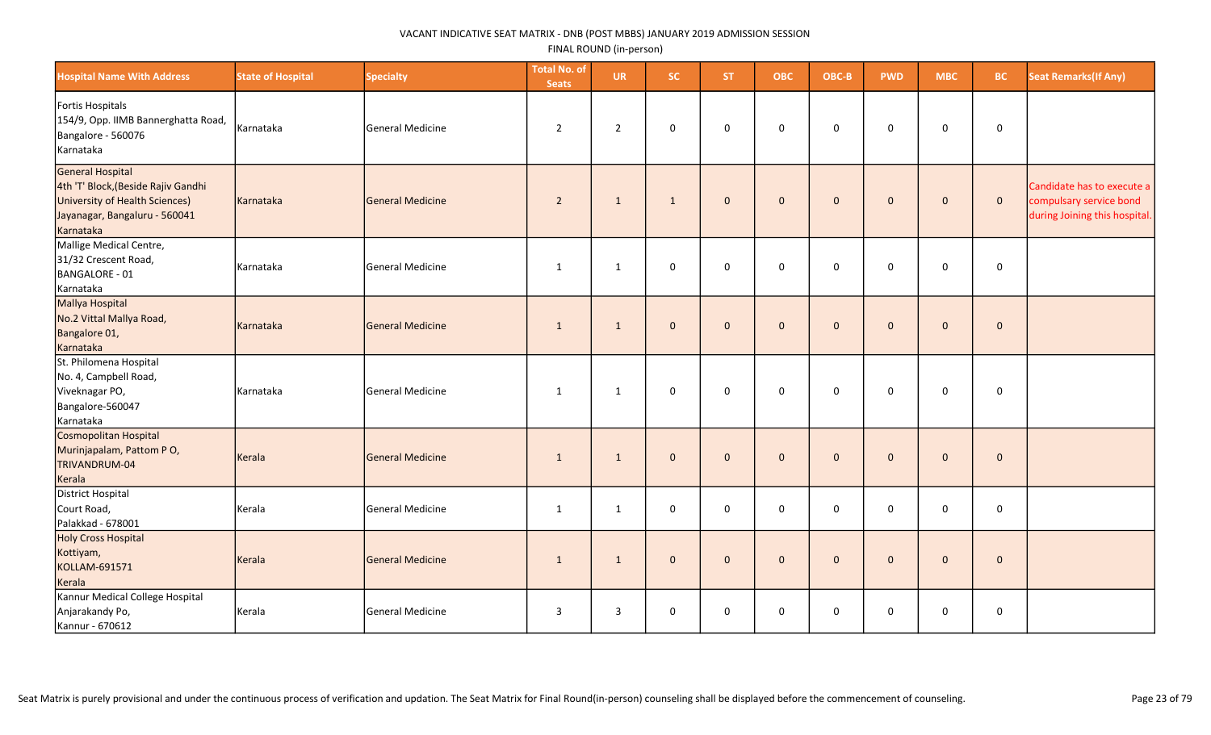VACANT INDICATIVE SEAT MATRIX - DNB (POST MBBS) JANUARY 2019 ADMISSION SESSION

FINAL ROUND (in-person)

| Hospital Name With Address | State of Hospital | Specialty | Total No. of Seats | UR | SC | ST | OBC | OBC-B | PWD | MBC | BC | Seat Remarks(If Any) |
|---|---|---|---|---|---|---|---|---|---|---|---|---|
| Fortis Hospitals 154/9, Opp. IIMB Bannerghatta Road, Bangalore - 560076 Karnataka | Karnataka | General Medicine | 2 | 2 | 0 | 0 | 0 | 0 | 0 | 0 | 0 | |
| General Hospital 4th 'T' Block,(Beside Rajiv Gandhi University of Health Sciences) Jayanagar, Bangaluru - 560041 Karnataka | Karnataka | General Medicine | 2 | 1 | 1 | 0 | 0 | 0 | 0 | 0 | 0 | Candidate has to execute a compulsary service bond during Joining this hospital. |
| Mallige Medical Centre, 31/32 Crescent Road, BANGALORE - 01 Karnataka | Karnataka | General Medicine | 1 | 1 | 0 | 0 | 0 | 0 | 0 | 0 | 0 | |
| Mallya Hospital No.2 Vittal Mallya Road, Bangalore 01, Karnataka | Karnataka | General Medicine | 1 | 1 | 0 | 0 | 0 | 0 | 0 | 0 | 0 | |
| St. Philomena Hospital No. 4, Campbell Road, Viveknagar PO, Bangalore-560047 Karnataka | Karnataka | General Medicine | 1 | 1 | 0 | 0 | 0 | 0 | 0 | 0 | 0 | |
| Cosmopolitan Hospital Murinjapalam, Pattom P O, TRIVANDRUM-04 Kerala | Kerala | General Medicine | 1 | 1 | 0 | 0 | 0 | 0 | 0 | 0 | 0 | |
| District Hospital Court Road, Palakkad - 678001 | Kerala | General Medicine | 1 | 1 | 0 | 0 | 0 | 0 | 0 | 0 | 0 | |
| Holy Cross Hospital Kottiyam, KOLLAM-691571 Kerala | Kerala | General Medicine | 1 | 1 | 0 | 0 | 0 | 0 | 0 | 0 | 0 | |
| Kannur Medical College Hospital Anjarakandy Po, Kannur - 670612 | Kerala | General Medicine | 3 | 3 | 0 | 0 | 0 | 0 | 0 | 0 | 0 | |

Seat Matrix is purely provisional and under the continuous process of verification and updation. The Seat Matrix for Final Round(in-person) counseling shall be displayed before the commencement of counseling.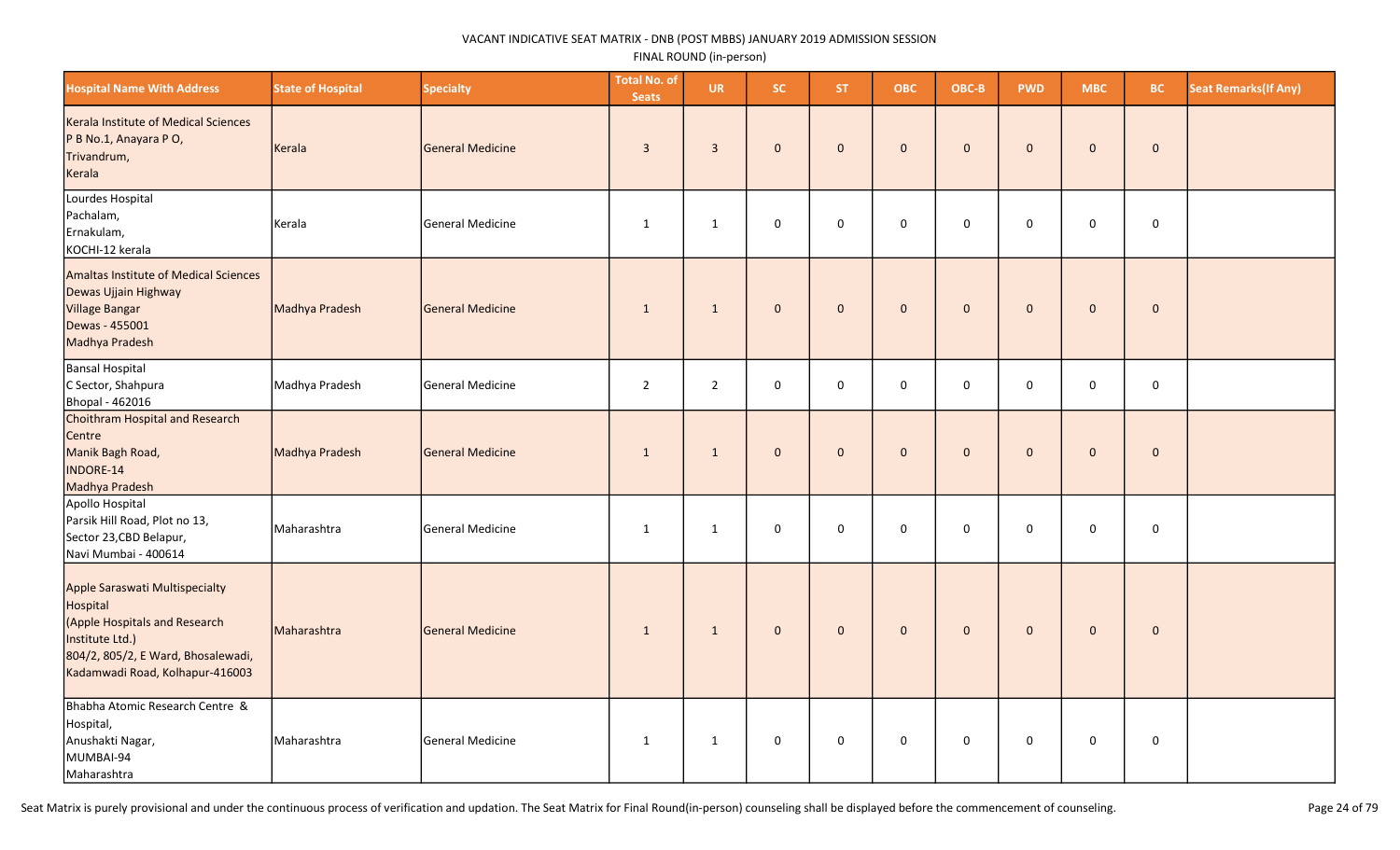VACANT INDICATIVE SEAT MATRIX - DNB (POST MBBS) JANUARY 2019 ADMISSION SESSION

FINAL ROUND (in-person)

| Hospital Name With Address | State of Hospital | Specialty | Total No. of Seats | UR | SC | ST | OBC | OBC-B | PWD | MBC | BC | Seat Remarks(If Any) |
|---|---|---|---|---|---|---|---|---|---|---|---|---|
| Kerala Institute of Medical Sciences P B No.1, Anayara P O, Trivandrum, Kerala | Kerala | General Medicine | 3 | 3 | 0 | 0 | 0 | 0 | 0 | 0 | 0 | |
| Lourdes Hospital Pachalam, Ernakulam, KOCHI-12 kerala | Kerala | General Medicine | 1 | 1 | 0 | 0 | 0 | 0 | 0 | 0 | 0 | |
| Amaltas Institute of Medical Sciences Dewas Ujjain Highway Village Bangar Dewas - 455001 Madhya Pradesh | Madhya Pradesh | General Medicine | 1 | 1 | 0 | 0 | 0 | 0 | 0 | 0 | 0 | |
| Bansal Hospital C Sector, Shahpura Bhopal - 462016 | Madhya Pradesh | General Medicine | 2 | 2 | 0 | 0 | 0 | 0 | 0 | 0 | 0 | |
| Choithram Hospital and Research Centre Manik Bagh Road, INDORE-14 Madhya Pradesh | Madhya Pradesh | General Medicine | 1 | 1 | 0 | 0 | 0 | 0 | 0 | 0 | 0 | |
| Apollo Hospital Parsik Hill Road, Plot no 13, Sector 23,CBD Belapur, Navi Mumbai - 400614 | Maharashtra | General Medicine | 1 | 1 | 0 | 0 | 0 | 0 | 0 | 0 | 0 | |
| Apple Saraswati Multispecialty Hospital (Apple Hospitals and Research Institute Ltd.) 804/2, 805/2, E Ward, Bhosalewadi, Kadamwadi Road, Kolhapur-416003 | Maharashtra | General Medicine | 1 | 1 | 0 | 0 | 0 | 0 | 0 | 0 | 0 | |
| Bhabha Atomic Research Centre & Hospital, Anushakti Nagar, MUMBAI-94 Maharashtra | Maharashtra | General Medicine | 1 | 1 | 0 | 0 | 0 | 0 | 0 | 0 | 0 | |

Seat Matrix is purely provisional and under the continuous process of verification and updation. The Seat Matrix for Final Round(in-person) counseling shall be displayed before the commencement of counseling.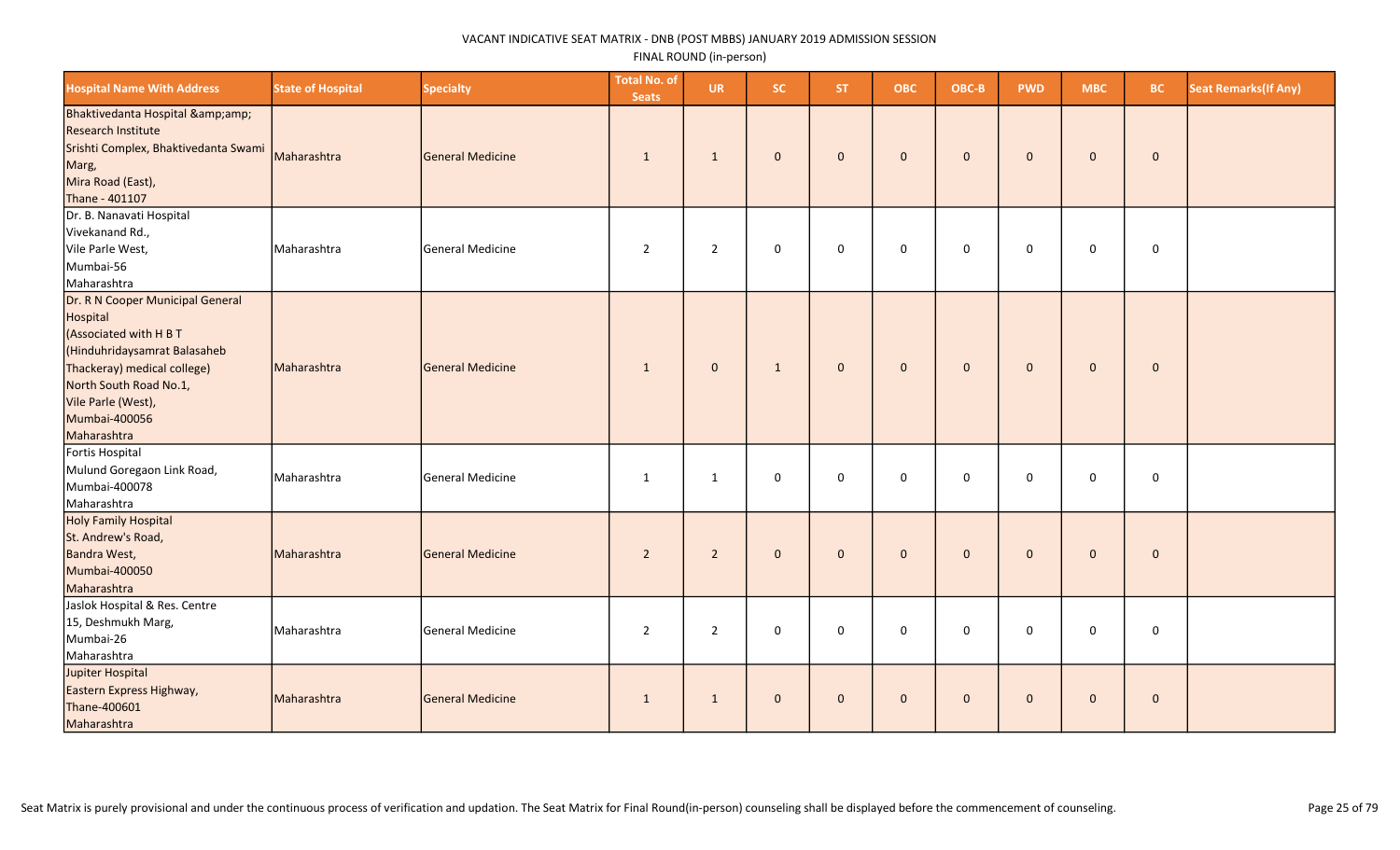VACANT INDICATIVE SEAT MATRIX - DNB (POST MBBS) JANUARY 2019 ADMISSION SESSION

FINAL ROUND (in-person)

| Hospital Name With Address | State of Hospital | Specialty | Total No. of Seats | UR | SC | ST | OBC | OBC-B | PWD | MBC | BC | Seat Remarks(If Any) |
|---|---|---|---|---|---|---|---|---|---|---|---|---|
| Bhaktivedanta Hospital &amp;amp; Research Institute Srishti Complex, Bhaktivedanta Swami Marg, Mira Road (East), Thane - 401107 | Maharashtra | General Medicine | 1 | 1 | 0 | 0 | 0 | 0 | 0 | 0 | 0 | |
| Dr. B. Nanavati Hospital Vivekanand Rd., Vile Parle West, Mumbai-56 Maharashtra | Maharashtra | General Medicine | 2 | 2 | 0 | 0 | 0 | 0 | 0 | 0 | 0 | |
| Dr. R N Cooper Municipal General Hospital (Associated with H B T (Hinduhridaysamrat Balasaheb Thackeray) medical college) North South Road No.1, Vile Parle (West), Mumbai-400056 Maharashtra | Maharashtra | General Medicine | 1 | 0 | 1 | 0 | 0 | 0 | 0 | 0 | 0 | |
| Fortis Hospital Mulund Goregaon Link Road, Mumbai-400078 Maharashtra | Maharashtra | General Medicine | 1 | 1 | 0 | 0 | 0 | 0 | 0 | 0 | 0 | |
| Holy Family Hospital St. Andrew's Road, Bandra West, Mumbai-400050 Maharashtra | Maharashtra | General Medicine | 2 | 2 | 0 | 0 | 0 | 0 | 0 | 0 | 0 | |
| Jaslok Hospital & Res. Centre 15, Deshmukh Marg, Mumbai-26 Maharashtra | Maharashtra | General Medicine | 2 | 2 | 0 | 0 | 0 | 0 | 0 | 0 | 0 | |
| Jupiter Hospital Eastern Express Highway, Thane-400601 Maharashtra | Maharashtra | General Medicine | 1 | 1 | 0 | 0 | 0 | 0 | 0 | 0 | 0 | |

Seat Matrix is purely provisional and under the continuous process of verification and updation. The Seat Matrix for Final Round(in-person) counseling shall be displayed before the commencement of counseling.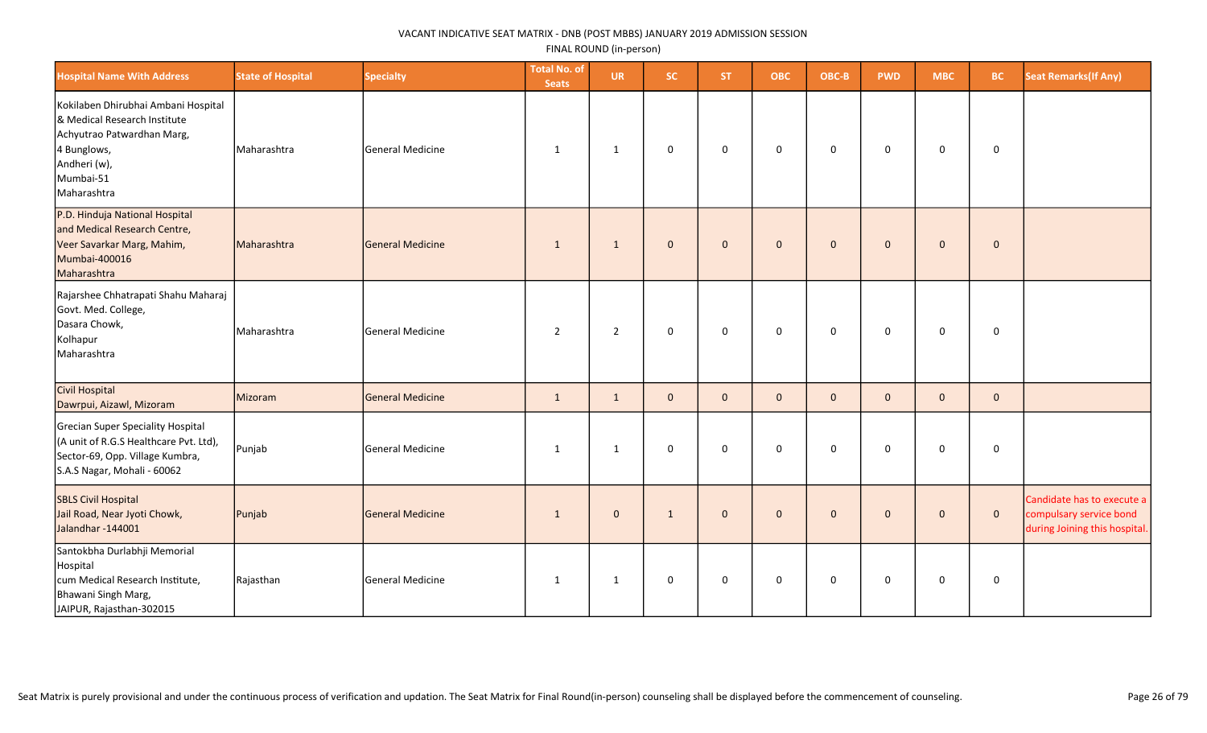VACANT INDICATIVE SEAT MATRIX - DNB (POST MBBS) JANUARY 2019 ADMISSION SESSION

FINAL ROUND (in-person)

| Hospital Name With Address | State of Hospital | Specialty | Total No. of Seats | UR | SC | ST | OBC | OBC-B | PWD | MBC | BC | Seat Remarks(If Any) |
|---|---|---|---|---|---|---|---|---|---|---|---|---|
| Kokilaben Dhirubhai Ambani Hospital & Medical Research Institute Achyutrao Patwardhan Marg, 4 Bunglows, Andheri (w), Mumbai-51 Maharashtra | Maharashtra | General Medicine | 1 | 1 | 0 | 0 | 0 | 0 | 0 | 0 | 0 | |
| P.D. Hinduja National Hospital and Medical Research Centre, Veer Savarkar Marg, Mahim, Mumbai-400016 Maharashtra | Maharashtra | General Medicine | 1 | 1 | 0 | 0 | 0 | 0 | 0 | 0 | 0 | |
| Rajarshee Chhatrapati Shahu Maharaj Govt. Med. College, Dasara Chowk, Kolhapur Maharashtra | Maharashtra | General Medicine | 2 | 2 | 0 | 0 | 0 | 0 | 0 | 0 | 0 | |
| Civil Hospital Dawrpui, Aizawl, Mizoram | Mizoram | General Medicine | 1 | 1 | 0 | 0 | 0 | 0 | 0 | 0 | 0 | |
| Grecian Super Speciality Hospital (A unit of R.G.S Healthcare Pvt. Ltd), Sector-69, Opp. Village Kumbra, S.A.S Nagar, Mohali - 60062 | Punjab | General Medicine | 1 | 1 | 0 | 0 | 0 | 0 | 0 | 0 | 0 | |
| SBLS Civil Hospital Jail Road, Near Jyoti Chowk, Jalandhar -144001 | Punjab | General Medicine | 1 | 0 | 1 | 0 | 0 | 0 | 0 | 0 | 0 | Candidate has to execute a compulsary service bond during Joining this hospital. |
| Santokbha Durlabhji Memorial Hospital cum Medical Research Institute, Bhawani Singh Marg, JAIPUR, Rajasthan-302015 | Rajasthan | General Medicine | 1 | 1 | 0 | 0 | 0 | 0 | 0 | 0 | 0 | |

Seat Matrix is purely provisional and under the continuous process of verification and updation. The Seat Matrix for Final Round(in-person) counseling shall be displayed before the commencement of counseling.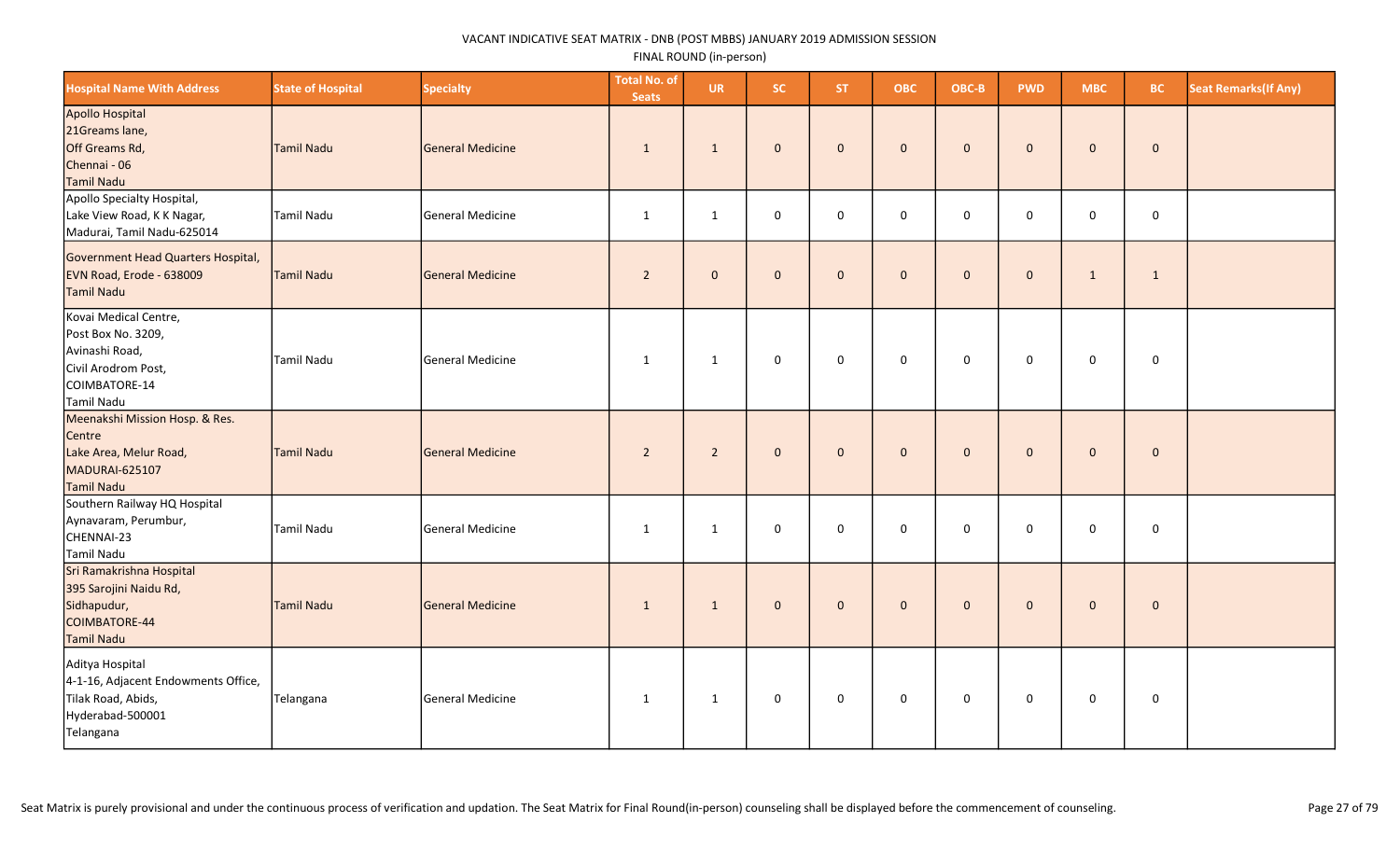VACANT INDICATIVE SEAT MATRIX - DNB (POST MBBS) JANUARY 2019 ADMISSION SESSION

FINAL ROUND (in-person)

| Hospital Name With Address | State of Hospital | Specialty | Total No. of Seats | UR | SC | ST | OBC | OBC-B | PWD | MBC | BC | Seat Remarks(If Any) |
|---|---|---|---|---|---|---|---|---|---|---|---|---|
| Apollo Hospital 21Greams lane, Off Greams Rd, Chennai - 06 Tamil Nadu | Tamil Nadu | General Medicine | 1 | 1 | 0 | 0 | 0 | 0 | 0 | 0 | 0 | |
| Apollo Specialty Hospital, Lake View Road, K K Nagar, Madurai, Tamil Nadu-625014 | Tamil Nadu | General Medicine | 1 | 1 | 0 | 0 | 0 | 0 | 0 | 0 | 0 | |
| Government Head Quarters Hospital, EVN Road, Erode - 638009 Tamil Nadu | Tamil Nadu | General Medicine | 2 | 0 | 0 | 0 | 0 | 0 | 0 | 1 | 1 | |
| Kovai Medical Centre, Post Box No. 3209, Avinashi Road, Civil Arodrom Post, COIMBATORE-14 Tamil Nadu | Tamil Nadu | General Medicine | 1 | 1 | 0 | 0 | 0 | 0 | 0 | 0 | 0 | |
| Meenakshi Mission Hosp. & Res. Centre Lake Area, Melur Road, MADURAI-625107 Tamil Nadu | Tamil Nadu | General Medicine | 2 | 2 | 0 | 0 | 0 | 0 | 0 | 0 | 0 | |
| Southern Railway HQ Hospital Aynavaram, Perumbur, CHENNAI-23 Tamil Nadu | Tamil Nadu | General Medicine | 1 | 1 | 0 | 0 | 0 | 0 | 0 | 0 | 0 | |
| Sri Ramakrishna Hospital 395 Sarojini Naidu Rd, Sidhapudur, COIMBATORE-44 Tamil Nadu | Tamil Nadu | General Medicine | 1 | 1 | 0 | 0 | 0 | 0 | 0 | 0 | 0 | |
| Aditya Hospital 4-1-16, Adjacent Endowments Office, Tilak Road, Abids, Hyderabad-500001 Telangana | Telangana | General Medicine | 1 | 1 | 0 | 0 | 0 | 0 | 0 | 0 | 0 | |

Seat Matrix is purely provisional and under the continuous process of verification and updation. The Seat Matrix for Final Round(in-person) counseling shall be displayed before the commencement of counseling.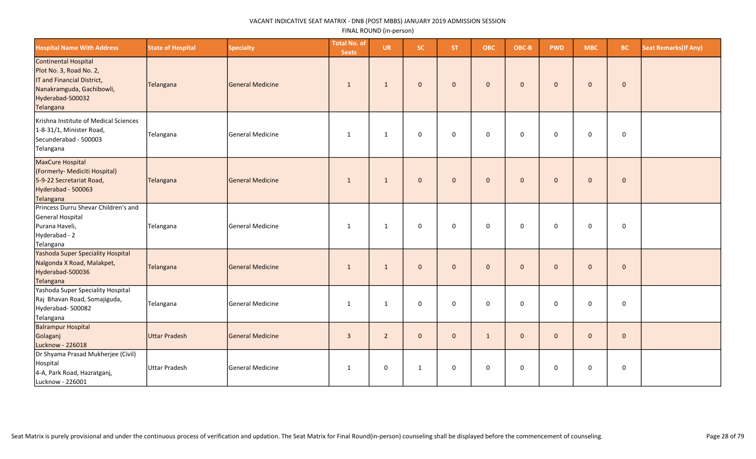VACANT INDICATIVE SEAT MATRIX - DNB (POST MBBS) JANUARY 2019 ADMISSION SESSION

FINAL ROUND (in-person)

| Hospital Name With Address | State of Hospital | Specialty | Total No. of Seats | UR | SC | ST | OBC | OBC-B | PWD | MBC | BC | Seat Remarks(If Any) |
|---|---|---|---|---|---|---|---|---|---|---|---|---|
| Continental Hospital Plot No. 3, Road No. 2, IT and Financial District, Nanakramguda, Gachibowli, Hyderabad-500032 Telangana | Telangana | General Medicine | 1 | 1 | 0 | 0 | 0 | 0 | 0 | 0 | 0 | |
| Krishna Institute of Medical Sciences 1-8-31/1, Minister Road, Secunderabad - 500003 Telangana | Telangana | General Medicine | 1 | 1 | 0 | 0 | 0 | 0 | 0 | 0 | 0 | |
| MaxCure Hospital (Formerly- Mediciti Hospital) 5-9-22 Secretariat Road, Hyderabad - 500063 Telangana | Telangana | General Medicine | 1 | 1 | 0 | 0 | 0 | 0 | 0 | 0 | 0 | |
| Princess Durru Shevar Children's and General Hospital Purana Haveli, Hyderabad - 2 Telangana | Telangana | General Medicine | 1 | 1 | 0 | 0 | 0 | 0 | 0 | 0 | 0 | |
| Yashoda Super Speciality Hospital Nalgonda X Road, Malakpet, Hyderabad-500036 Telangana | Telangana | General Medicine | 1 | 1 | 0 | 0 | 0 | 0 | 0 | 0 | 0 | |
| Yashoda Super Speciality Hospital Raj Bhavan Road, Somajiguda, Hyderabad- 500082 Telangana | Telangana | General Medicine | 1 | 1 | 0 | 0 | 0 | 0 | 0 | 0 | 0 | |
| Balrampur Hospital Golaganj Lucknow - 226018 | Uttar Pradesh | General Medicine | 3 | 2 | 0 | 0 | 1 | 0 | 0 | 0 | 0 | |
| Dr Shyama Prasad Mukherjee (Civil) Hospital 4-A, Park Road, Hazratganj, Lucknow - 226001 | Uttar Pradesh | General Medicine | 1 | 0 | 1 | 0 | 0 | 0 | 0 | 0 | 0 | |

Seat Matrix is purely provisional and under the continuous process of verification and updation. The Seat Matrix for Final Round(in-person) counseling shall be displayed before the commencement of counseling.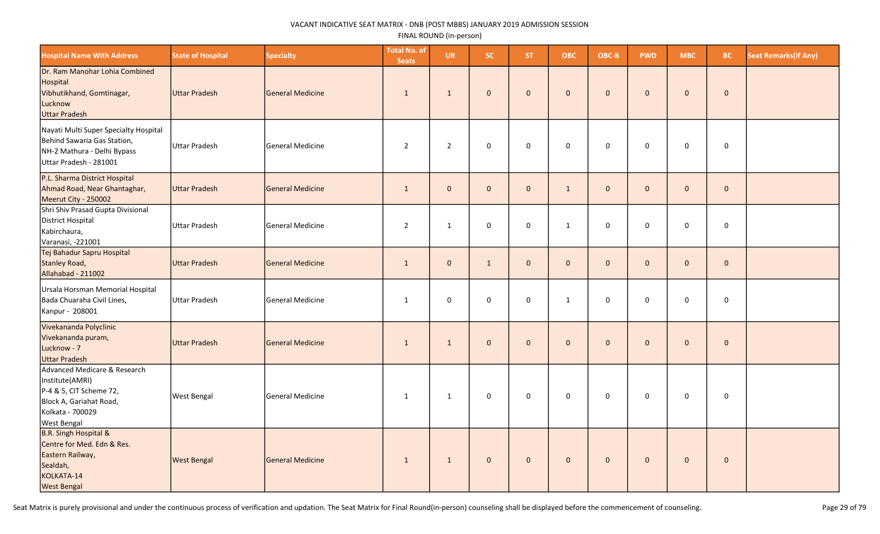VACANT INDICATIVE SEAT MATRIX - DNB (POST MBBS) JANUARY 2019 ADMISSION SESSION

FINAL ROUND (in-person)

| Hospital Name With Address | State of Hospital | Specialty | Total No. of Seats | UR | SC | ST | OBC | OBC-B | PWD | MBC | BC | Seat Remarks(If Any) |
|---|---|---|---|---|---|---|---|---|---|---|---|---|
| Dr. Ram Manohar Lohia Combined Hospital Vibhutikhand, Gomtinagar, Lucknow Uttar Pradesh | Uttar Pradesh | General Medicine | 1 | 1 | 0 | 0 | 0 | 0 | 0 | 0 | 0 | |
| Nayati Multi Super Specialty Hospital Behind Sawaria Gas Station, NH-2 Mathura - Delhi Bypass Uttar Pradesh - 281001 | Uttar Pradesh | General Medicine | 2 | 2 | 0 | 0 | 0 | 0 | 0 | 0 | 0 | |
| P.L. Sharma District Hospital Ahmad Road, Near Ghantaghar, Meerut City - 250002 | Uttar Pradesh | General Medicine | 1 | 0 | 0 | 0 | 1 | 0 | 0 | 0 | 0 | |
| Shri Shiv Prasad Gupta Divisional District Hospital Kabirchaura, Varanasi, -221001 | Uttar Pradesh | General Medicine | 2 | 1 | 0 | 0 | 1 | 0 | 0 | 0 | 0 | |
| Tej Bahadur Sapru Hospital Stanley Road, Allahabad - 211002 | Uttar Pradesh | General Medicine | 1 | 0 | 1 | 0 | 0 | 0 | 0 | 0 | 0 | |
| Ursala Horsman Memorial Hospital Bada Chuaraha Civil Lines, Kanpur - 208001 | Uttar Pradesh | General Medicine | 1 | 0 | 0 | 0 | 1 | 0 | 0 | 0 | 0 | |
| Vivekananda Polyclinic Vivekananda puram, Lucknow - 7 Uttar Pradesh | Uttar Pradesh | General Medicine | 1 | 1 | 0 | 0 | 0 | 0 | 0 | 0 | 0 | |
| Advanced Medicare & Research Institute(AMRI) P-4 & 5, CIT Scheme 72, Block A, Gariahat Road, Kolkata - 700029 West Bengal | West Bengal | General Medicine | 1 | 1 | 0 | 0 | 0 | 0 | 0 | 0 | 0 | |
| B.R. Singh Hospital & Centre for Med. Edn & Res. Eastern Railway, Sealdah, KOLKATA-14 West Bengal | West Bengal | General Medicine | 1 | 1 | 0 | 0 | 0 | 0 | 0 | 0 | 0 | |

Seat Matrix is purely provisional and under the continuous process of verification and updation. The Seat Matrix for Final Round(in-person) counseling shall be displayed before the commencement of counseling.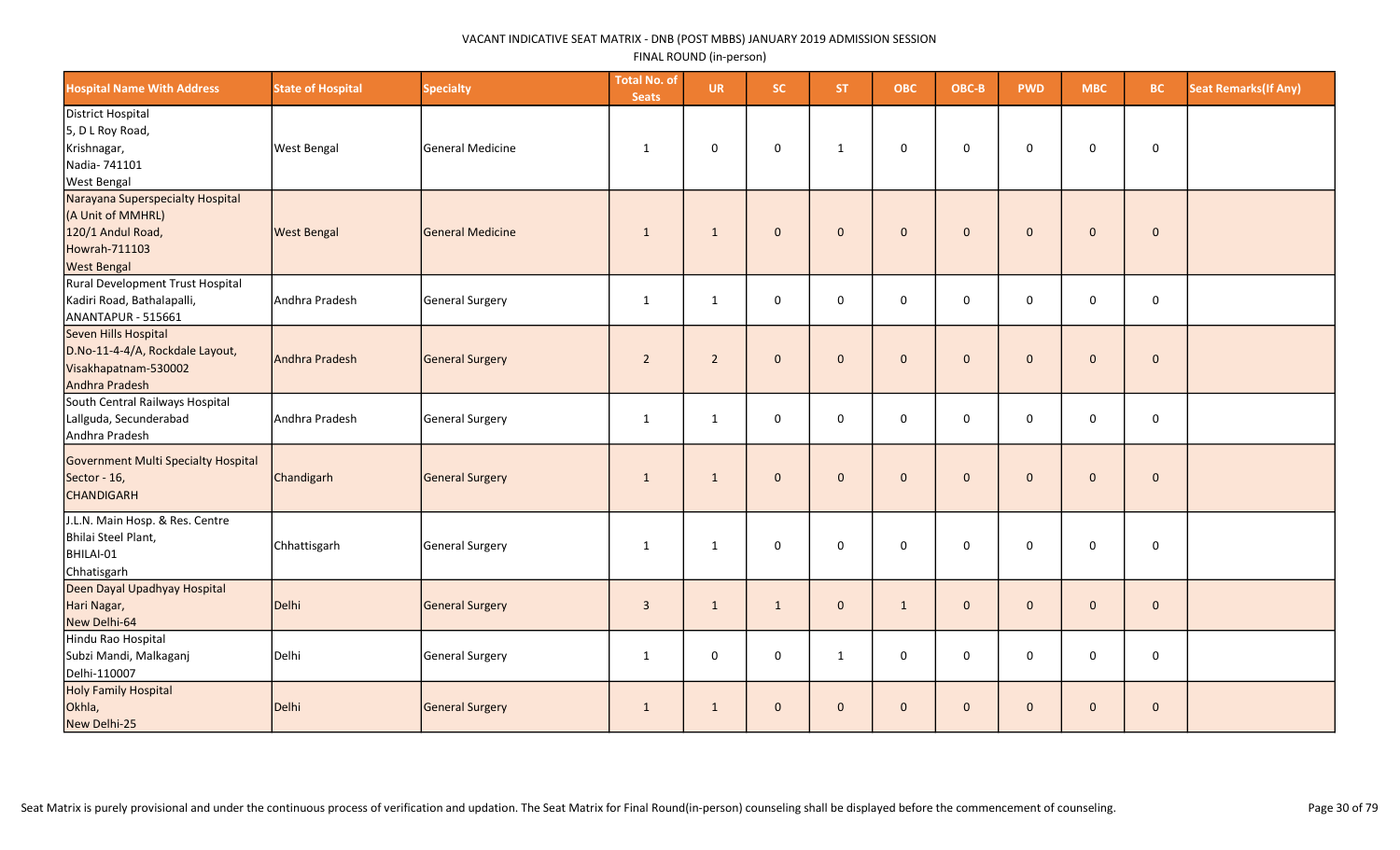VACANT INDICATIVE SEAT MATRIX - DNB (POST MBBS) JANUARY 2019 ADMISSION SESSION

FINAL ROUND (in-person)

| Hospital Name With Address | State of Hospital | Specialty | Total No. of Seats | UR | SC | ST | OBC | OBC-B | PWD | MBC | BC | Seat Remarks(If Any) |
|---|---|---|---|---|---|---|---|---|---|---|---|---|
| District Hospital 5, D L Roy Road, Krishnagar, Nadia- 741101 West Bengal | West Bengal | General Medicine | 1 | 0 | 0 | 1 | 0 | 0 | 0 | 0 | 0 | |
| Narayana Superspecialty Hospital (A Unit of MMHRL) 120/1 Andul Road, Howrah-711103 West Bengal | West Bengal | General Medicine | 1 | 1 | 0 | 0 | 0 | 0 | 0 | 0 | 0 | |
| Rural Development Trust Hospital Kadiri Road, Bathalapalli, ANANTAPUR - 515661 | Andhra Pradesh | General Surgery | 1 | 1 | 0 | 0 | 0 | 0 | 0 | 0 | 0 | |
| Seven Hills Hospital D.No-11-4-4/A, Rockdale Layout, Visakhapatnam-530002 Andhra Pradesh | Andhra Pradesh | General Surgery | 2 | 2 | 0 | 0 | 0 | 0 | 0 | 0 | 0 | |
| South Central Railways Hospital Lallguda, Secunderabad Andhra Pradesh | Andhra Pradesh | General Surgery | 1 | 1 | 0 | 0 | 0 | 0 | 0 | 0 | 0 | |
| Government Multi Specialty Hospital Sector - 16, CHANDIGARH | Chandigarh | General Surgery | 1 | 1 | 0 | 0 | 0 | 0 | 0 | 0 | 0 | |
| J.L.N. Main Hosp. & Res. Centre Bhilai Steel Plant, BHILAI-01 Chhatisgarh | Chhattisgarh | General Surgery | 1 | 1 | 0 | 0 | 0 | 0 | 0 | 0 | 0 | |
| Deen Dayal Upadhyay Hospital Hari Nagar, New Delhi-64 | Delhi | General Surgery | 3 | 1 | 1 | 0 | 1 | 0 | 0 | 0 | 0 | |
| Hindu Rao Hospital Subzi Mandi, Malkaganj Delhi-110007 | Delhi | General Surgery | 1 | 0 | 0 | 1 | 0 | 0 | 0 | 0 | 0 | |
| Holy Family Hospital Okhla, New Delhi-25 | Delhi | General Surgery | 1 | 1 | 0 | 0 | 0 | 0 | 0 | 0 | 0 | |

Seat Matrix is purely provisional and under the continuous process of verification and updation. The Seat Matrix for Final Round(in-person) counseling shall be displayed before the commencement of counseling.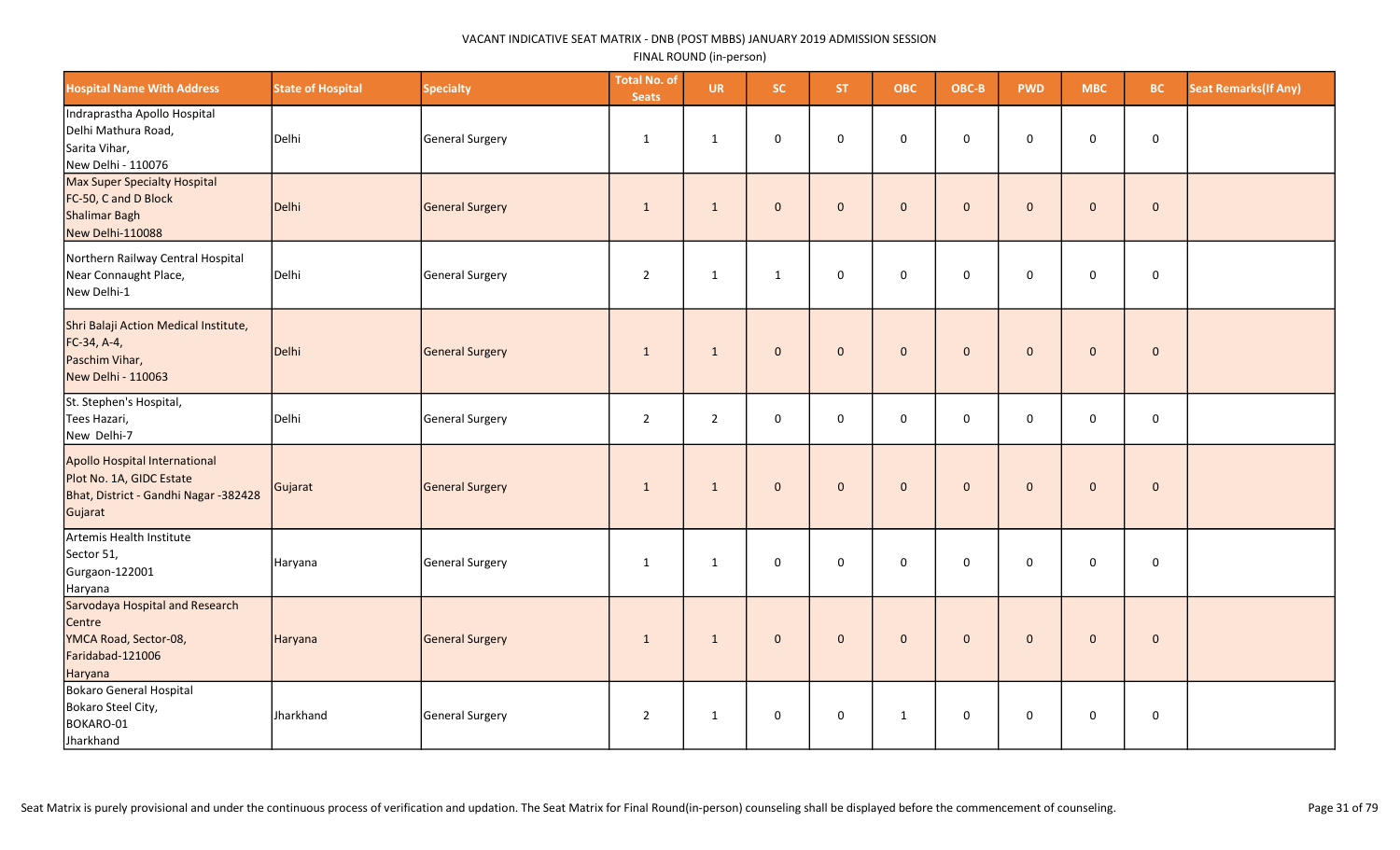VACANT INDICATIVE SEAT MATRIX - DNB (POST MBBS) JANUARY 2019 ADMISSION SESSION

FINAL ROUND (in-person)

| Hospital Name With Address | State of Hospital | Specialty | Total No. of Seats | UR | SC | ST | OBC | OBC-B | PWD | MBC | BC | Seat Remarks(If Any) |
|---|---|---|---|---|---|---|---|---|---|---|---|---|
| Indraprastha Apollo Hospital Delhi Mathura Road, Sarita Vihar, New Delhi - 110076 | Delhi | General Surgery | 1 | 1 | 0 | 0 | 0 | 0 | 0 | 0 | 0 | |
| Max Super Specialty Hospital FC-50, C and D Block Shalimar Bagh New Delhi-110088 | Delhi | General Surgery | 1 | 1 | 0 | 0 | 0 | 0 | 0 | 0 | 0 | |
| Northern Railway Central Hospital Near Connaught Place, New Delhi-1 | Delhi | General Surgery | 2 | 1 | 1 | 0 | 0 | 0 | 0 | 0 | 0 | |
| Shri Balaji Action Medical Institute, FC-34, A-4, Paschim Vihar, New Delhi - 110063 | Delhi | General Surgery | 1 | 1 | 0 | 0 | 0 | 0 | 0 | 0 | 0 | |
| St. Stephen's Hospital, Tees Hazari, New Delhi-7 | Delhi | General Surgery | 2 | 2 | 0 | 0 | 0 | 0 | 0 | 0 | 0 | |
| Apollo Hospital International Plot No. 1A, GIDC Estate Bhat, District - Gandhi Nagar -382428 Gujarat | Gujarat | General Surgery | 1 | 1 | 0 | 0 | 0 | 0 | 0 | 0 | 0 | |
| Artemis Health Institute Sector 51, Gurgaon-122001 Haryana | Haryana | General Surgery | 1 | 1 | 0 | 0 | 0 | 0 | 0 | 0 | 0 | |
| Sarvodaya Hospital and Research Centre YMCA Road, Sector-08, Faridabad-121006 Haryana | Haryana | General Surgery | 1 | 1 | 0 | 0 | 0 | 0 | 0 | 0 | 0 | |
| Bokaro General Hospital Bokaro Steel City, BOKARO-01 Jharkhand | Jharkhand | General Surgery | 2 | 1 | 0 | 0 | 1 | 0 | 0 | 0 | 0 | |

Seat Matrix is purely provisional and under the continuous process of verification and updation. The Seat Matrix for Final Round(in-person) counseling shall be displayed before the commencement of counseling.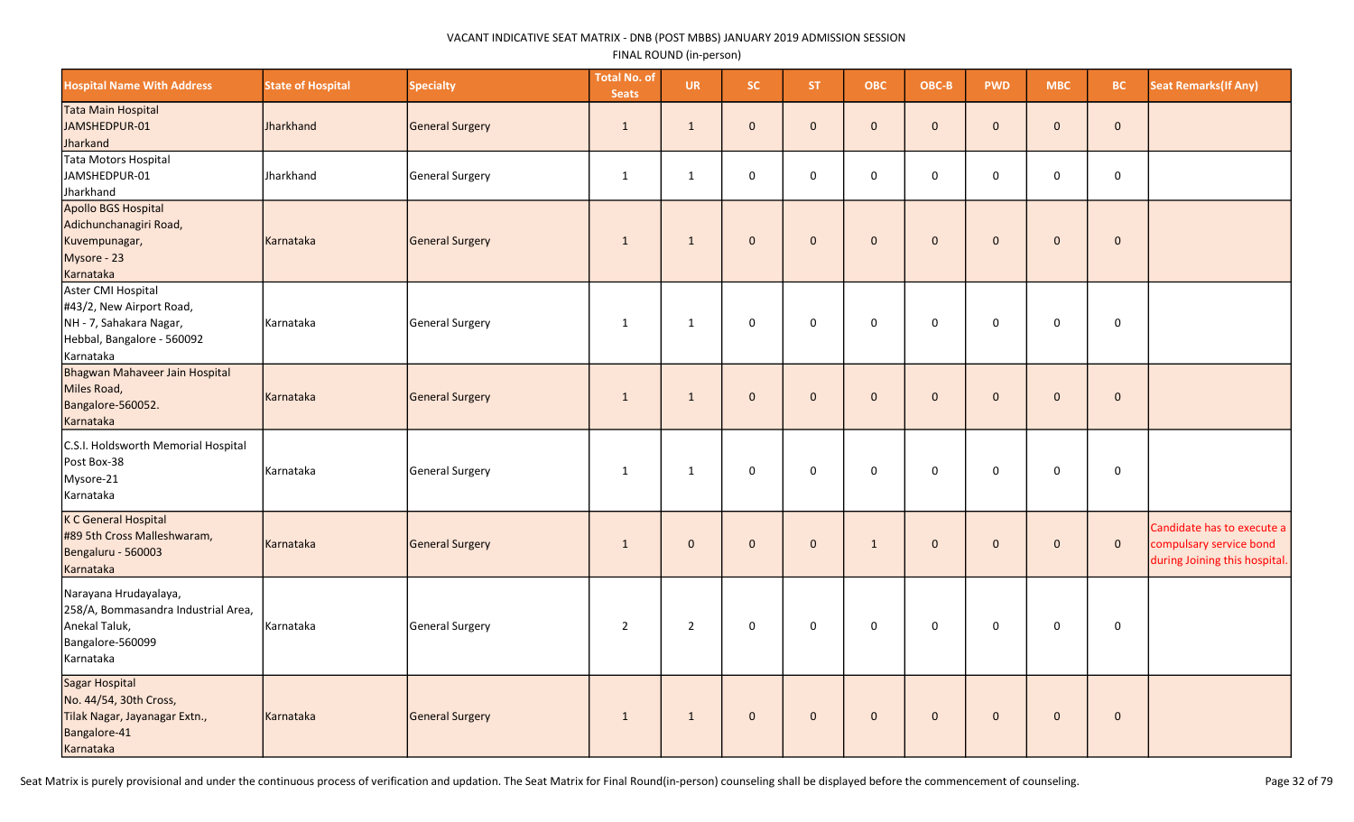VACANT INDICATIVE SEAT MATRIX - DNB (POST MBBS) JANUARY 2019 ADMISSION SESSION

FINAL ROUND (in-person)

| Hospital Name With Address | State of Hospital | Specialty | Total No. of Seats | UR | SC | ST | OBC | OBC-B | PWD | MBC | BC | Seat Remarks(If Any) |
|---|---|---|---|---|---|---|---|---|---|---|---|---|
| Tata Main Hospital<br>JAMSHEDPUR-01<br>Jharkand | Jharkhand | General Surgery | 1 | 1 | 0 | 0 | 0 | 0 | 0 | 0 | 0 | |
| Tata Motors Hospital<br>JAMSHEDPUR-01<br>Jharkhand | Jharkhand | General Surgery | 1 | 1 | 0 | 0 | 0 | 0 | 0 | 0 | 0 | |
| Apollo BGS Hospital<br>Adichunchanagiri Road,<br>Kuvempunagar,<br>Mysore - 23<br>Karnataka | Karnataka | General Surgery | 1 | 1 | 0 | 0 | 0 | 0 | 0 | 0 | 0 | |
| Aster CMI Hospital<br>#43/2, New Airport Road,<br>NH - 7, Sahakara Nagar,<br>Hebbal, Bangalore - 560092<br>Karnataka | Karnataka | General Surgery | 1 | 1 | 0 | 0 | 0 | 0 | 0 | 0 | 0 | |
| Bhagwan Mahaveer Jain Hospital<br>Miles Road,<br>Bangalore-560052.<br>Karnataka | Karnataka | General Surgery | 1 | 1 | 0 | 0 | 0 | 0 | 0 | 0 | 0 | |
| C.S.I. Holdsworth Memorial Hospital<br>Post Box-38<br>Mysore-21<br>Karnataka | Karnataka | General Surgery | 1 | 1 | 0 | 0 | 0 | 0 | 0 | 0 | 0 | |
| K C General Hospital<br>#89 5th Cross Malleshwaram,<br>Bengaluru - 560003<br>Karnataka | Karnataka | General Surgery | 1 | 0 | 0 | 0 | 1 | 0 | 0 | 0 | 0 | Candidate has to execute a compulsary service bond during Joining this hospital. |
| Narayana Hrudayalaya,<br>258/A, Bommasandra Industrial Area,<br>Anekal Taluk,<br>Bangalore-560099<br>Karnataka | Karnataka | General Surgery | 2 | 2 | 0 | 0 | 0 | 0 | 0 | 0 | 0 | |
| Sagar Hospital<br>No. 44/54, 30th Cross,<br>Tilak Nagar, Jayanagar Extn.,<br>Bangalore-41<br>Karnataka | Karnataka | General Surgery | 1 | 1 | 0 | 0 | 0 | 0 | 0 | 0 | 0 | |

Seat Matrix is purely provisional and under the continuous process of verification and updation. The Seat Matrix for Final Round(in-person) counseling shall be displayed before the commencement of counseling.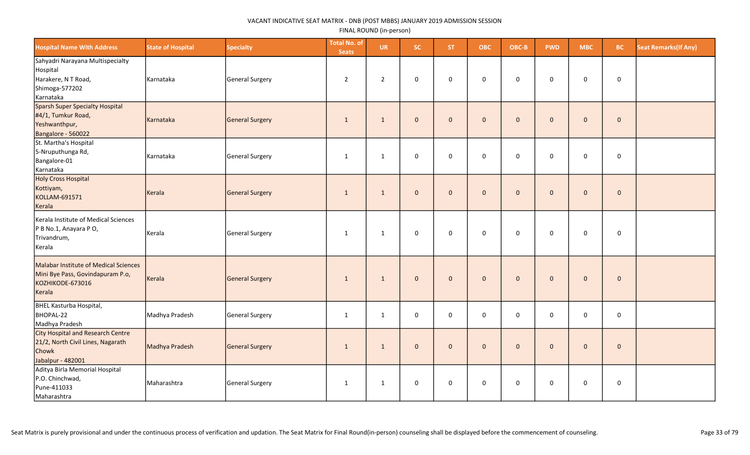VACANT INDICATIVE SEAT MATRIX - DNB (POST MBBS) JANUARY 2019 ADMISSION SESSION

FINAL ROUND (in-person)

| Hospital Name With Address | State of Hospital | Specialty | Total No. of Seats | UR | SC | ST | OBC | OBC-B | PWD | MBC | BC | Seat Remarks(If Any) |
|---|---|---|---|---|---|---|---|---|---|---|---|---|
| Sahyadri Narayana Multispecialty Hospital Harakere, N T Road, Shimoga-577202 Karnataka | Karnataka | General Surgery | 2 | 2 | 0 | 0 | 0 | 0 | 0 | 0 | 0 | |
| Sparsh Super Specialty Hospital #4/1, Tumkur Road, Yeshwanthpur, Bangalore - 560022 | Karnataka | General Surgery | 1 | 1 | 0 | 0 | 0 | 0 | 0 | 0 | 0 | |
| St. Martha's Hospital 5-Nruputhunga Rd, Bangalore-01 Karnataka | Karnataka | General Surgery | 1 | 1 | 0 | 0 | 0 | 0 | 0 | 0 | 0 | |
| Holy Cross Hospital Kottiyam, KOLLAM-691571 Kerala | Kerala | General Surgery | 1 | 1 | 0 | 0 | 0 | 0 | 0 | 0 | 0 | |
| Kerala Institute of Medical Sciences P B No.1, Anayara P O, Trivandrum, Kerala | Kerala | General Surgery | 1 | 1 | 0 | 0 | 0 | 0 | 0 | 0 | 0 | |
| Malabar Institute of Medical Sciences Mini Bye Pass, Govindapuram P.o, KOZHIKODE-673016 Kerala | Kerala | General Surgery | 1 | 1 | 0 | 0 | 0 | 0 | 0 | 0 | 0 | |
| BHEL Kasturba Hospital, BHOPAL-22 Madhya Pradesh | Madhya Pradesh | General Surgery | 1 | 1 | 0 | 0 | 0 | 0 | 0 | 0 | 0 | |
| City Hospital and Research Centre 21/2, North Civil Lines, Nagarath Chowk Jabalpur - 482001 | Madhya Pradesh | General Surgery | 1 | 1 | 0 | 0 | 0 | 0 | 0 | 0 | 0 | |
| Aditya Birla Memorial Hospital P.O. Chinchwad, Pune-411033 Maharashtra | Maharashtra | General Surgery | 1 | 1 | 0 | 0 | 0 | 0 | 0 | 0 | 0 | |

Seat Matrix is purely provisional and under the continuous process of verification and updation. The Seat Matrix for Final Round(in-person) counseling shall be displayed before the commencement of counseling.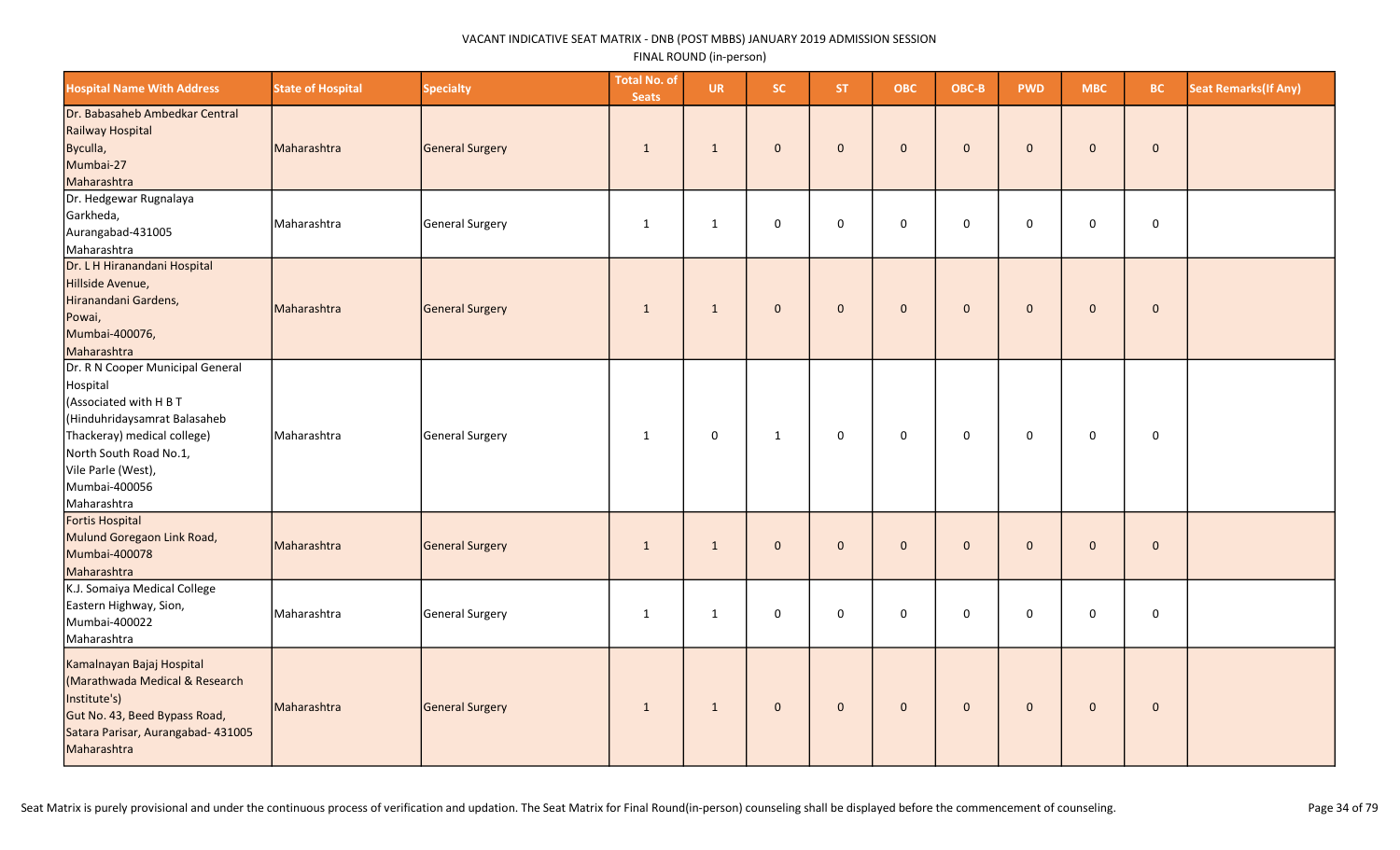VACANT INDICATIVE SEAT MATRIX - DNB (POST MBBS) JANUARY 2019 ADMISSION SESSION

FINAL ROUND (in-person)

| Hospital Name With Address | State of Hospital | Specialty | Total No. of Seats | UR | SC | ST | OBC | OBC-B | PWD | MBC | BC | Seat Remarks(If Any) |
|---|---|---|---|---|---|---|---|---|---|---|---|---|
| Dr. Babasaheb Ambedkar Central Railway Hospital Byculla, Mumbai-27 Maharashtra | Maharashtra | General Surgery | 1 | 1 | 0 | 0 | 0 | 0 | 0 | 0 | 0 | |
| Dr. Hedgewar Rugnalaya Garkheda, Aurangabad-431005 Maharashtra | Maharashtra | General Surgery | 1 | 1 | 0 | 0 | 0 | 0 | 0 | 0 | 0 | |
| Dr. L H Hiranandani Hospital Hillside Avenue, Hiranandani Gardens, Powai, Mumbai-400076, Maharashtra | Maharashtra | General Surgery | 1 | 1 | 0 | 0 | 0 | 0 | 0 | 0 | 0 | |
| Dr. R N Cooper Municipal General Hospital (Associated with H B T (Hinduhridaysamrat Balasaheb Thackeray) medical college) North South Road No.1, Vile Parle (West), Mumbai-400056 Maharashtra | Maharashtra | General Surgery | 1 | 0 | 1 | 0 | 0 | 0 | 0 | 0 | 0 | |
| Fortis Hospital Mulund Goregaon Link Road, Mumbai-400078 Maharashtra | Maharashtra | General Surgery | 1 | 1 | 0 | 0 | 0 | 0 | 0 | 0 | 0 | |
| K.J. Somaiya Medical College Eastern Highway, Sion, Mumbai-400022 Maharashtra | Maharashtra | General Surgery | 1 | 1 | 0 | 0 | 0 | 0 | 0 | 0 | 0 | |
| Kamalnayan Bajaj Hospital (Marathwada Medical & Research Institute's) Gut No. 43, Beed Bypass Road, Satara Parisar, Aurangabad- 431005 Maharashtra | Maharashtra | General Surgery | 1 | 1 | 0 | 0 | 0 | 0 | 0 | 0 | 0 | |

Seat Matrix is purely provisional and under the continuous process of verification and updation. The Seat Matrix for Final Round(in-person) counseling shall be displayed before the commencement of counseling.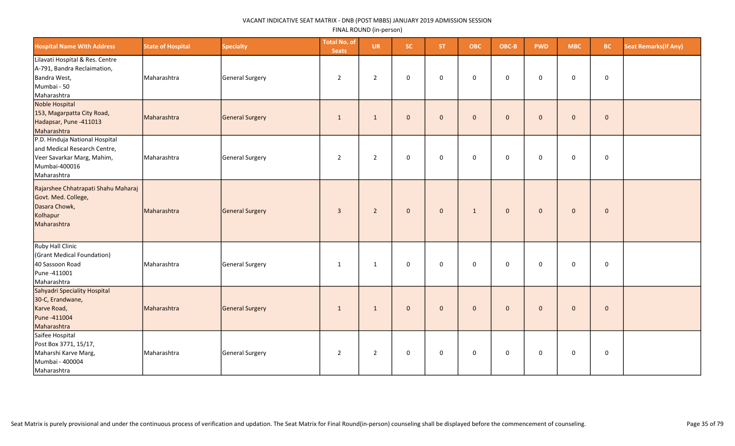VACANT INDICATIVE SEAT MATRIX - DNB (POST MBBS) JANUARY 2019 ADMISSION SESSION

FINAL ROUND (in-person)

| Hospital Name With Address | State of Hospital | Specialty | Total No. of Seats | UR | SC | ST | OBC | OBC-B | PWD | MBC | BC | Seat Remarks(If Any) |
|---|---|---|---|---|---|---|---|---|---|---|---|---|
| Lilavati Hospital & Res. Centre A-791, Bandra Reclaimation, Bandra West, Mumbai - 50 Maharashtra | Maharashtra | General Surgery | 2 | 2 | 0 | 0 | 0 | 0 | 0 | 0 | 0 | |
| Noble Hospital 153, Magarpatta City Road, Hadapsar, Pune -411013 Maharashtra | Maharashtra | General Surgery | 1 | 1 | 0 | 0 | 0 | 0 | 0 | 0 | 0 | |
| P.D. Hinduja National Hospital and Medical Research Centre, Veer Savarkar Marg, Mahim, Mumbai-400016 Maharashtra | Maharashtra | General Surgery | 2 | 2 | 0 | 0 | 0 | 0 | 0 | 0 | 0 | |
| Rajarshee Chhatrapati Shahu Maharaj Govt. Med. College, Dasara Chowk, Kolhapur Maharashtra | Maharashtra | General Surgery | 3 | 2 | 0 | 0 | 1 | 0 | 0 | 0 | 0 | |
| Ruby Hall Clinic (Grant Medical Foundation) 40 Sassoon Road Pune -411001 Maharashtra | Maharashtra | General Surgery | 1 | 1 | 0 | 0 | 0 | 0 | 0 | 0 | 0 | |
| Sahyadri Speciality Hospital 30-C, Erandwane, Karve Road, Pune -411004 Maharashtra | Maharashtra | General Surgery | 1 | 1 | 0 | 0 | 0 | 0 | 0 | 0 | 0 | |
| Saifee Hospital Post Box 3771, 15/17, Maharshi Karve Marg, Mumbai - 400004 Maharashtra | Maharashtra | General Surgery | 2 | 2 | 0 | 0 | 0 | 0 | 0 | 0 | 0 | |

Seat Matrix is purely provisional and under the continuous process of verification and updation. The Seat Matrix for Final Round(in-person) counseling shall be displayed before the commencement of counseling.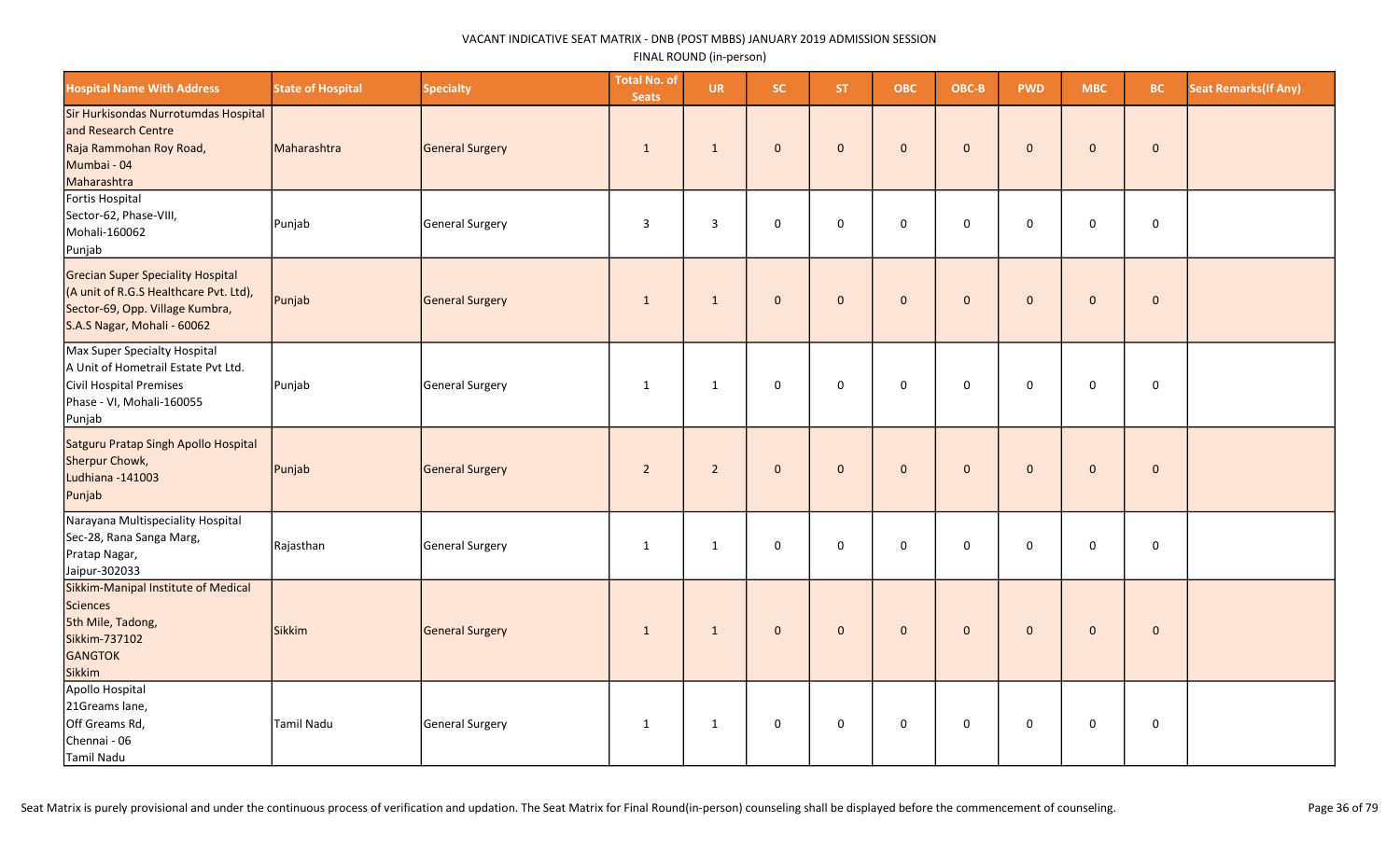VACANT INDICATIVE SEAT MATRIX - DNB (POST MBBS) JANUARY 2019 ADMISSION SESSION

FINAL ROUND (in-person)

| Hospital Name With Address | State of Hospital | Specialty | Total No. of Seats | UR | SC | ST | OBC | OBC-B | PWD | MBC | BC | Seat Remarks(If Any) |
|---|---|---|---|---|---|---|---|---|---|---|---|---|
| Sir Hurkisondas Nurrotumdas Hospital and Research Centre Raja Rammohan Roy Road, Mumbai - 04 Maharashtra | Maharashtra | General Surgery | 1 | 1 | 0 | 0 | 0 | 0 | 0 | 0 | 0 | |
| Fortis Hospital Sector-62, Phase-VIII, Mohali-160062 Punjab | Punjab | General Surgery | 3 | 3 | 0 | 0 | 0 | 0 | 0 | 0 | 0 | |
| Grecian Super Speciality Hospital (A unit of R.G.S Healthcare Pvt. Ltd), Sector-69, Opp. Village Kumbra, S.A.S Nagar, Mohali - 60062 | Punjab | General Surgery | 1 | 1 | 0 | 0 | 0 | 0 | 0 | 0 | 0 | |
| Max Super Specialty Hospital A Unit of Hometrail Estate Pvt Ltd. Civil Hospital Premises Phase - VI, Mohali-160055 Punjab | Punjab | General Surgery | 1 | 1 | 0 | 0 | 0 | 0 | 0 | 0 | 0 | |
| Satguru Pratap Singh Apollo Hospital Sherpur Chowk, Ludhiana -141003 Punjab | Punjab | General Surgery | 2 | 2 | 0 | 0 | 0 | 0 | 0 | 0 | 0 | |
| Narayana Multispeciality Hospital Sec-28, Rana Sanga Marg, Pratap Nagar, Jaipur-302033 | Rajasthan | General Surgery | 1 | 1 | 0 | 0 | 0 | 0 | 0 | 0 | 0 | |
| Sikkim-Manipal Institute of Medical Sciences 5th Mile, Tadong, Sikkim-737102 GANGTOK Sikkim | Sikkim | General Surgery | 1 | 1 | 0 | 0 | 0 | 0 | 0 | 0 | 0 | |
| Apollo Hospital 21Greams lane, Off Greams Rd, Chennai - 06 Tamil Nadu | Tamil Nadu | General Surgery | 1 | 1 | 0 | 0 | 0 | 0 | 0 | 0 | 0 | |

Seat Matrix is purely provisional and under the continuous process of verification and updation. The Seat Matrix for Final Round(in-person) counseling shall be displayed before the commencement of counseling.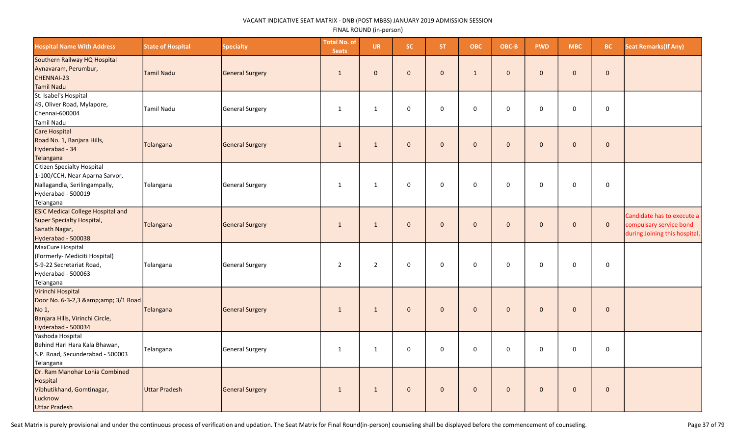VACANT INDICATIVE SEAT MATRIX - DNB (POST MBBS) JANUARY 2019 ADMISSION SESSION

FINAL ROUND (in-person)

| Hospital Name With Address | State of Hospital | Specialty | Total No. of Seats | UR | SC | ST | OBC | OBC-B | PWD | MBC | BC | Seat Remarks(If Any) |
|---|---|---|---|---|---|---|---|---|---|---|---|---|
| Southern Railway HQ Hospital<br>Aynavaram, Perumbur,<br>CHENNAI-23<br>Tamil Nadu | Tamil Nadu | General Surgery | 1 | 0 | 0 | 0 | 1 | 0 | 0 | 0 | 0 | |
| St. Isabel's Hospital<br>49, Oliver Road, Mylapore,<br>Chennai-600004<br>Tamil Nadu | Tamil Nadu | General Surgery | 1 | 1 | 0 | 0 | 0 | 0 | 0 | 0 | 0 | |
| Care Hospital<br>Road No. 1, Banjara Hills,<br>Hyderabad - 34<br>Telangana | Telangana | General Surgery | 1 | 1 | 0 | 0 | 0 | 0 | 0 | 0 | 0 | |
| Citizen Specialty Hospital<br>1-100/CCH, Near Aparna Sarvor,<br>Nallagandla, Serilingampally,<br>Hyderabad - 500019<br>Telangana | Telangana | General Surgery | 1 | 1 | 0 | 0 | 0 | 0 | 0 | 0 | 0 | |
| ESIC Medical College Hospital and<br>Super Specialty Hospital,<br>Sanath Nagar,<br>Hyderabad - 500038 | Telangana | General Surgery | 1 | 1 | 0 | 0 | 0 | 0 | 0 | 0 | 0 | Candidate has to execute a compulsary service bond during Joining this hospital. |
| MaxCure Hospital<br>(Formerly- Mediciti Hospital)<br>5-9-22 Secretariat Road,<br>Hyderabad - 500063<br>Telangana | Telangana | General Surgery | 2 | 2 | 0 | 0 | 0 | 0 | 0 | 0 | 0 | |
| Virinchi Hospital<br>Door No. 6-3-2,3 &amp;amp; 3/1 Road No 1,<br>Banjara Hills, Virinchi Circle,<br>Hyderabad - 500034 | Telangana | General Surgery | 1 | 1 | 0 | 0 | 0 | 0 | 0 | 0 | 0 | |
| Yashoda Hospital<br>Behind Hari Hara Kala Bhawan,<br>S.P. Road, Secunderabad - 500003<br>Telangana | Telangana | General Surgery | 1 | 1 | 0 | 0 | 0 | 0 | 0 | 0 | 0 | |
| Dr. Ram Manohar Lohia Combined Hospital<br>Vibhutikhand, Gomtinagar,<br>Lucknow<br>Uttar Pradesh | Uttar Pradesh | General Surgery | 1 | 1 | 0 | 0 | 0 | 0 | 0 | 0 | 0 | |

Seat Matrix is purely provisional and under the continuous process of verification and updation. The Seat Matrix for Final Round(in-person) counseling shall be displayed before the commencement of counseling.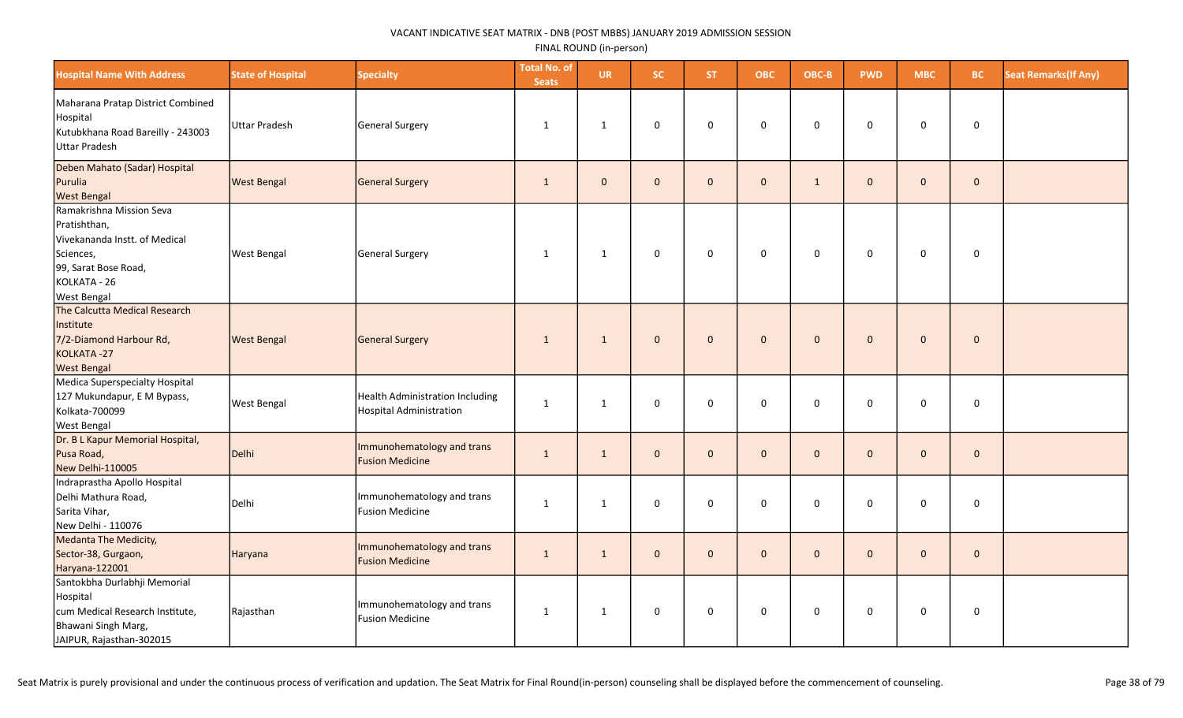VACANT INDICATIVE SEAT MATRIX - DNB (POST MBBS) JANUARY 2019 ADMISSION SESSION

FINAL ROUND (in-person)

| Hospital Name With Address | State of Hospital | Specialty | Total No. of Seats | UR | SC | ST | OBC | OBC-B | PWD | MBC | BC | Seat Remarks(If Any) |
|---|---|---|---|---|---|---|---|---|---|---|---|---|
| Maharana Pratap District Combined Hospital Kutubkhana Road Bareilly - 243003 Uttar Pradesh | Uttar Pradesh | General Surgery | 1 | 1 | 0 | 0 | 0 | 0 | 0 | 0 | 0 | |
| Deben Mahato (Sadar) Hospital Purulia West Bengal | West Bengal | General Surgery | 1 | 0 | 0 | 0 | 0 | 1 | 0 | 0 | 0 | |
| Ramakrishna Mission Seva Pratishthan, Vivekananda Instt. of Medical Sciences, 99, Sarat Bose Road, KOLKATA - 26 West Bengal | West Bengal | General Surgery | 1 | 1 | 0 | 0 | 0 | 0 | 0 | 0 | 0 | |
| The Calcutta Medical Research Institute 7/2-Diamond Harbour Rd, KOLKATA -27 West Bengal | West Bengal | General Surgery | 1 | 1 | 0 | 0 | 0 | 0 | 0 | 0 | 0 | |
| Medica Superspecialty Hospital 127 Mukundapur, E M Bypass, Kolkata-700099 West Bengal | West Bengal | Health Administration Including Hospital Administration | 1 | 1 | 0 | 0 | 0 | 0 | 0 | 0 | 0 | |
| Dr. B L Kapur Memorial Hospital, Pusa Road, New Delhi-110005 | Delhi | Immunohematology and trans Fusion Medicine | 1 | 1 | 0 | 0 | 0 | 0 | 0 | 0 | 0 | |
| Indraprastha Apollo Hospital Delhi Mathura Road, Sarita Vihar, New Delhi - 110076 | Delhi | Immunohematology and trans Fusion Medicine | 1 | 1 | 0 | 0 | 0 | 0 | 0 | 0 | 0 | |
| Medanta The Medicity, Sector-38, Gurgaon, Haryana-122001 | Haryana | Immunohematology and trans Fusion Medicine | 1 | 1 | 0 | 0 | 0 | 0 | 0 | 0 | 0 | |
| Santokbha Durlabhji Memorial Hospital cum Medical Research Institute, Bhawani Singh Marg, JAIPUR, Rajasthan-302015 | Rajasthan | Immunohematology and trans Fusion Medicine | 1 | 1 | 0 | 0 | 0 | 0 | 0 | 0 | 0 | |

Seat Matrix is purely provisional and under the continuous process of verification and updation. The Seat Matrix for Final Round(in-person) counseling shall be displayed before the commencement of counseling.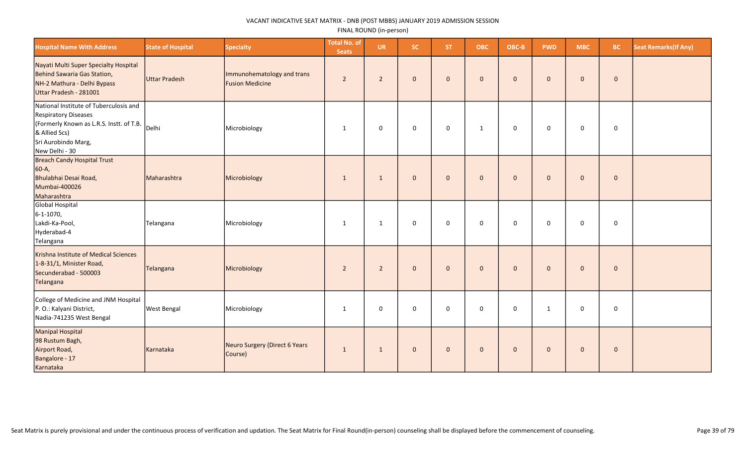VACANT INDICATIVE SEAT MATRIX - DNB (POST MBBS) JANUARY 2019 ADMISSION SESSION

FINAL ROUND (in-person)

| Hospital Name With Address | State of Hospital | Specialty | Total No. of Seats | UR | SC | ST | OBC | OBC-B | PWD | MBC | BC | Seat Remarks(If Any) |
|---|---|---|---|---|---|---|---|---|---|---|---|---|
| Nayati Multi Super Specialty Hospital Behind Sawaria Gas Station, NH-2 Mathura - Delhi Bypass Uttar Pradesh - 281001 | Uttar Pradesh | Immunohematology and trans Fusion Medicine | 2 | 2 | 0 | 0 | 0 | 0 | 0 | 0 | 0 | |
| National Institute of Tuberculosis and Respiratory Diseases (Formerly Known as L.R.S. Instt. of T.B. & Allied Scs) Sri Aurobindo Marg, New Delhi - 30 | Delhi | Microbiology | 1 | 0 | 0 | 0 | 1 | 0 | 0 | 0 | 0 | |
| Breach Candy Hospital Trust 60-A, Bhulabhai Desai Road, Mumbai-400026 Maharashtra | Maharashtra | Microbiology | 1 | 1 | 0 | 0 | 0 | 0 | 0 | 0 | 0 | |
| Global Hospital 6-1-1070, Lakdi-Ka-Pool, Hyderabad-4 Telangana | Telangana | Microbiology | 1 | 1 | 0 | 0 | 0 | 0 | 0 | 0 | 0 | |
| Krishna Institute of Medical Sciences 1-8-31/1, Minister Road, Secunderabad - 500003 Telangana | Telangana | Microbiology | 2 | 2 | 0 | 0 | 0 | 0 | 0 | 0 | 0 | |
| College of Medicine and JNM Hospital P. O.: Kalyani District, Nadia-741235 West Bengal | West Bengal | Microbiology | 1 | 0 | 0 | 0 | 0 | 0 | 1 | 0 | 0 | |
| Manipal Hospital 98 Rustum Bagh, Airport Road, Bangalore - 17 Karnataka | Karnataka | Neuro Surgery (Direct 6 Years Course) | 1 | 1 | 0 | 0 | 0 | 0 | 0 | 0 | 0 | |

Seat Matrix is purely provisional and under the continuous process of verification and updation. The Seat Matrix for Final Round(in-person) counseling shall be displayed before the commencement of counseling.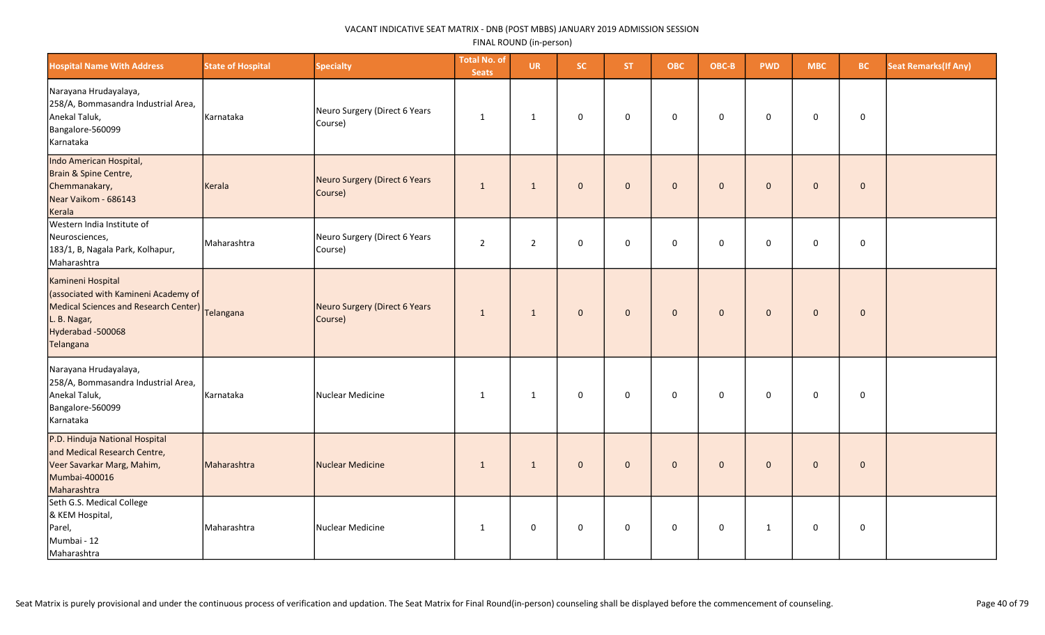VACANT INDICATIVE SEAT MATRIX - DNB (POST MBBS) JANUARY 2019 ADMISSION SESSION

FINAL ROUND (in-person)

| Hospital Name With Address | State of Hospital | Specialty | Total No. of Seats | UR | SC | ST | OBC | OBC-B | PWD | MBC | BC | Seat Remarks(If Any) |
|---|---|---|---|---|---|---|---|---|---|---|---|---|
| Narayana Hrudayalaya, 258/A, Bommasandra Industrial Area, Anekal Taluk, Bangalore-560099 Karnataka | Karnataka | Neuro Surgery (Direct 6 Years Course) | 1 | 1 | 0 | 0 | 0 | 0 | 0 | 0 | 0 | |
| Indo American Hospital, Brain & Spine Centre, Chemmanakary, Near Vaikom - 686143 Kerala | Kerala | Neuro Surgery (Direct 6 Years Course) | 1 | 1 | 0 | 0 | 0 | 0 | 0 | 0 | 0 | |
| Western India Institute of Neurosciences, 183/1, B, Nagala Park, Kolhapur, Maharashtra | Maharashtra | Neuro Surgery (Direct 6 Years Course) | 2 | 2 | 0 | 0 | 0 | 0 | 0 | 0 | 0 | |
| Kamineni Hospital (associated with Kamineni Academy of Medical Sciences and Research Center) L. B. Nagar, Hyderabad -500068 Telangana | Telangana | Neuro Surgery (Direct 6 Years Course) | 1 | 1 | 0 | 0 | 0 | 0 | 0 | 0 | 0 | |
| Narayana Hrudayalaya, 258/A, Bommasandra Industrial Area, Anekal Taluk, Bangalore-560099 Karnataka | Karnataka | Nuclear Medicine | 1 | 1 | 0 | 0 | 0 | 0 | 0 | 0 | 0 | |
| P.D. Hinduja National Hospital and Medical Research Centre, Veer Savarkar Marg, Mahim, Mumbai-400016 Maharashtra | Maharashtra | Nuclear Medicine | 1 | 1 | 0 | 0 | 0 | 0 | 0 | 0 | 0 | |
| Seth G.S. Medical College & KEM Hospital, Parel, Mumbai - 12 Maharashtra | Maharashtra | Nuclear Medicine | 1 | 0 | 0 | 0 | 0 | 0 | 1 | 0 | 0 | |

Seat Matrix is purely provisional and under the continuous process of verification and updation. The Seat Matrix for Final Round(in-person) counseling shall be displayed before the commencement of counseling.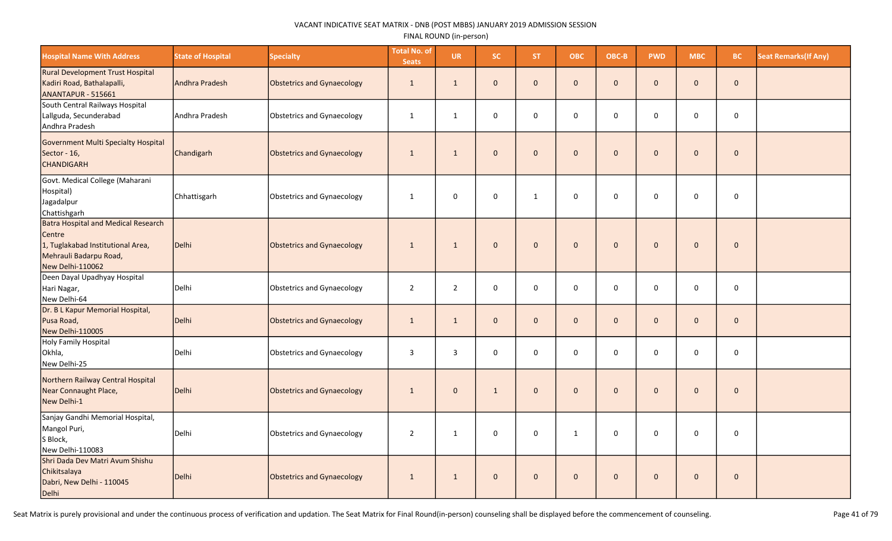VACANT INDICATIVE SEAT MATRIX - DNB (POST MBBS) JANUARY 2019 ADMISSION SESSION

FINAL ROUND (in-person)

| Hospital Name With Address | State of Hospital | Specialty | Total No. of Seats | UR | SC | ST | OBC | OBC-B | PWD | MBC | BC | Seat Remarks(If Any) |
|---|---|---|---|---|---|---|---|---|---|---|---|---|
| Rural Development Trust Hospital Kadiri Road, Bathalapalli, ANANTAPUR - 515661 | Andhra Pradesh | Obstetrics and Gynaecology | 1 | 1 | 0 | 0 | 0 | 0 | 0 | 0 | 0 | |
| South Central Railways Hospital Lallguda, Secunderabad Andhra Pradesh | Andhra Pradesh | Obstetrics and Gynaecology | 1 | 1 | 0 | 0 | 0 | 0 | 0 | 0 | 0 | |
| Government Multi Specialty Hospital Sector - 16, CHANDIGARH | Chandigarh | Obstetrics and Gynaecology | 1 | 1 | 0 | 0 | 0 | 0 | 0 | 0 | 0 | |
| Govt. Medical College (Maharani Hospital) Jagadalpur Chattishgarh | Chhattisgarh | Obstetrics and Gynaecology | 1 | 0 | 0 | 1 | 0 | 0 | 0 | 0 | 0 | |
| Batra Hospital and Medical Research Centre 1, Tuglakabad Institutional Area, Mehrauli Badarpu Road, New Delhi-110062 | Delhi | Obstetrics and Gynaecology | 1 | 1 | 0 | 0 | 0 | 0 | 0 | 0 | 0 | |
| Deen Dayal Upadhyay Hospital Hari Nagar, New Delhi-64 | Delhi | Obstetrics and Gynaecology | 2 | 2 | 0 | 0 | 0 | 0 | 0 | 0 | 0 | |
| Dr. B L Kapur Memorial Hospital, Pusa Road, New Delhi-110005 | Delhi | Obstetrics and Gynaecology | 1 | 1 | 0 | 0 | 0 | 0 | 0 | 0 | 0 | |
| Holy Family Hospital Okhla, New Delhi-25 | Delhi | Obstetrics and Gynaecology | 3 | 3 | 0 | 0 | 0 | 0 | 0 | 0 | 0 | |
| Northern Railway Central Hospital Near Connaught Place, New Delhi-1 | Delhi | Obstetrics and Gynaecology | 1 | 0 | 1 | 0 | 0 | 0 | 0 | 0 | 0 | |
| Sanjay Gandhi Memorial Hospital, Mangol Puri, S Block, New Delhi-110083 | Delhi | Obstetrics and Gynaecology | 2 | 1 | 0 | 0 | 1 | 0 | 0 | 0 | 0 | |
| Shri Dada Dev Matri Avum Shishu Chikitsalaya Dabri, New Delhi - 110045 Delhi | Delhi | Obstetrics and Gynaecology | 1 | 1 | 0 | 0 | 0 | 0 | 0 | 0 | 0 | |

Seat Matrix is purely provisional and under the continuous process of verification and updation. The Seat Matrix for Final Round(in-person) counseling shall be displayed before the commencement of counseling.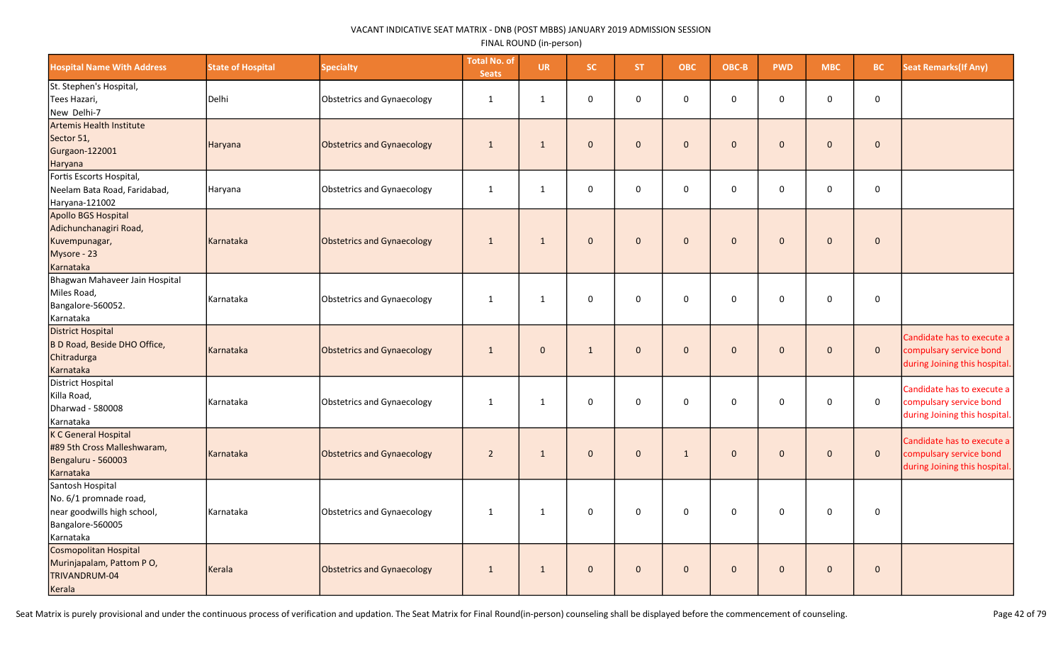VACANT INDICATIVE SEAT MATRIX - DNB (POST MBBS) JANUARY 2019 ADMISSION SESSION

FINAL ROUND (in-person)

| Hospital Name With Address | State of Hospital | Specialty | Total No. of Seats | UR | SC | ST | OBC | OBC-B | PWD | MBC | BC | Seat Remarks(If Any) |
|---|---|---|---|---|---|---|---|---|---|---|---|---|
| St. Stephen's Hospital, Tees Hazari, New Delhi-7 | Delhi | Obstetrics and Gynaecology | 1 | 1 | 0 | 0 | 0 | 0 | 0 | 0 | 0 | |
| Artemis Health Institute Sector 51, Gurgaon-122001 Haryana | Haryana | Obstetrics and Gynaecology | 1 | 1 | 0 | 0 | 0 | 0 | 0 | 0 | 0 | |
| Fortis Escorts Hospital, Neelam Bata Road, Faridabad, Haryana-121002 | Haryana | Obstetrics and Gynaecology | 1 | 1 | 0 | 0 | 0 | 0 | 0 | 0 | 0 | |
| Apollo BGS Hospital Adichunchanagiri Road, Kuvempunagar, Mysore - 23 Karnataka | Karnataka | Obstetrics and Gynaecology | 1 | 1 | 0 | 0 | 0 | 0 | 0 | 0 | 0 | |
| Bhagwan Mahaveer Jain Hospital Miles Road, Bangalore-560052. Karnataka | Karnataka | Obstetrics and Gynaecology | 1 | 1 | 0 | 0 | 0 | 0 | 0 | 0 | 0 | |
| District Hospital B D Road, Beside DHO Office, Chitradurga Karnataka | Karnataka | Obstetrics and Gynaecology | 1 | 0 | 1 | 0 | 0 | 0 | 0 | 0 | 0 | Candidate has to execute a compulsary service bond during Joining this hospital. |
| District Hospital Killa Road, Dharwad - 580008 Karnataka | Karnataka | Obstetrics and Gynaecology | 1 | 1 | 0 | 0 | 0 | 0 | 0 | 0 | 0 | Candidate has to execute a compulsary service bond during Joining this hospital. |
| K C General Hospital #89 5th Cross Malleshwaram, Bengaluru - 560003 Karnataka | Karnataka | Obstetrics and Gynaecology | 2 | 1 | 0 | 0 | 1 | 0 | 0 | 0 | 0 | Candidate has to execute a compulsary service bond during Joining this hospital. |
| Santosh Hospital No. 6/1 promnade road, near goodwills high school, Bangalore-560005 Karnataka | Karnataka | Obstetrics and Gynaecology | 1 | 1 | 0 | 0 | 0 | 0 | 0 | 0 | 0 | |
| Cosmopolitan Hospital Murinjapalam, Pattom P O, TRIVANDRUM-04 Kerala | Kerala | Obstetrics and Gynaecology | 1 | 1 | 0 | 0 | 0 | 0 | 0 | 0 | 0 | |

Seat Matrix is purely provisional and under the continuous process of verification and updation. The Seat Matrix for Final Round(in-person) counseling shall be displayed before the commencement of counseling.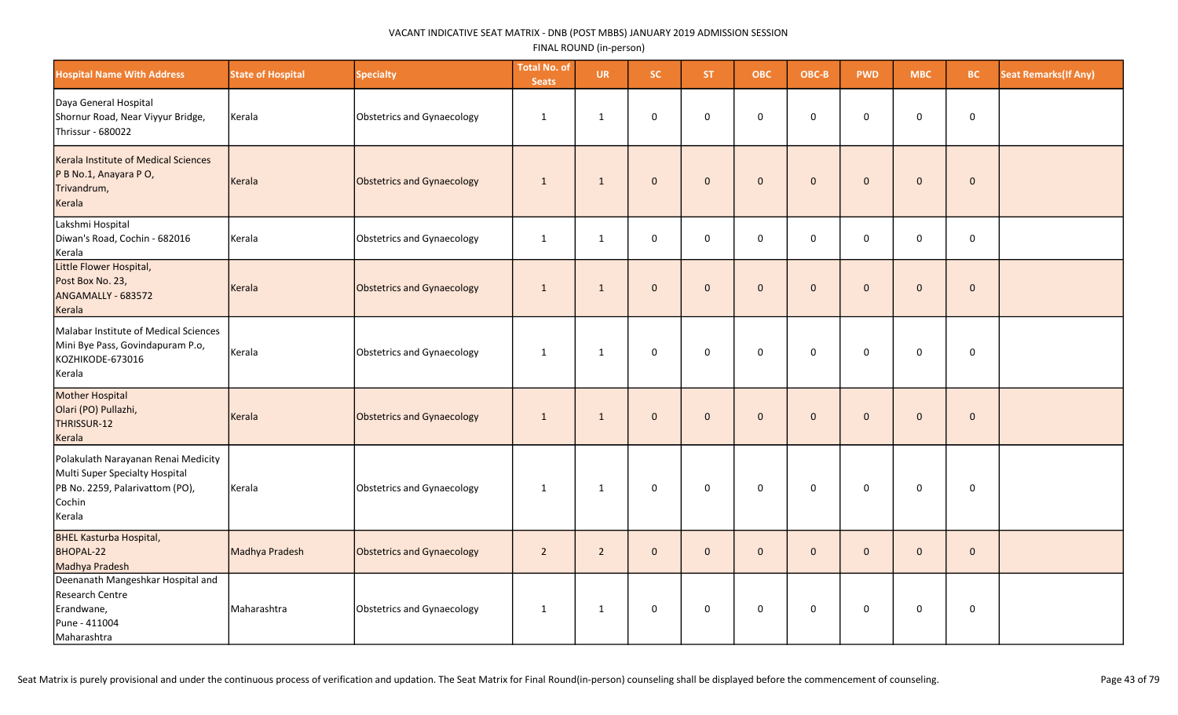VACANT INDICATIVE SEAT MATRIX - DNB (POST MBBS) JANUARY 2019 ADMISSION SESSION

FINAL ROUND (in-person)

| Hospital Name With Address | State of Hospital | Specialty | Total No. of Seats | UR | SC | ST | OBC | OBC-B | PWD | MBC | BC | Seat Remarks(If Any) |
|---|---|---|---|---|---|---|---|---|---|---|---|---|
| Daya General Hospital<br>Shornur Road, Near Viyyur Bridge,<br>Thrissur - 680022 | Kerala | Obstetrics and Gynaecology | 1 | 1 | 0 | 0 | 0 | 0 | 0 | 0 | 0 | |
| Kerala Institute of Medical Sciences<br>P B No.1, Anayara P O,<br>Trivandrum,<br>Kerala | Kerala | Obstetrics and Gynaecology | 1 | 1 | 0 | 0 | 0 | 0 | 0 | 0 | 0 | |
| Lakshmi Hospital<br>Diwan's Road, Cochin - 682016<br>Kerala | Kerala | Obstetrics and Gynaecology | 1 | 1 | 0 | 0 | 0 | 0 | 0 | 0 | 0 | |
| Little Flower Hospital,<br>Post Box No. 23,<br>ANGAMALLY - 683572<br>Kerala | Kerala | Obstetrics and Gynaecology | 1 | 1 | 0 | 0 | 0 | 0 | 0 | 0 | 0 | |
| Malabar Institute of Medical Sciences<br>Mini Bye Pass, Govindapuram P.o,<br>KOZHIKODE-673016<br>Kerala | Kerala | Obstetrics and Gynaecology | 1 | 1 | 0 | 0 | 0 | 0 | 0 | 0 | 0 | |
| Mother Hospital<br>Olari (PO) Pullazhi,<br>THRISSUR-12<br>Kerala | Kerala | Obstetrics and Gynaecology | 1 | 1 | 0 | 0 | 0 | 0 | 0 | 0 | 0 | |
| Polakulath Narayanan Renai Medicity<br>Multi Super Specialty Hospital<br>PB No. 2259, Palarivattom (PO),<br>Cochin<br>Kerala | Kerala | Obstetrics and Gynaecology | 1 | 1 | 0 | 0 | 0 | 0 | 0 | 0 | 0 | |
| BHEL Kasturba Hospital,<br>BHOPAL-22<br>Madhya Pradesh | Madhya Pradesh | Obstetrics and Gynaecology | 2 | 2 | 0 | 0 | 0 | 0 | 0 | 0 | 0 | |
| Deenanath Mangeshkar Hospital and<br>Research Centre<br>Erandwane,<br>Pune - 411004<br>Maharashtra | Maharashtra | Obstetrics and Gynaecology | 1 | 1 | 0 | 0 | 0 | 0 | 0 | 0 | 0 | |

Seat Matrix is purely provisional and under the continuous process of verification and updation. The Seat Matrix for Final Round(in-person) counseling shall be displayed before the commencement of counseling.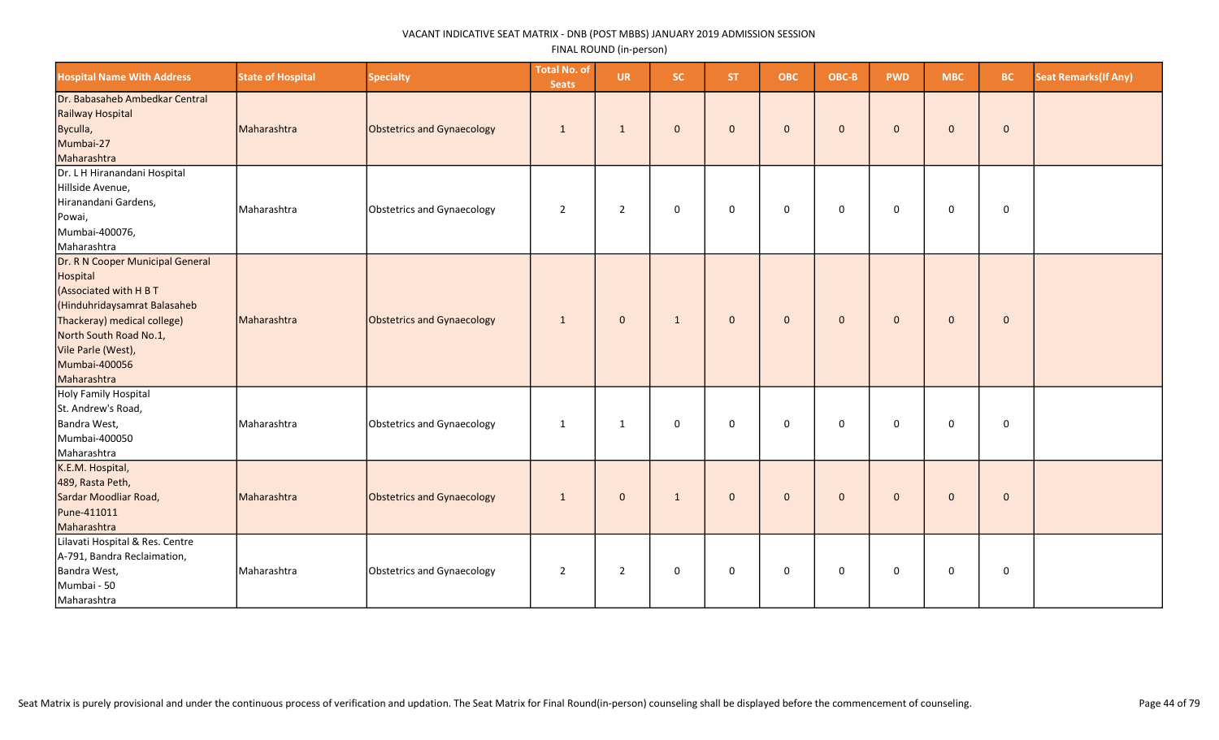VACANT INDICATIVE SEAT MATRIX - DNB (POST MBBS) JANUARY 2019 ADMISSION SESSION

FINAL ROUND (in-person)

| Hospital Name With Address | State of Hospital | Specialty | Total No. of Seats | UR | SC | ST | OBC | OBC-B | PWD | MBC | BC | Seat Remarks(If Any) |
|---|---|---|---|---|---|---|---|---|---|---|---|---|
| Dr. Babasaheb Ambedkar Central Railway Hospital Byculla, Mumbai-27 Maharashtra | Maharashtra | Obstetrics and Gynaecology | 1 | 1 | 0 | 0 | 0 | 0 | 0 | 0 | 0 | |
| Dr. L H Hiranandani Hospital Hillside Avenue, Hiranandani Gardens, Powai, Mumbai-400076, Maharashtra | Maharashtra | Obstetrics and Gynaecology | 2 | 2 | 0 | 0 | 0 | 0 | 0 | 0 | 0 | |
| Dr. R N Cooper Municipal General Hospital (Associated with H B T (Hinduhridaysamrat Balasaheb Thackeray) medical college) North South Road No.1, Vile Parle (West), Mumbai-400056 Maharashtra | Maharashtra | Obstetrics and Gynaecology | 1 | 0 | 1 | 0 | 0 | 0 | 0 | 0 | 0 | |
| Holy Family Hospital St. Andrew's Road, Bandra West, Mumbai-400050 Maharashtra | Maharashtra | Obstetrics and Gynaecology | 1 | 1 | 0 | 0 | 0 | 0 | 0 | 0 | 0 | |
| K.E.M. Hospital, 489, Rasta Peth, Sardar Moodliar Road, Pune-411011 Maharashtra | Maharashtra | Obstetrics and Gynaecology | 1 | 0 | 1 | 0 | 0 | 0 | 0 | 0 | 0 | |
| Lilavati Hospital & Res. Centre A-791, Bandra Reclaimation, Bandra West, Mumbai - 50 Maharashtra | Maharashtra | Obstetrics and Gynaecology | 2 | 2 | 0 | 0 | 0 | 0 | 0 | 0 | 0 | |

Seat Matrix is purely provisional and under the continuous process of verification and updation. The Seat Matrix for Final Round(in-person) counseling shall be displayed before the commencement of counseling.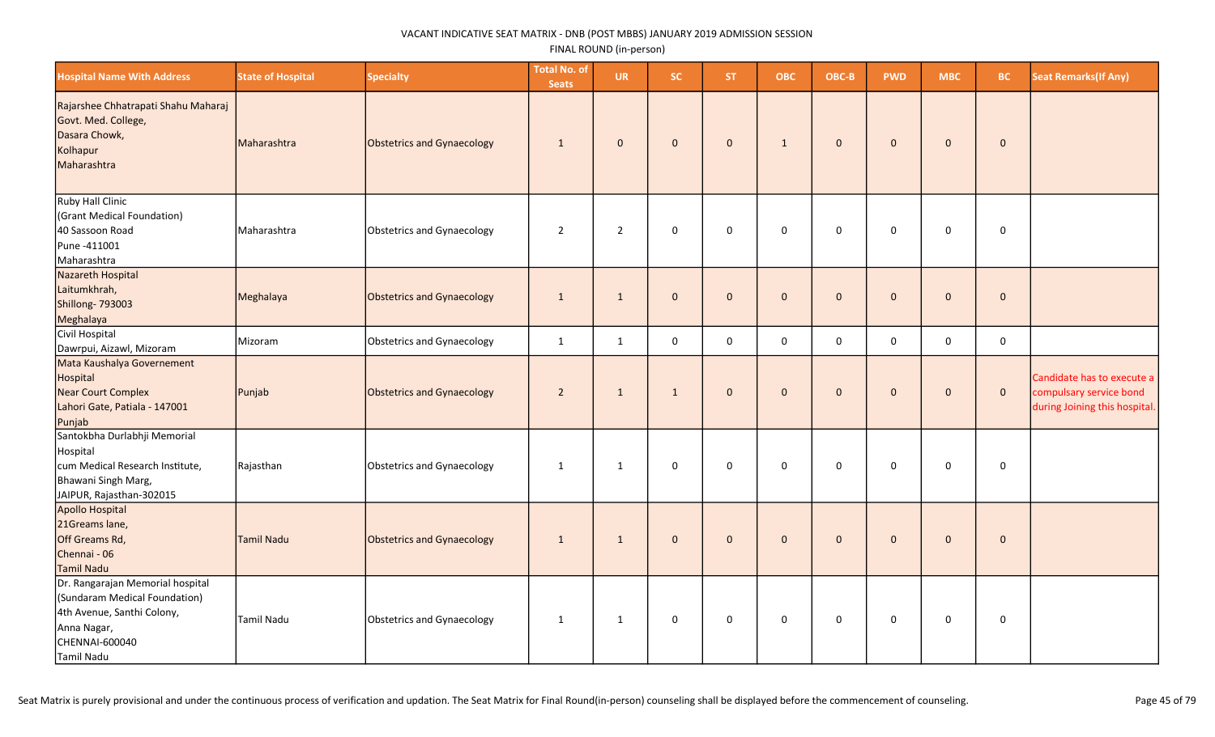VACANT INDICATIVE SEAT MATRIX - DNB (POST MBBS) JANUARY 2019 ADMISSION SESSION

FINAL ROUND (in-person)

| Hospital Name With Address | State of Hospital | Specialty | Total No. of Seats | UR | SC | ST | OBC | OBC-B | PWD | MBC | BC | Seat Remarks(If Any) |
|---|---|---|---|---|---|---|---|---|---|---|---|---|
| Rajarshee Chhatrapati Shahu Maharaj Govt. Med. College, Dasara Chowk, Kolhapur Maharashtra | Maharashtra | Obstetrics and Gynaecology | 1 | 0 | 0 | 0 | 1 | 0 | 0 | 0 | 0 | |
| Ruby Hall Clinic (Grant Medical Foundation) 40 Sassoon Road Pune -411001 Maharashtra | Maharashtra | Obstetrics and Gynaecology | 2 | 2 | 0 | 0 | 0 | 0 | 0 | 0 | 0 | |
| Nazareth Hospital Laitumkhrah, Shillong- 793003 Meghalaya | Meghalaya | Obstetrics and Gynaecology | 1 | 1 | 0 | 0 | 0 | 0 | 0 | 0 | 0 | |
| Civil Hospital Dawrpui, Aizawl, Mizoram | Mizoram | Obstetrics and Gynaecology | 1 | 1 | 0 | 0 | 0 | 0 | 0 | 0 | 0 | |
| Mata Kaushalya Governement Hospital Near Court Complex Lahori Gate, Patiala - 147001 Punjab | Punjab | Obstetrics and Gynaecology | 2 | 1 | 1 | 0 | 0 | 0 | 0 | 0 | 0 | Candidate has to execute a compulsary service bond during Joining this hospital. |
| Santokbha Durlabhji Memorial Hospital cum Medical Research Institute, Bhawani Singh Marg, JAIPUR, Rajasthan-302015 | Rajasthan | Obstetrics and Gynaecology | 1 | 1 | 0 | 0 | 0 | 0 | 0 | 0 | 0 | |
| Apollo Hospital 21Greams lane, Off Greams Rd, Chennai - 06 Tamil Nadu | Tamil Nadu | Obstetrics and Gynaecology | 1 | 1 | 0 | 0 | 0 | 0 | 0 | 0 | 0 | |
| Dr. Rangarajan Memorial hospital (Sundaram Medical Foundation) 4th Avenue, Santhi Colony, Anna Nagar, CHENNAI-600040 Tamil Nadu | Tamil Nadu | Obstetrics and Gynaecology | 1 | 1 | 0 | 0 | 0 | 0 | 0 | 0 | 0 | |

Seat Matrix is purely provisional and under the continuous process of verification and updation. The Seat Matrix for Final Round(in-person) counseling shall be displayed before the commencement of counseling.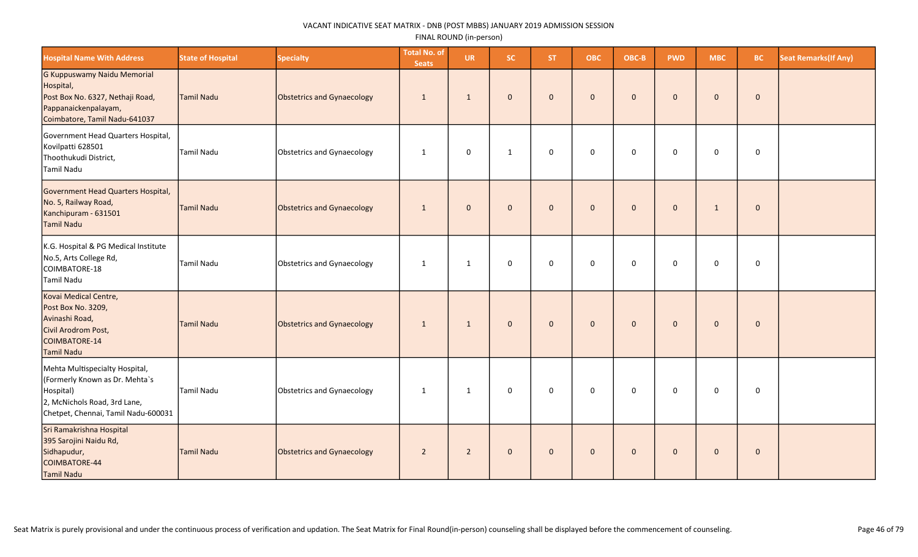VACANT INDICATIVE SEAT MATRIX - DNB (POST MBBS) JANUARY 2019 ADMISSION SESSION

FINAL ROUND (in-person)

| Hospital Name With Address | State of Hospital | Specialty | Total No. of Seats | UR | SC | ST | OBC | OBC-B | PWD | MBC | BC | Seat Remarks(If Any) |
|---|---|---|---|---|---|---|---|---|---|---|---|---|
| G Kuppuswamy Naidu Memorial Hospital, Post Box No. 6327, Nethaji Road, Pappanaickenpalayam, Coimbatore, Tamil Nadu-641037 | Tamil Nadu | Obstetrics and Gynaecology | 1 | 1 | 0 | 0 | 0 | 0 | 0 | 0 | 0 | |
| Government Head Quarters Hospital, Kovilpatti 628501 Thoothukudi District, Tamil Nadu | Tamil Nadu | Obstetrics and Gynaecology | 1 | 0 | 1 | 0 | 0 | 0 | 0 | 0 | 0 | |
| Government Head Quarters Hospital, No. 5, Railway Road, Kanchipuram - 631501 Tamil Nadu | Tamil Nadu | Obstetrics and Gynaecology | 1 | 0 | 0 | 0 | 0 | 0 | 0 | 1 | 0 | |
| K.G. Hospital & PG Medical Institute No.5, Arts College Rd, COIMBATORE-18 Tamil Nadu | Tamil Nadu | Obstetrics and Gynaecology | 1 | 1 | 0 | 0 | 0 | 0 | 0 | 0 | 0 | |
| Kovai Medical Centre, Post Box No. 3209, Avinashi Road, Civil Arodrom Post, COIMBATORE-14 Tamil Nadu | Tamil Nadu | Obstetrics and Gynaecology | 1 | 1 | 0 | 0 | 0 | 0 | 0 | 0 | 0 | |
| Mehta Multispecialty Hospital, (Formerly Known as Dr. Mehta`s Hospital) 2, McNichols Road, 3rd Lane, Chetpet, Chennai, Tamil Nadu-600031 | Tamil Nadu | Obstetrics and Gynaecology | 1 | 1 | 0 | 0 | 0 | 0 | 0 | 0 | 0 | |
| Sri Ramakrishna Hospital 395 Sarojini Naidu Rd, Sidhapudur, COIMBATORE-44 Tamil Nadu | Tamil Nadu | Obstetrics and Gynaecology | 2 | 2 | 0 | 0 | 0 | 0 | 0 | 0 | 0 | |

Seat Matrix is purely provisional and under the continuous process of verification and updation. The Seat Matrix for Final Round(in-person) counseling shall be displayed before the commencement of counseling.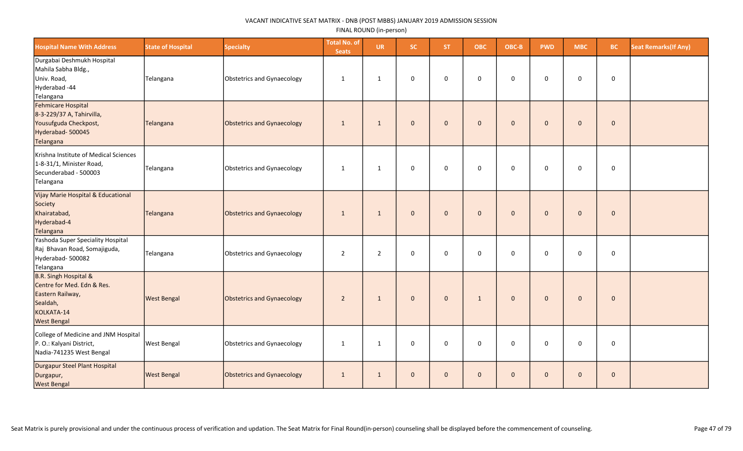VACANT INDICATIVE SEAT MATRIX - DNB (POST MBBS) JANUARY 2019 ADMISSION SESSION

FINAL ROUND (in-person)

| Hospital Name With Address | State of Hospital | Specialty | Total No. of Seats | UR | SC | ST | OBC | OBC-B | PWD | MBC | BC | Seat Remarks(If Any) |
|---|---|---|---|---|---|---|---|---|---|---|---|---|
| Durgabai Deshmukh Hospital Mahila Sabha Bldg., Univ. Road, Hyderabad -44 Telangana | Telangana | Obstetrics and Gynaecology | 1 | 1 | 0 | 0 | 0 | 0 | 0 | 0 | 0 | |
| Fehmicare Hospital 8-3-229/37 A, Tahirvilla, Yousufguda Checkpost, Hyderabad- 500045 Telangana | Telangana | Obstetrics and Gynaecology | 1 | 1 | 0 | 0 | 0 | 0 | 0 | 0 | 0 | |
| Krishna Institute of Medical Sciences 1-8-31/1, Minister Road, Secunderabad - 500003 Telangana | Telangana | Obstetrics and Gynaecology | 1 | 1 | 0 | 0 | 0 | 0 | 0 | 0 | 0 | |
| Vijay Marie Hospital & Educational Society Khairatabad, Hyderabad-4 Telangana | Telangana | Obstetrics and Gynaecology | 1 | 1 | 0 | 0 | 0 | 0 | 0 | 0 | 0 | |
| Yashoda Super Speciality Hospital Raj Bhavan Road, Somajiguda, Hyderabad- 500082 Telangana | Telangana | Obstetrics and Gynaecology | 2 | 2 | 0 | 0 | 0 | 0 | 0 | 0 | 0 | |
| B.R. Singh Hospital & Centre for Med. Edn & Res. Eastern Railway, Sealdah, KOLKATA-14 West Bengal | West Bengal | Obstetrics and Gynaecology | 2 | 1 | 0 | 0 | 1 | 0 | 0 | 0 | 0 | |
| College of Medicine and JNM Hospital P. O.: Kalyani District, Nadia-741235 West Bengal | West Bengal | Obstetrics and Gynaecology | 1 | 1 | 0 | 0 | 0 | 0 | 0 | 0 | 0 | |
| Durgapur Steel Plant Hospital Durgapur, West Bengal | West Bengal | Obstetrics and Gynaecology | 1 | 1 | 0 | 0 | 0 | 0 | 0 | 0 | 0 | |

Seat Matrix is purely provisional and under the continuous process of verification and updation. The Seat Matrix for Final Round(in-person) counseling shall be displayed before the commencement of counseling.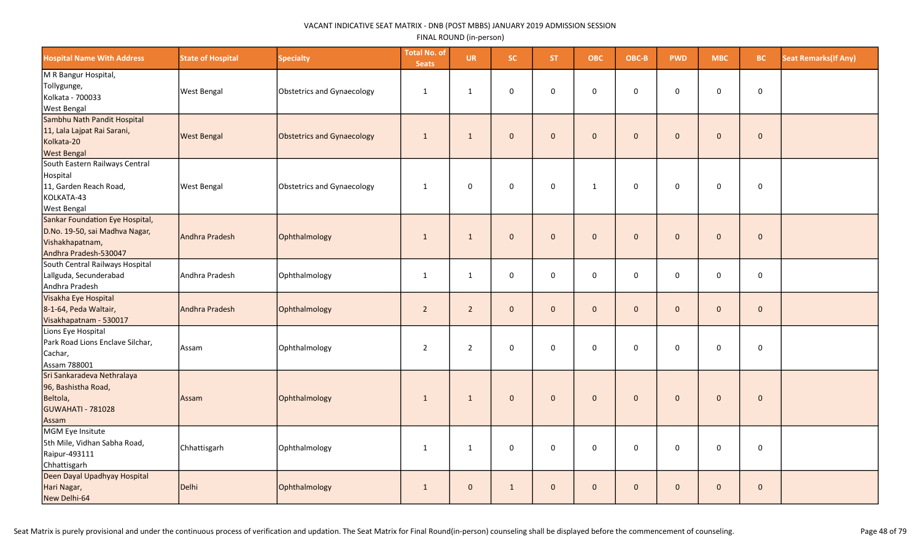VACANT INDICATIVE SEAT MATRIX - DNB (POST MBBS) JANUARY 2019 ADMISSION SESSION

FINAL ROUND (in-person)

| Hospital Name With Address | State of Hospital | Specialty | Total No. of Seats | UR | SC | ST | OBC | OBC-B | PWD | MBC | BC | Seat Remarks(If Any) |
|---|---|---|---|---|---|---|---|---|---|---|---|---|
| M R Bangur Hospital, Tollygunge, Kolkata - 700033 West Bengal | West Bengal | Obstetrics and Gynaecology | 1 | 1 | 0 | 0 | 0 | 0 | 0 | 0 | 0 | |
| Sambhu Nath Pandit Hospital 11, Lala Lajpat Rai Sarani, Kolkata-20 West Bengal | West Bengal | Obstetrics and Gynaecology | 1 | 1 | 0 | 0 | 0 | 0 | 0 | 0 | 0 | |
| South Eastern Railways Central Hospital 11, Garden Reach Road, KOLKATA-43 West Bengal | West Bengal | Obstetrics and Gynaecology | 1 | 0 | 0 | 0 | 1 | 0 | 0 | 0 | 0 | |
| Sankar Foundation Eye Hospital, D.No. 19-50, sai Madhva Nagar, Vishakhapatnam, Andhra Pradesh-530047 | Andhra Pradesh | Ophthalmology | 1 | 1 | 0 | 0 | 0 | 0 | 0 | 0 | 0 | |
| South Central Railways Hospital Lallguda, Secunderabad Andhra Pradesh | Andhra Pradesh | Ophthalmology | 1 | 1 | 0 | 0 | 0 | 0 | 0 | 0 | 0 | |
| Visakha Eye Hospital 8-1-64, Peda Waltair, Visakhapatnam - 530017 | Andhra Pradesh | Ophthalmology | 2 | 2 | 0 | 0 | 0 | 0 | 0 | 0 | 0 | |
| Lions Eye Hospital Park Road Lions Enclave Silchar, Cachar, Assam 788001 | Assam | Ophthalmology | 2 | 2 | 0 | 0 | 0 | 0 | 0 | 0 | 0 | |
| Sri Sankaradeva Nethralaya 96, Bashistha Road, Beltola, GUWAHATI - 781028 Assam | Assam | Ophthalmology | 1 | 1 | 0 | 0 | 0 | 0 | 0 | 0 | 0 | |
| MGM Eye Insitute 5th Mile, Vidhan Sabha Road, Raipur-493111 Chhattisgarh | Chhattisgarh | Ophthalmology | 1 | 1 | 0 | 0 | 0 | 0 | 0 | 0 | 0 | |
| Deen Dayal Upadhyay Hospital Hari Nagar, New Delhi-64 | Delhi | Ophthalmology | 1 | 0 | 1 | 0 | 0 | 0 | 0 | 0 | 0 | |

Seat Matrix is purely provisional and under the continuous process of verification and updation. The Seat Matrix for Final Round(in-person) counseling shall be displayed before the commencement of counseling.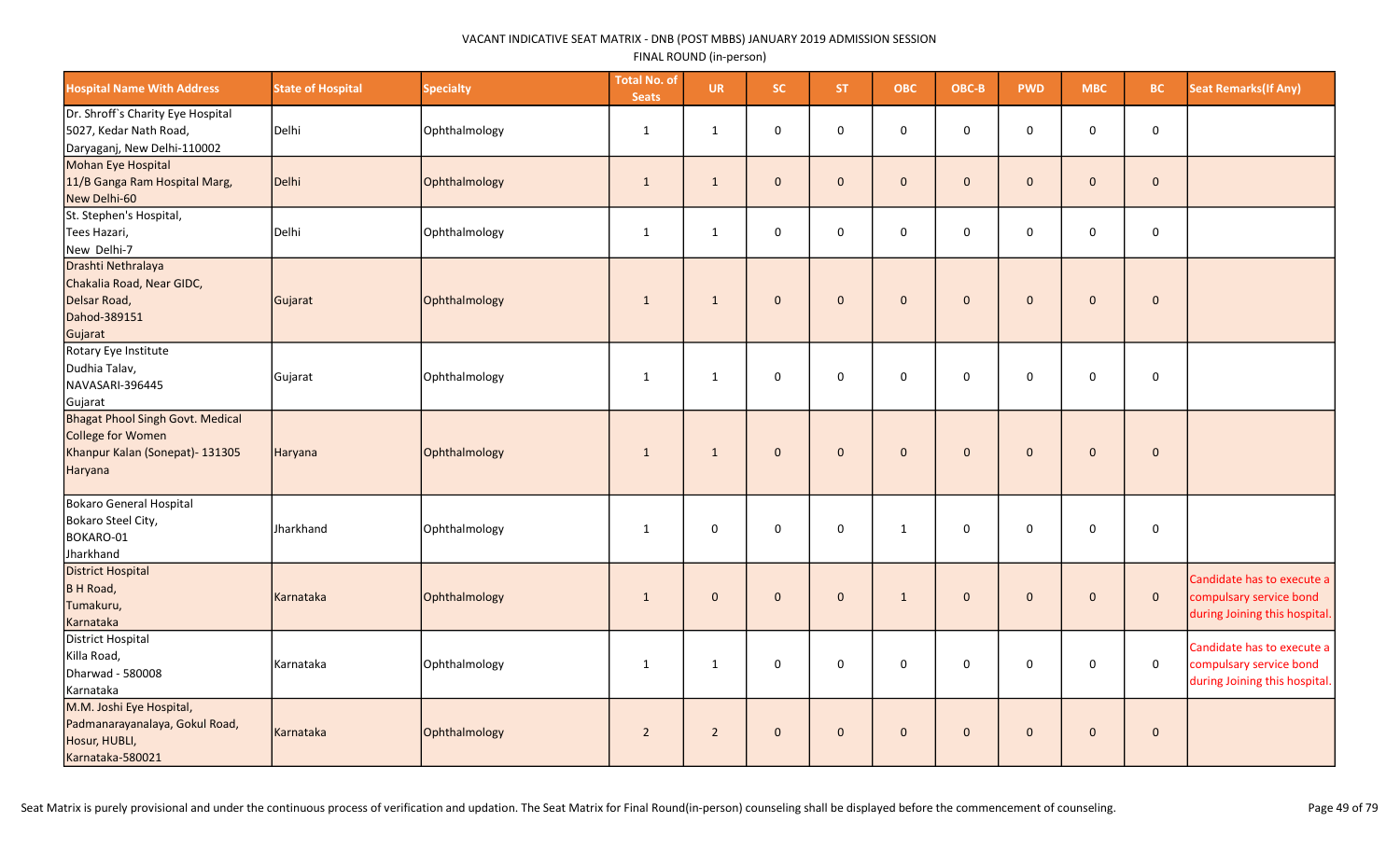VACANT INDICATIVE SEAT MATRIX - DNB (POST MBBS) JANUARY 2019 ADMISSION SESSION

FINAL ROUND (in-person)

| Hospital Name With Address | State of Hospital | Specialty | Total No. of Seats | UR | SC | ST | OBC | OBC-B | PWD | MBC | BC | Seat Remarks(If Any) |
|---|---|---|---|---|---|---|---|---|---|---|---|---|
| Dr. Shroff`s Charity Eye Hospital 5027, Kedar Nath Road, Daryaganj, New Delhi-110002 | Delhi | Ophthalmology | 1 | 1 | 0 | 0 | 0 | 0 | 0 | 0 | 0 | |
| Mohan Eye Hospital 11/B Ganga Ram Hospital Marg, New Delhi-60 | Delhi | Ophthalmology | 1 | 1 | 0 | 0 | 0 | 0 | 0 | 0 | 0 | |
| St. Stephen's Hospital, Tees Hazari, New Delhi-7 | Delhi | Ophthalmology | 1 | 1 | 0 | 0 | 0 | 0 | 0 | 0 | 0 | |
| Drashti Nethralaya Chakalia Road, Near GIDC, Delsar Road, Dahod-389151 Gujarat | Gujarat | Ophthalmology | 1 | 1 | 0 | 0 | 0 | 0 | 0 | 0 | 0 | |
| Rotary Eye Institute Dudhia Talav, NAVASARI-396445 Gujarat | Gujarat | Ophthalmology | 1 | 1 | 0 | 0 | 0 | 0 | 0 | 0 | 0 | |
| Bhagat Phool Singh Govt. Medical College for Women Khanpur Kalan (Sonepat)- 131305 Haryana | Haryana | Ophthalmology | 1 | 1 | 0 | 0 | 0 | 0 | 0 | 0 | 0 | |
| Bokaro General Hospital Bokaro Steel City, BOKARO-01 Jharkhand | Jharkhand | Ophthalmology | 1 | 0 | 0 | 0 | 1 | 0 | 0 | 0 | 0 | |
| District Hospital B H Road, Tumakuru, Karnataka | Karnataka | Ophthalmology | 1 | 0 | 0 | 0 | 1 | 0 | 0 | 0 | 0 | Candidate has to execute a compulsary service bond during Joining this hospital. |
| District Hospital Killa Road, Dharwad - 580008 Karnataka | Karnataka | Ophthalmology | 1 | 1 | 0 | 0 | 0 | 0 | 0 | 0 | 0 | Candidate has to execute a compulsary service bond during Joining this hospital. |
| M.M. Joshi Eye Hospital, Padmanarayanalaya, Gokul Road, Hosur, HUBLI, Karnataka-580021 | Karnataka | Ophthalmology | 2 | 2 | 0 | 0 | 0 | 0 | 0 | 0 | 0 | |

Seat Matrix is purely provisional and under the continuous process of verification and updation. The Seat Matrix for Final Round(in-person) counseling shall be displayed before the commencement of counseling.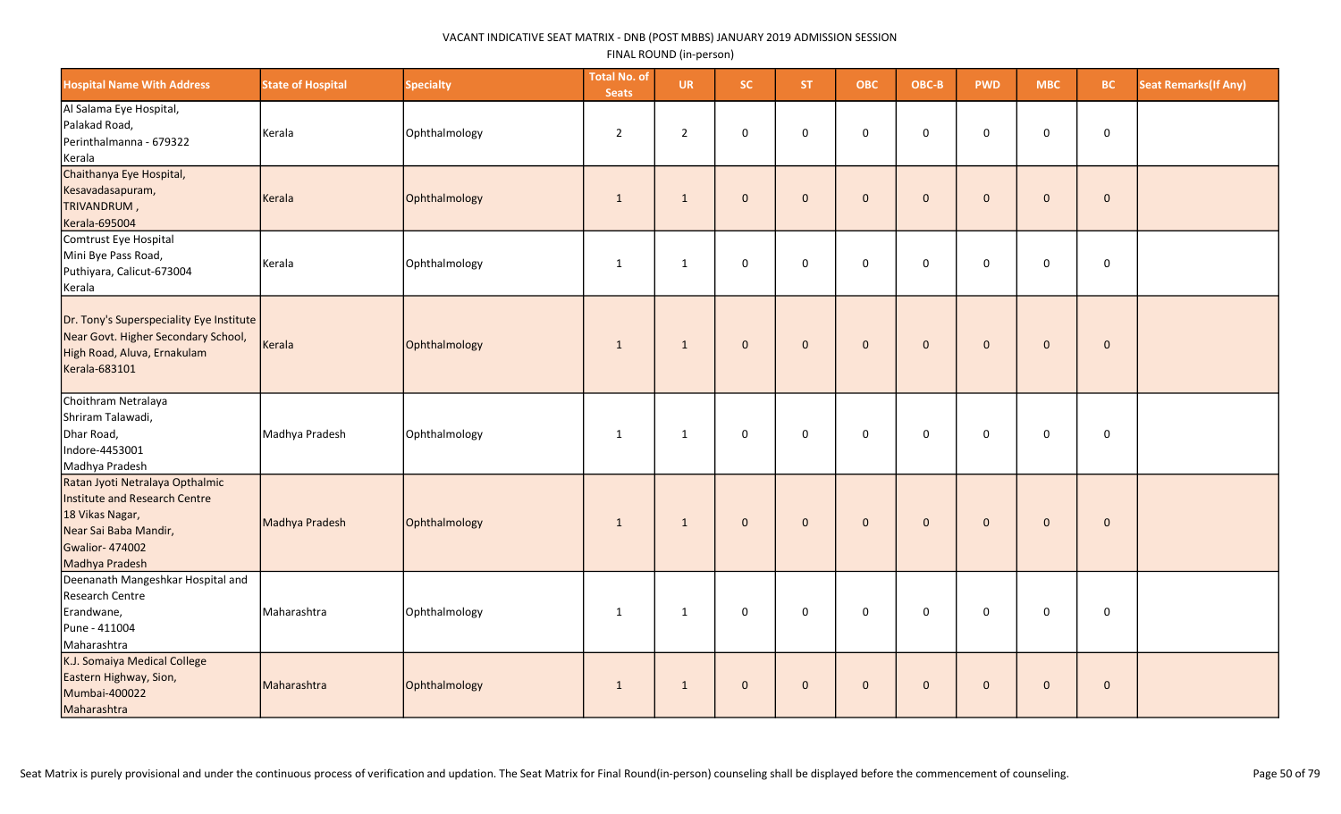VACANT INDICATIVE SEAT MATRIX - DNB (POST MBBS) JANUARY 2019 ADMISSION SESSION

FINAL ROUND (in-person)

| Hospital Name With Address | State of Hospital | Specialty | Total No. of Seats | UR | SC | ST | OBC | OBC-B | PWD | MBC | BC | Seat Remarks(If Any) |
|---|---|---|---|---|---|---|---|---|---|---|---|---|
| Al Salama Eye Hospital, Palakad Road, Perinthalmanna - 679322 Kerala | Kerala | Ophthalmology | 2 | 2 | 0 | 0 | 0 | 0 | 0 | 0 | 0 | |
| Chaithanya Eye Hospital, Kesavadasapuram, TRIVANDRUM , Kerala-695004 | Kerala | Ophthalmology | 1 | 1 | 0 | 0 | 0 | 0 | 0 | 0 | 0 | |
| Comtrust Eye Hospital Mini Bye Pass Road, Puthiyara, Calicut-673004 Kerala | Kerala | Ophthalmology | 1 | 1 | 0 | 0 | 0 | 0 | 0 | 0 | 0 | |
| Dr. Tony's Superspeciality Eye Institute Near Govt. Higher Secondary School, High Road, Aluva, Ernakulam Kerala-683101 | Kerala | Ophthalmology | 1 | 1 | 0 | 0 | 0 | 0 | 0 | 0 | 0 | |
| Choithram Netralaya Shriram Talawadi, Dhar Road, Indore-4453001 Madhya Pradesh | Madhya Pradesh | Ophthalmology | 1 | 1 | 0 | 0 | 0 | 0 | 0 | 0 | 0 | |
| Ratan Jyoti Netralaya Opthalmic Institute and Research Centre 18 Vikas Nagar, Near Sai Baba Mandir, Gwalior- 474002 Madhya Pradesh | Madhya Pradesh | Ophthalmology | 1 | 1 | 0 | 0 | 0 | 0 | 0 | 0 | 0 | |
| Deenanath Mangeshkar Hospital and Research Centre Erandwane, Pune - 411004 Maharashtra | Maharashtra | Ophthalmology | 1 | 1 | 0 | 0 | 0 | 0 | 0 | 0 | 0 | |
| K.J. Somaiya Medical College Eastern Highway, Sion, Mumbai-400022 Maharashtra | Maharashtra | Ophthalmology | 1 | 1 | 0 | 0 | 0 | 0 | 0 | 0 | 0 | |

Seat Matrix is purely provisional and under the continuous process of verification and updation. The Seat Matrix for Final Round(in-person) counseling shall be displayed before the commencement of counseling.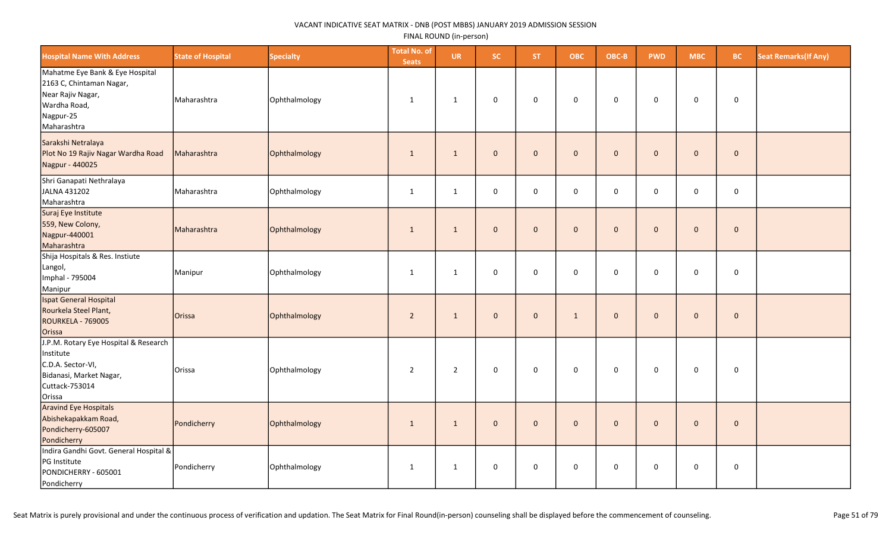VACANT INDICATIVE SEAT MATRIX - DNB (POST MBBS) JANUARY 2019 ADMISSION SESSION

FINAL ROUND (in-person)

| Hospital Name With Address | State of Hospital | Specialty | Total No. of Seats | UR | SC | ST | OBC | OBC-B | PWD | MBC | BC | Seat Remarks(If Any) |
|---|---|---|---|---|---|---|---|---|---|---|---|---|
| Mahatme Eye Bank & Eye Hospital 2163 C, Chintaman Nagar, Near Rajiv Nagar, Wardha Road, Nagpur-25 Maharashtra | Maharashtra | Ophthalmology | 1 | 1 | 0 | 0 | 0 | 0 | 0 | 0 | 0 | |
| Sarakshi Netralaya Plot No 19 Rajiv Nagar Wardha Road Nagpur - 440025 | Maharashtra | Ophthalmology | 1 | 1 | 0 | 0 | 0 | 0 | 0 | 0 | 0 | |
| Shri Ganapati Nethralaya JALNA 431202 Maharashtra | Maharashtra | Ophthalmology | 1 | 1 | 0 | 0 | 0 | 0 | 0 | 0 | 0 | |
| Suraj Eye Institute 559, New Colony, Nagpur-440001 Maharashtra | Maharashtra | Ophthalmology | 1 | 1 | 0 | 0 | 0 | 0 | 0 | 0 | 0 | |
| Shija Hospitals & Res. Instiute Langol, Imphal - 795004 Manipur | Manipur | Ophthalmology | 1 | 1 | 0 | 0 | 0 | 0 | 0 | 0 | 0 | |
| Ispat General Hospital Rourkela Steel Plant, ROURKELA - 769005 Orissa | Orissa | Ophthalmology | 2 | 1 | 0 | 0 | 1 | 0 | 0 | 0 | 0 | |
| J.P.M. Rotary Eye Hospital & Research Institute C.D.A. Sector-VI, Bidanasi, Market Nagar, Cuttack-753014 Orissa | Orissa | Ophthalmology | 2 | 2 | 0 | 0 | 0 | 0 | 0 | 0 | 0 | |
| Aravind Eye Hospitals Abishekapakkam Road, Pondicherry-605007 Pondicherry | Pondicherry | Ophthalmology | 1 | 1 | 0 | 0 | 0 | 0 | 0 | 0 | 0 | |
| Indira Gandhi Govt. General Hospital & PG Institute PONDICHERRY - 605001 Pondicherry | Pondicherry | Ophthalmology | 1 | 1 | 0 | 0 | 0 | 0 | 0 | 0 | 0 | |

Seat Matrix is purely provisional and under the continuous process of verification and updation. The Seat Matrix for Final Round(in-person) counseling shall be displayed before the commencement of counseling.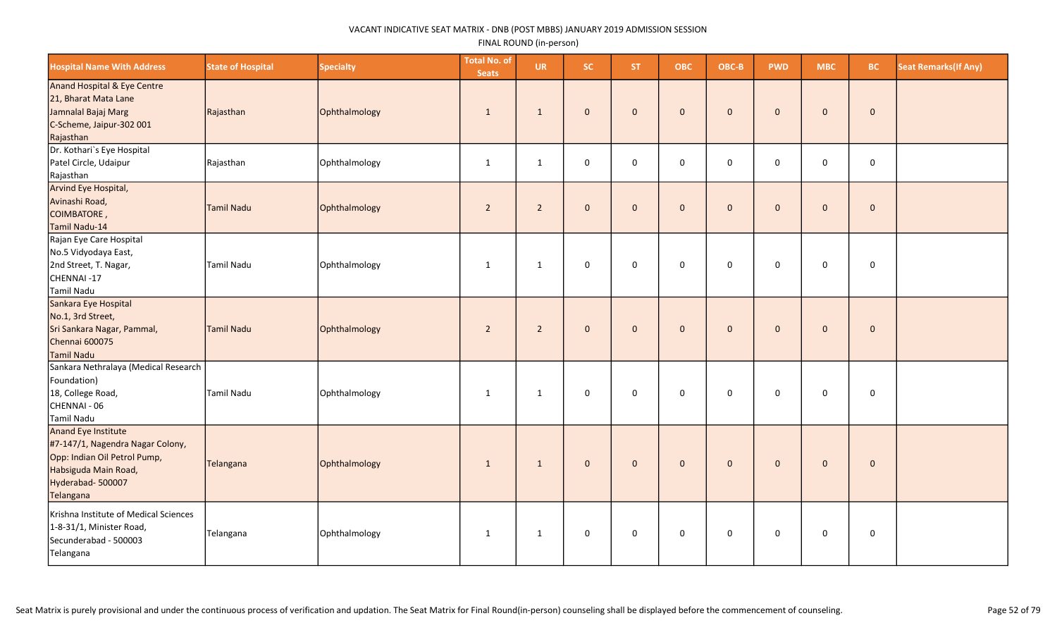VACANT INDICATIVE SEAT MATRIX - DNB (POST MBBS) JANUARY 2019 ADMISSION SESSION

FINAL ROUND (in-person)

| Hospital Name With Address | State of Hospital | Specialty | Total No. of Seats | UR | SC | ST | OBC | OBC-B | PWD | MBC | BC | Seat Remarks(If Any) |
|---|---|---|---|---|---|---|---|---|---|---|---|---|
| Anand Hospital & Eye Centre<br>21, Bharat Mata Lane<br>Jamnalal Bajaj Marg<br>C-Scheme, Jaipur-302 001<br>Rajasthan | Rajasthan | Ophthalmology | 1 | 1 | 0 | 0 | 0 | 0 | 0 | 0 | 0 | |
| Dr. Kothari`s Eye Hospital<br>Patel Circle, Udaipur<br>Rajasthan | Rajasthan | Ophthalmology | 1 | 1 | 0 | 0 | 0 | 0 | 0 | 0 | 0 | |
| Arvind Eye Hospital,<br>Avinashi Road,<br>COIMBATORE ,<br>Tamil Nadu-14 | Tamil Nadu | Ophthalmology | 2 | 2 | 0 | 0 | 0 | 0 | 0 | 0 | 0 | |
| Rajan Eye Care Hospital<br>No.5 Vidyodaya East,<br>2nd Street, T. Nagar,<br>CHENNAI -17<br>Tamil Nadu | Tamil Nadu | Ophthalmology | 1 | 1 | 0 | 0 | 0 | 0 | 0 | 0 | 0 | |
| Sankara Eye Hospital<br>No.1, 3rd Street,<br>Sri Sankara Nagar, Pammal,<br>Chennai 600075<br>Tamil Nadu | Tamil Nadu | Ophthalmology | 2 | 2 | 0 | 0 | 0 | 0 | 0 | 0 | 0 | |
| Sankara Nethralaya (Medical Research Foundation)<br>18, College Road,<br>CHENNAI - 06<br>Tamil Nadu | Tamil Nadu | Ophthalmology | 1 | 1 | 0 | 0 | 0 | 0 | 0 | 0 | 0 | |
| Anand Eye Institute<br>#7-147/1, Nagendra Nagar Colony,<br>Opp: Indian Oil Petrol Pump,<br>Habsiguda Main Road,<br>Hyderabad- 500007<br>Telangana | Telangana | Ophthalmology | 1 | 1 | 0 | 0 | 0 | 0 | 0 | 0 | 0 | |
| Krishna Institute of Medical Sciences<br>1-8-31/1, Minister Road,<br>Secunderabad - 500003<br>Telangana | Telangana | Ophthalmology | 1 | 1 | 0 | 0 | 0 | 0 | 0 | 0 | 0 | |

Seat Matrix is purely provisional and under the continuous process of verification and updation. The Seat Matrix for Final Round(in-person) counseling shall be displayed before the commencement of counseling.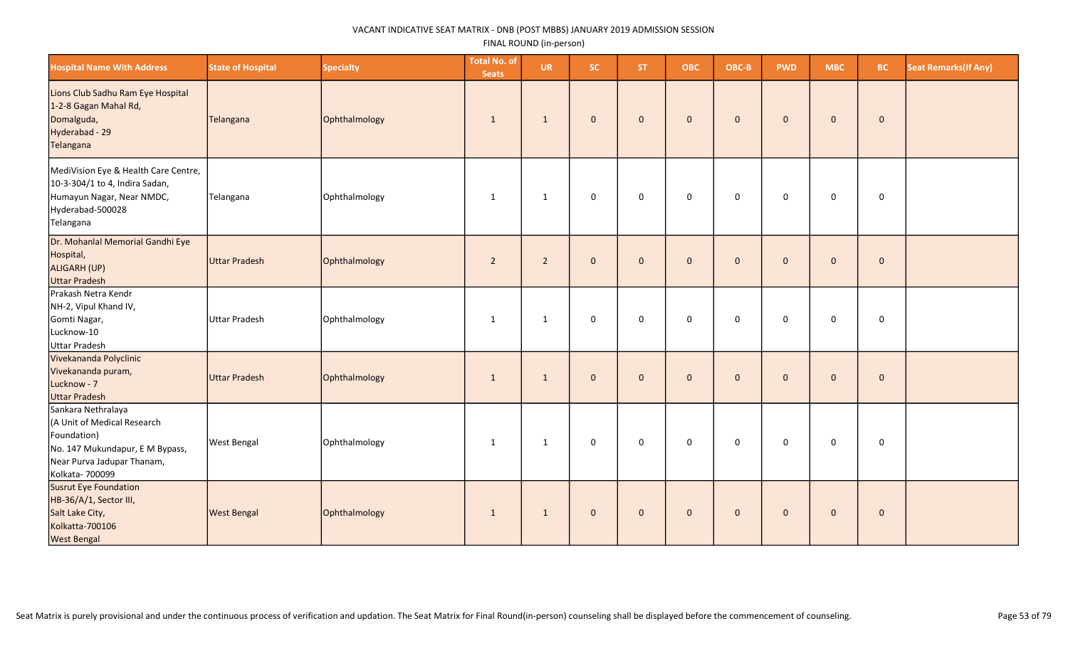VACANT INDICATIVE SEAT MATRIX - DNB (POST MBBS) JANUARY 2019 ADMISSION SESSION

FINAL ROUND (in-person)

| Hospital Name With Address | State of Hospital | Specialty | Total No. of Seats | UR | SC | ST | OBC | OBC-B | PWD | MBC | BC | Seat Remarks(If Any) |
|---|---|---|---|---|---|---|---|---|---|---|---|---|
| Lions Club Sadhu Ram Eye Hospital 1-2-8 Gagan Mahal Rd, Domalguda, Hyderabad - 29 Telangana | Telangana | Ophthalmology | 1 | 1 | 0 | 0 | 0 | 0 | 0 | 0 | 0 | |
| MediVision Eye & Health Care Centre, 10-3-304/1 to 4, Indira Sadan, Humayun Nagar, Near NMDC, Hyderabad-500028 Telangana | Telangana | Ophthalmology | 1 | 1 | 0 | 0 | 0 | 0 | 0 | 0 | 0 | |
| Dr. Mohanlal Memorial Gandhi Eye Hospital, ALIGARH (UP) Uttar Pradesh | Uttar Pradesh | Ophthalmology | 2 | 2 | 0 | 0 | 0 | 0 | 0 | 0 | 0 | |
| Prakash Netra Kendr NH-2, Vipul Khand IV, Gomti Nagar, Lucknow-10 Uttar Pradesh | Uttar Pradesh | Ophthalmology | 1 | 1 | 0 | 0 | 0 | 0 | 0 | 0 | 0 | |
| Vivekananda Polyclinic Vivekananda puram, Lucknow - 7 Uttar Pradesh | Uttar Pradesh | Ophthalmology | 1 | 1 | 0 | 0 | 0 | 0 | 0 | 0 | 0 | |
| Sankara Nethralaya (A Unit of Medical Research Foundation) No. 147 Mukundapur, E M Bypass, Near Purva Jadupar Thanam, Kolkata- 700099 | West Bengal | Ophthalmology | 1 | 1 | 0 | 0 | 0 | 0 | 0 | 0 | 0 | |
| Susrut Eye Foundation HB-36/A/1, Sector III, Salt Lake City, Kolkatta-700106 West Bengal | West Bengal | Ophthalmology | 1 | 1 | 0 | 0 | 0 | 0 | 0 | 0 | 0 | |

Seat Matrix is purely provisional and under the continuous process of verification and updation. The Seat Matrix for Final Round(in-person) counseling shall be displayed before the commencement of counseling.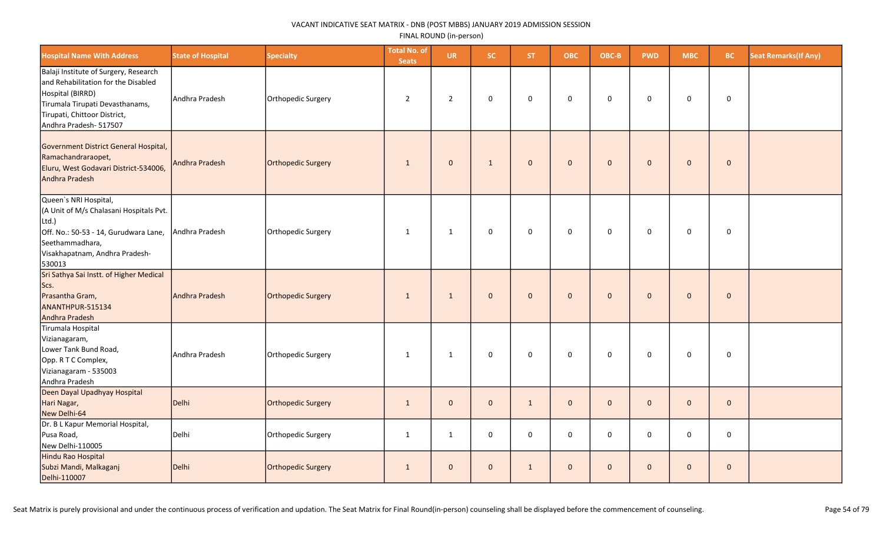VACANT INDICATIVE SEAT MATRIX - DNB (POST MBBS) JANUARY 2019 ADMISSION SESSION

FINAL ROUND (in-person)

| Hospital Name With Address | State of Hospital | Specialty | Total No. of Seats | UR | SC | ST | OBC | OBC-B | PWD | MBC | BC | Seat Remarks(If Any) |
|---|---|---|---|---|---|---|---|---|---|---|---|---|
| Balaji Institute of Surgery, Research and Rehabilitation for the Disabled Hospital (BIRRD)<br>Tirumala Tirupati Devasthanams, Tirupati, Chittoor District, Andhra Pradesh- 517507 | Andhra Pradesh | Orthopedic Surgery | 2 | 2 | 0 | 0 | 0 | 0 | 0 | 0 | 0 | |
| Government District General Hospital, Ramachandraraopet, Eluru, West Godavari District-534006, Andhra Pradesh | Andhra Pradesh | Orthopedic Surgery | 1 | 0 | 1 | 0 | 0 | 0 | 0 | 0 | 0 | |
| Queen`s NRI Hospital, (A Unit of M/s Chalasani Hospitals Pvt. Ltd.)<br>Off. No.: 50-53 - 14, Gurudwara Lane, Seethammadhara, Visakhapatnam, Andhra Pradesh-530013 | Andhra Pradesh | Orthopedic Surgery | 1 | 1 | 0 | 0 | 0 | 0 | 0 | 0 | 0 | |
| Sri Sathya Sai Instt. of Higher Medical Scs.<br>Prasantha Gram, ANANTHPUR-515134 Andhra Pradesh | Andhra Pradesh | Orthopedic Surgery | 1 | 1 | 0 | 0 | 0 | 0 | 0 | 0 | 0 | |
| Tirumala Hospital Vizianagaram, Lower Tank Bund Road, Opp. R T C Complex, Vizianagaram - 535003 Andhra Pradesh | Andhra Pradesh | Orthopedic Surgery | 1 | 1 | 0 | 0 | 0 | 0 | 0 | 0 | 0 | |
| Deen Dayal Upadhyay Hospital Hari Nagar, New Delhi-64 | Delhi | Orthopedic Surgery | 1 | 0 | 0 | 1 | 0 | 0 | 0 | 0 | 0 | |
| Dr. B L Kapur Memorial Hospital, Pusa Road, New Delhi-110005 | Delhi | Orthopedic Surgery | 1 | 1 | 0 | 0 | 0 | 0 | 0 | 0 | 0 | |
| Hindu Rao Hospital Subzi Mandi, Malkaganj Delhi-110007 | Delhi | Orthopedic Surgery | 1 | 0 | 0 | 1 | 0 | 0 | 0 | 0 | 0 | |

Seat Matrix is purely provisional and under the continuous process of verification and updation. The Seat Matrix for Final Round(in-person) counseling shall be displayed before the commencement of counseling.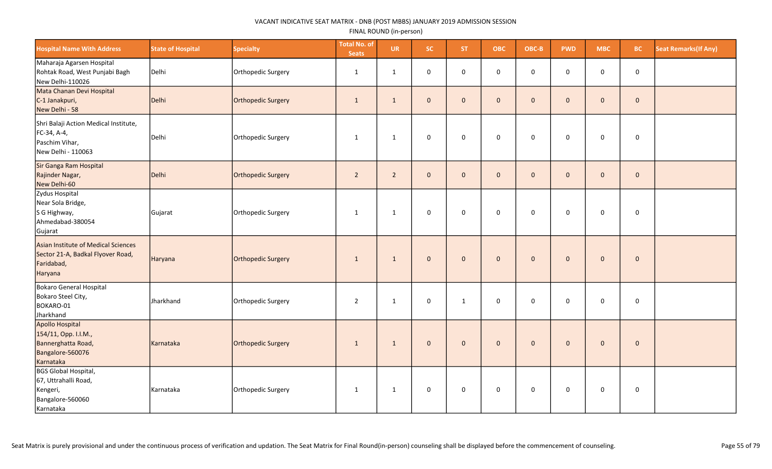VACANT INDICATIVE SEAT MATRIX - DNB (POST MBBS) JANUARY 2019 ADMISSION SESSION

FINAL ROUND (in-person)

| Hospital Name With Address | State of Hospital | Specialty | Total No. of Seats | UR | SC | ST | OBC | OBC-B | PWD | MBC | BC | Seat Remarks(If Any) |
|---|---|---|---|---|---|---|---|---|---|---|---|---|
| Maharaja Agarsen Hospital Rohtak Road, West Punjabi Bagh New Delhi-110026 | Delhi | Orthopedic Surgery | 1 | 1 | 0 | 0 | 0 | 0 | 0 | 0 | 0 | |
| Mata Chanan Devi Hospital C-1 Janakpuri, New Delhi - 58 | Delhi | Orthopedic Surgery | 1 | 1 | 0 | 0 | 0 | 0 | 0 | 0 | 0 | |
| Shri Balaji Action Medical Institute, FC-34, A-4, Paschim Vihar, New Delhi - 110063 | Delhi | Orthopedic Surgery | 1 | 1 | 0 | 0 | 0 | 0 | 0 | 0 | 0 | |
| Sir Ganga Ram Hospital Rajinder Nagar, New Delhi-60 | Delhi | Orthopedic Surgery | 2 | 2 | 0 | 0 | 0 | 0 | 0 | 0 | 0 | |
| Zydus Hospital Near Sola Bridge, S G Highway, Ahmedabad-380054 Gujarat | Gujarat | Orthopedic Surgery | 1 | 1 | 0 | 0 | 0 | 0 | 0 | 0 | 0 | |
| Asian Institute of Medical Sciences Sector 21-A, Badkal Flyover Road, Faridabad, Haryana | Haryana | Orthopedic Surgery | 1 | 1 | 0 | 0 | 0 | 0 | 0 | 0 | 0 | |
| Bokaro General Hospital Bokaro Steel City, BOKARO-01 Jharkhand | Jharkhand | Orthopedic Surgery | 2 | 1 | 0 | 1 | 0 | 0 | 0 | 0 | 0 | |
| Apollo Hospital 154/11, Opp. I.I.M., Bannerghatta Road, Bangalore-560076 Karnataka | Karnataka | Orthopedic Surgery | 1 | 1 | 0 | 0 | 0 | 0 | 0 | 0 | 0 | |
| BGS Global Hospital, 67, Uttrahalli Road, Kengeri, Bangalore-560060 Karnataka | Karnataka | Orthopedic Surgery | 1 | 1 | 0 | 0 | 0 | 0 | 0 | 0 | 0 | |

Seat Matrix is purely provisional and under the continuous process of verification and updation. The Seat Matrix for Final Round(in-person) counseling shall be displayed before the commencement of counseling.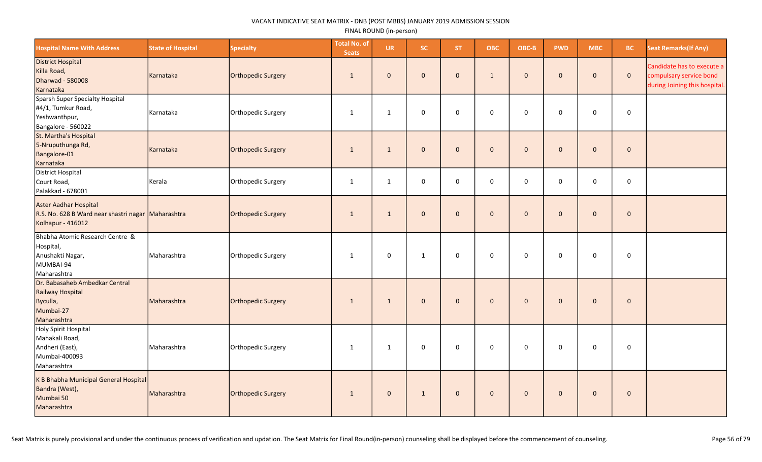VACANT INDICATIVE SEAT MATRIX - DNB (POST MBBS) JANUARY 2019 ADMISSION SESSION

FINAL ROUND (in-person)

| Hospital Name With Address | State of Hospital | Specialty | Total No. of Seats | UR | SC | ST | OBC | OBC-B | PWD | MBC | BC | Seat Remarks(If Any) |
|---|---|---|---|---|---|---|---|---|---|---|---|---|
| District Hospital<br>Killa Road,<br>Dharwad - 580008<br>Karnataka | Karnataka | Orthopedic Surgery | 1 | 0 | 0 | 0 | 1 | 0 | 0 | 0 | 0 | Candidate has to execute a compulsary service bond during Joining this hospital. |
| Sparsh Super Specialty Hospital<br>#4/1, Tumkur Road,<br>Yeshwanthpur,<br>Bangalore - 560022 | Karnataka | Orthopedic Surgery | 1 | 1 | 0 | 0 | 0 | 0 | 0 | 0 | 0 | |
| St. Martha's Hospital<br>5-Nruputhunga Rd,<br>Bangalore-01<br>Karnataka | Karnataka | Orthopedic Surgery | 1 | 1 | 0 | 0 | 0 | 0 | 0 | 0 | 0 | |
| District Hospital<br>Court Road,<br>Palakkad - 678001 | Kerala | Orthopedic Surgery | 1 | 1 | 0 | 0 | 0 | 0 | 0 | 0 | 0 | |
| Aster Aadhar Hospital<br>R.S. No. 628 B Ward near shastri nagar<br>Kolhapur - 416012 | Maharashtra | Orthopedic Surgery | 1 | 1 | 0 | 0 | 0 | 0 | 0 | 0 | 0 | |
| Bhabha Atomic Research Centre &<br>Hospital,<br>Anushakti Nagar,<br>MUMBAI-94<br>Maharashtra | Maharashtra | Orthopedic Surgery | 1 | 0 | 1 | 0 | 0 | 0 | 0 | 0 | 0 | |
| Dr. Babasaheb Ambedkar Central<br>Railway Hospital<br>Byculla,<br>Mumbai-27<br>Maharashtra | Maharashtra | Orthopedic Surgery | 1 | 1 | 0 | 0 | 0 | 0 | 0 | 0 | 0 | |
| Holy Spirit Hospital<br>Mahakali Road,<br>Andheri (East),<br>Mumbai-400093<br>Maharashtra | Maharashtra | Orthopedic Surgery | 1 | 1 | 0 | 0 | 0 | 0 | 0 | 0 | 0 | |
| K B Bhabha Municipal General Hospital<br>Bandra (West),<br>Mumbai 50<br>Maharashtra | Maharashtra | Orthopedic Surgery | 1 | 0 | 1 | 0 | 0 | 0 | 0 | 0 | 0 | |

Seat Matrix is purely provisional and under the continuous process of verification and updation. The Seat Matrix for Final Round(in-person) counseling shall be displayed before the commencement of counseling.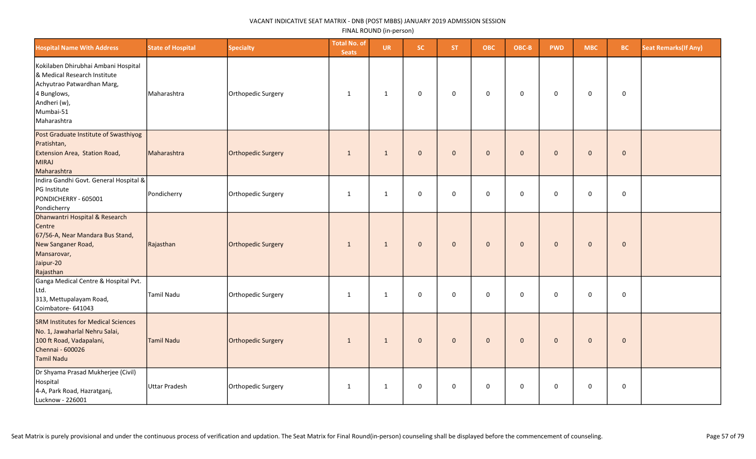VACANT INDICATIVE SEAT MATRIX - DNB (POST MBBS) JANUARY 2019 ADMISSION SESSION

FINAL ROUND (in-person)

| Hospital Name With Address | State of Hospital | Specialty | Total No. of Seats | UR | SC | ST | OBC | OBC-B | PWD | MBC | BC | Seat Remarks(If Any) |
|---|---|---|---|---|---|---|---|---|---|---|---|---|
| Kokilaben Dhirubhai Ambani Hospital & Medical Research Institute Achyutrao Patwardhan Marg, 4 Bunglows, Andheri (w), Mumbai-51 Maharashtra | Maharashtra | Orthopedic Surgery | 1 | 1 | 0 | 0 | 0 | 0 | 0 | 0 | 0 | |
| Post Graduate Institute of Swasthiyog Pratishtan, Extension Area, Station Road, MIRAJ Maharashtra | Maharashtra | Orthopedic Surgery | 1 | 1 | 0 | 0 | 0 | 0 | 0 | 0 | 0 | |
| Indira Gandhi Govt. General Hospital & PG Institute PONDICHERRY - 605001 Pondicherry | Pondicherry | Orthopedic Surgery | 1 | 1 | 0 | 0 | 0 | 0 | 0 | 0 | 0 | |
| Dhanwantri Hospital & Research Centre 67/56-A, Near Mandara Bus Stand, New Sanganer Road, Mansarovar, Jaipur-20 Rajasthan | Rajasthan | Orthopedic Surgery | 1 | 1 | 0 | 0 | 0 | 0 | 0 | 0 | 0 | |
| Ganga Medical Centre & Hospital Pvt. Ltd. 313, Mettupalayam Road, Coimbatore- 641043 | Tamil Nadu | Orthopedic Surgery | 1 | 1 | 0 | 0 | 0 | 0 | 0 | 0 | 0 | |
| SRM Institutes for Medical Sciences No. 1, Jawaharlal Nehru Salai, 100 ft Road, Vadapalani, Chennai - 600026 Tamil Nadu | Tamil Nadu | Orthopedic Surgery | 1 | 1 | 0 | 0 | 0 | 0 | 0 | 0 | 0 | |
| Dr Shyama Prasad Mukherjee (Civil) Hospital 4-A, Park Road, Hazratganj, Lucknow - 226001 | Uttar Pradesh | Orthopedic Surgery | 1 | 1 | 0 | 0 | 0 | 0 | 0 | 0 | 0 | |

Seat Matrix is purely provisional and under the continuous process of verification and updation. The Seat Matrix for Final Round(in-person) counseling shall be displayed before the commencement of counseling.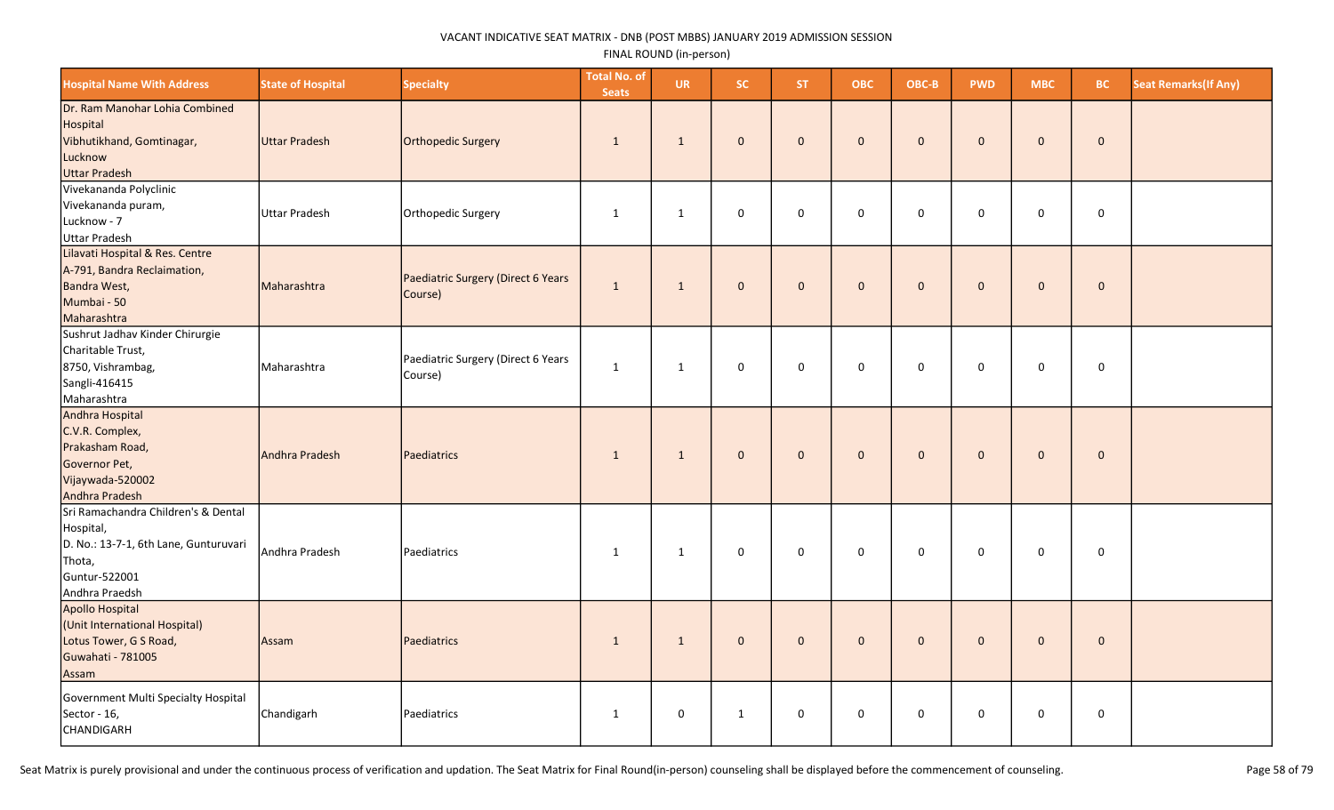VACANT INDICATIVE SEAT MATRIX - DNB (POST MBBS) JANUARY 2019 ADMISSION SESSION

FINAL ROUND (in-person)

| Hospital Name With Address | State of Hospital | Specialty | Total No. of Seats | UR | SC | ST | OBC | OBC-B | PWD | MBC | BC | Seat Remarks(If Any) |
|---|---|---|---|---|---|---|---|---|---|---|---|---|
| Dr. Ram Manohar Lohia Combined Hospital Vibhutikhand, Gomtinagar, Lucknow Uttar Pradesh | Uttar Pradesh | Orthopedic Surgery | 1 | 1 | 0 | 0 | 0 | 0 | 0 | 0 | 0 | |
| Vivekananda Polyclinic Vivekananda puram, Lucknow - 7 Uttar Pradesh | Uttar Pradesh | Orthopedic Surgery | 1 | 1 | 0 | 0 | 0 | 0 | 0 | 0 | 0 | |
| Lilavati Hospital & Res. Centre A-791, Bandra Reclaimation, Bandra West, Mumbai - 50 Maharashtra | Maharashtra | Paediatric Surgery (Direct 6 Years Course) | 1 | 1 | 0 | 0 | 0 | 0 | 0 | 0 | 0 | |
| Sushrut Jadhav Kinder Chirurgie Charitable Trust, 8750, Vishrambag, Sangli-416415 Maharashtra | Maharashtra | Paediatric Surgery (Direct 6 Years Course) | 1 | 1 | 0 | 0 | 0 | 0 | 0 | 0 | 0 | |
| Andhra Hospital C.V.R. Complex, Prakasham Road, Governor Pet, Vijaywada-520002 Andhra Pradesh | Andhra Pradesh | Paediatrics | 1 | 1 | 0 | 0 | 0 | 0 | 0 | 0 | 0 | |
| Sri Ramachandra Children's & Dental Hospital, D. No.: 13-7-1, 6th Lane, Gunturuvari Thota, Guntur-522001 Andhra Praedsh | Andhra Pradesh | Paediatrics | 1 | 1 | 0 | 0 | 0 | 0 | 0 | 0 | 0 | |
| Apollo Hospital (Unit International Hospital) Lotus Tower, G S Road, Guwahati - 781005 Assam | Assam | Paediatrics | 1 | 1 | 0 | 0 | 0 | 0 | 0 | 0 | 0 | |
| Government Multi Specialty Hospital Sector - 16, CHANDIGARH | Chandigarh | Paediatrics | 1 | 0 | 1 | 0 | 0 | 0 | 0 | 0 | 0 | |

Seat Matrix is purely provisional and under the continuous process of verification and updation. The Seat Matrix for Final Round(in-person) counseling shall be displayed before the commencement of counseling.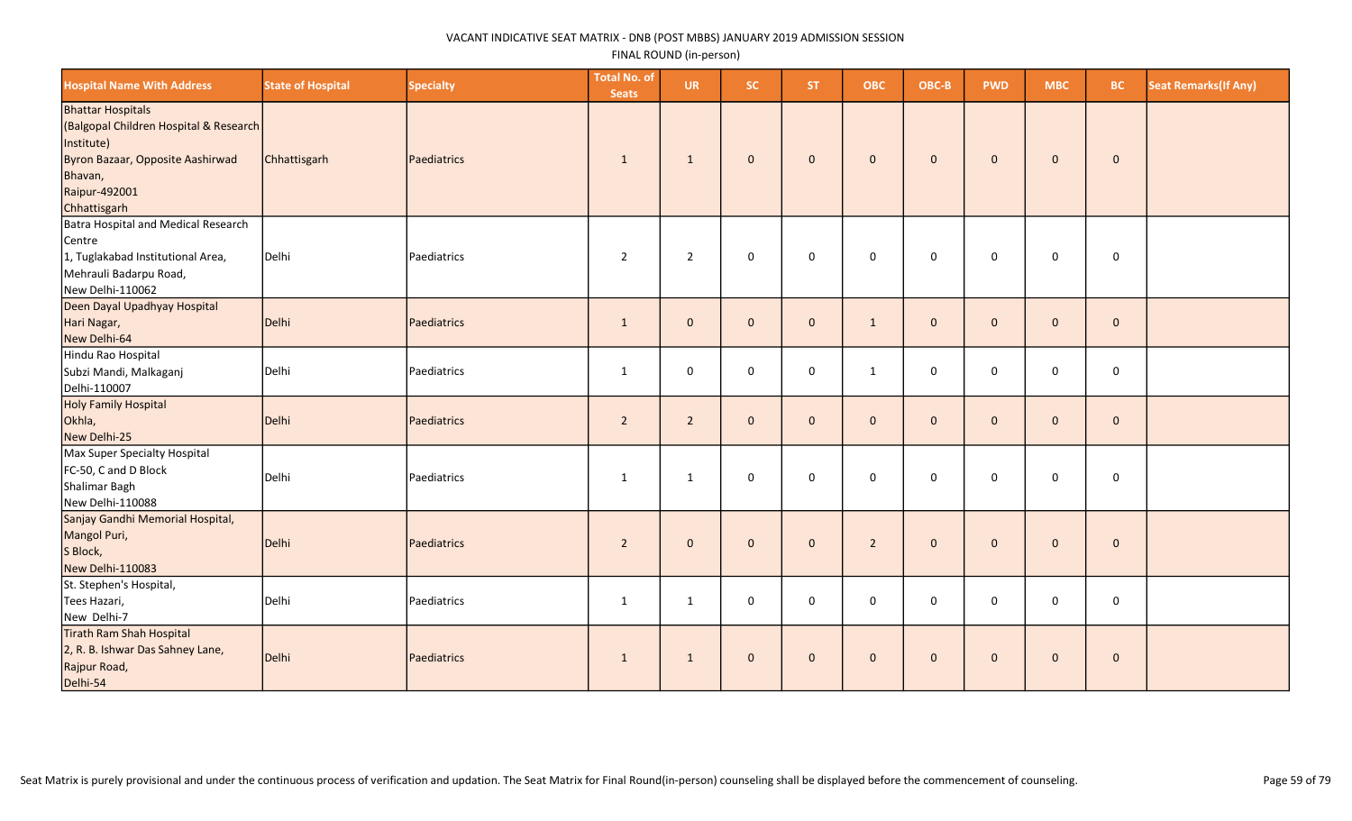VACANT INDICATIVE SEAT MATRIX - DNB (POST MBBS) JANUARY 2019 ADMISSION SESSION

FINAL ROUND (in-person)

| Hospital Name With Address | State of Hospital | Specialty | Total No. of Seats | UR | SC | ST | OBC | OBC-B | PWD | MBC | BC | Seat Remarks(If Any) |
|---|---|---|---|---|---|---|---|---|---|---|---|---|
| Bhattar Hospitals (Balgopal Children Hospital & Research Institute) Byron Bazaar, Opposite Aashirwad Bhavan, Raipur-492001 Chhattisgarh | Chhattisgarh | Paediatrics | 1 | 1 | 0 | 0 | 0 | 0 | 0 | 0 | 0 | |
| Batra Hospital and Medical Research Centre 1, Tuglakabad Institutional Area, Mehrauli Badarpu Road, New Delhi-110062 | Delhi | Paediatrics | 2 | 2 | 0 | 0 | 0 | 0 | 0 | 0 | 0 | |
| Deen Dayal Upadhyay Hospital Hari Nagar, New Delhi-64 | Delhi | Paediatrics | 1 | 0 | 0 | 0 | 1 | 0 | 0 | 0 | 0 | |
| Hindu Rao Hospital Subzi Mandi, Malkaganj Delhi-110007 | Delhi | Paediatrics | 1 | 0 | 0 | 0 | 1 | 0 | 0 | 0 | 0 | |
| Holy Family Hospital Okhla, New Delhi-25 | Delhi | Paediatrics | 2 | 2 | 0 | 0 | 0 | 0 | 0 | 0 | 0 | |
| Max Super Specialty Hospital FC-50, C and D Block Shalimar Bagh New Delhi-110088 | Delhi | Paediatrics | 1 | 1 | 0 | 0 | 0 | 0 | 0 | 0 | 0 | |
| Sanjay Gandhi Memorial Hospital, Mangol Puri, S Block, New Delhi-110083 | Delhi | Paediatrics | 2 | 0 | 0 | 0 | 2 | 0 | 0 | 0 | 0 | |
| St. Stephen's Hospital, Tees Hazari, New Delhi-7 | Delhi | Paediatrics | 1 | 1 | 0 | 0 | 0 | 0 | 0 | 0 | 0 | |
| Tirath Ram Shah Hospital 2, R. B. Ishwar Das Sahney Lane, Rajpur Road, Delhi-54 | Delhi | Paediatrics | 1 | 1 | 0 | 0 | 0 | 0 | 0 | 0 | 0 | |

Seat Matrix is purely provisional and under the continuous process of verification and updation. The Seat Matrix for Final Round(in-person) counseling shall be displayed before the commencement of counseling.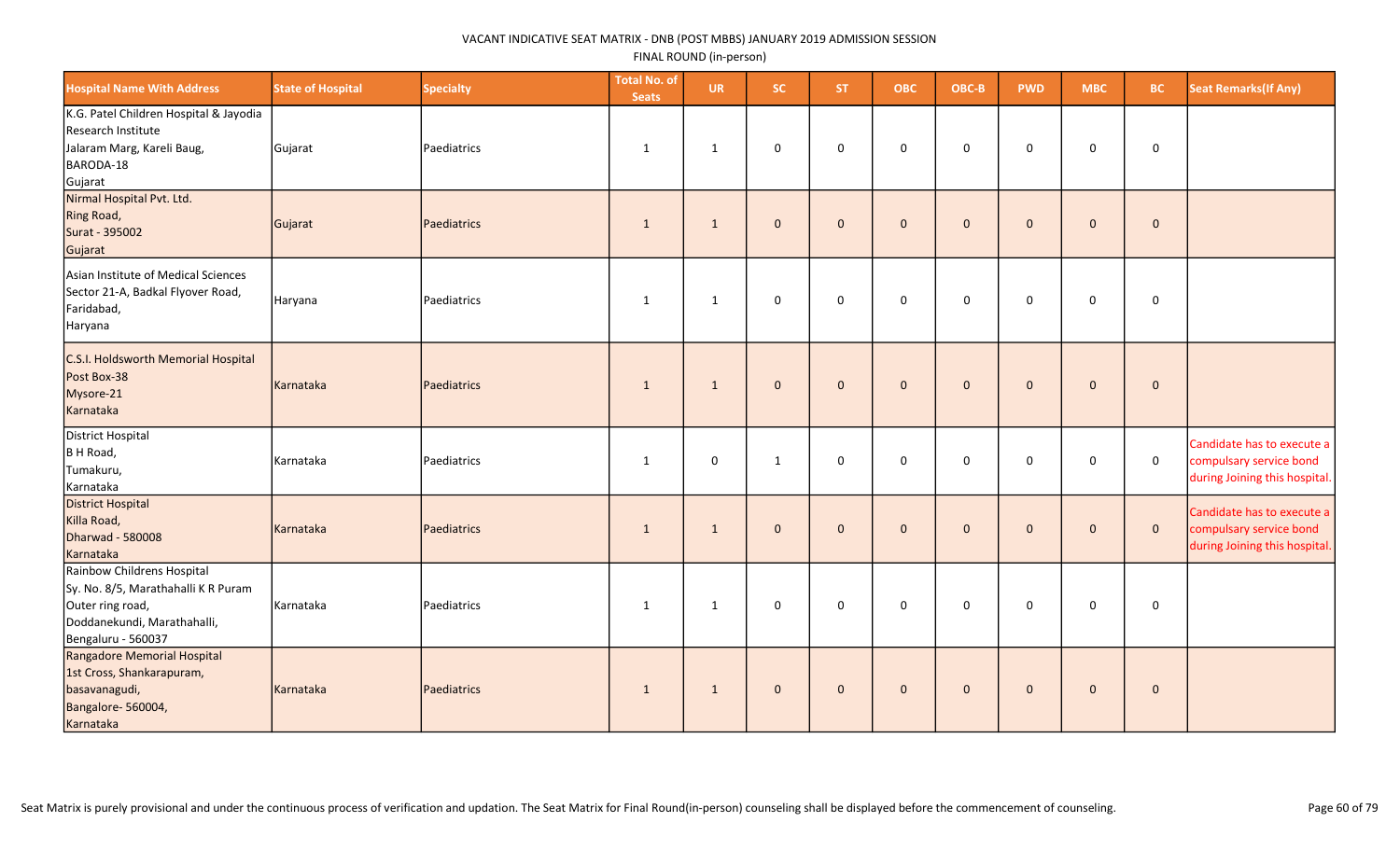VACANT INDICATIVE SEAT MATRIX - DNB (POST MBBS) JANUARY 2019 ADMISSION SESSION

FINAL ROUND (in-person)

| Hospital Name With Address | State of Hospital | Specialty | Total No. of Seats | UR | SC | ST | OBC | OBC-B | PWD | MBC | BC | Seat Remarks(If Any) |
|---|---|---|---|---|---|---|---|---|---|---|---|---|
| K.G. Patel Children Hospital & Jayodia Research Institute Jalaram Marg, Kareli Baug, BARODA-18 Gujarat | Gujarat | Paediatrics | 1 | 1 | 0 | 0 | 0 | 0 | 0 | 0 | 0 | |
| Nirmal Hospital Pvt. Ltd. Ring Road, Surat - 395002 Gujarat | Gujarat | Paediatrics | 1 | 1 | 0 | 0 | 0 | 0 | 0 | 0 | 0 | |
| Asian Institute of Medical Sciences Sector 21-A, Badkal Flyover Road, Faridabad, Haryana | Haryana | Paediatrics | 1 | 1 | 0 | 0 | 0 | 0 | 0 | 0 | 0 | |
| C.S.I. Holdsworth Memorial Hospital Post Box-38 Mysore-21 Karnataka | Karnataka | Paediatrics | 1 | 1 | 0 | 0 | 0 | 0 | 0 | 0 | 0 | |
| District Hospital B H Road, Tumakuru, Karnataka | Karnataka | Paediatrics | 1 | 0 | 1 | 0 | 0 | 0 | 0 | 0 | 0 | Candidate has to execute a compulsary service bond during Joining this hospital. |
| District Hospital Killa Road, Dharwad - 580008 Karnataka | Karnataka | Paediatrics | 1 | 1 | 0 | 0 | 0 | 0 | 0 | 0 | 0 | Candidate has to execute a compulsary service bond during Joining this hospital. |
| Rainbow Childrens Hospital Sy. No. 8/5, Marathahalli K R Puram Outer ring road, Doddanekundi, Marathahalli, Bengaluru - 560037 | Karnataka | Paediatrics | 1 | 1 | 0 | 0 | 0 | 0 | 0 | 0 | 0 | |
| Rangadore Memorial Hospital 1st Cross, Shankarapuram, basavanagudi, Bangalore- 560004, Karnataka | Karnataka | Paediatrics | 1 | 1 | 0 | 0 | 0 | 0 | 0 | 0 | 0 | |

Seat Matrix is purely provisional and under the continuous process of verification and updation. The Seat Matrix for Final Round(in-person) counseling shall be displayed before the commencement of counseling.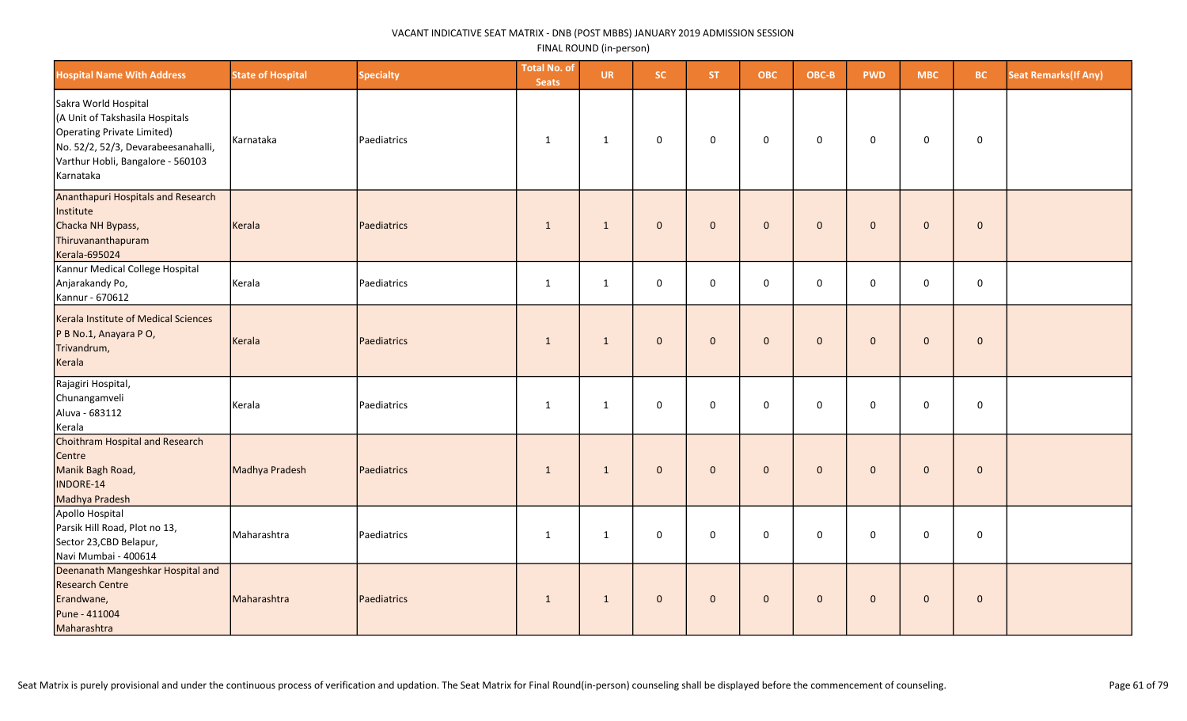VACANT INDICATIVE SEAT MATRIX - DNB (POST MBBS) JANUARY 2019 ADMISSION SESSION

FINAL ROUND (in-person)

| Hospital Name With Address | State of Hospital | Specialty | Total No. of Seats | UR | SC | ST | OBC | OBC-B | PWD | MBC | BC | Seat Remarks(If Any) |
|---|---|---|---|---|---|---|---|---|---|---|---|---|
| Sakra World Hospital (A Unit of Takshasila Hospitals Operating Private Limited) No. 52/2, 52/3, Devarabeesanahalli, Varthur Hobli, Bangalore - 560103 Karnataka | Karnataka | Paediatrics | 1 | 1 | 0 | 0 | 0 | 0 | 0 | 0 | 0 | |
| Ananthapuri Hospitals and Research Institute Chacka NH Bypass, Thiruvananthapuram Kerala-695024 | Kerala | Paediatrics | 1 | 1 | 0 | 0 | 0 | 0 | 0 | 0 | 0 | |
| Kannur Medical College Hospital Anjarakandy Po, Kannur - 670612 | Kerala | Paediatrics | 1 | 1 | 0 | 0 | 0 | 0 | 0 | 0 | 0 | |
| Kerala Institute of Medical Sciences P B No.1, Anayara P O, Trivandrum, Kerala | Kerala | Paediatrics | 1 | 1 | 0 | 0 | 0 | 0 | 0 | 0 | 0 | |
| Rajagiri Hospital, Chunangamveli Aluva - 683112 Kerala | Kerala | Paediatrics | 1 | 1 | 0 | 0 | 0 | 0 | 0 | 0 | 0 | |
| Choithram Hospital and Research Centre Manik Bagh Road, INDORE-14 Madhya Pradesh | Madhya Pradesh | Paediatrics | 1 | 1 | 0 | 0 | 0 | 0 | 0 | 0 | 0 | |
| Apollo Hospital Parsik Hill Road, Plot no 13, Sector 23,CBD Belapur, Navi Mumbai - 400614 | Maharashtra | Paediatrics | 1 | 1 | 0 | 0 | 0 | 0 | 0 | 0 | 0 | |
| Deenanath Mangeshkar Hospital and Research Centre Erandwane, Pune - 411004 Maharashtra | Maharashtra | Paediatrics | 1 | 1 | 0 | 0 | 0 | 0 | 0 | 0 | 0 | |

Seat Matrix is purely provisional and under the continuous process of verification and updation. The Seat Matrix for Final Round(in-person) counseling shall be displayed before the commencement of counseling.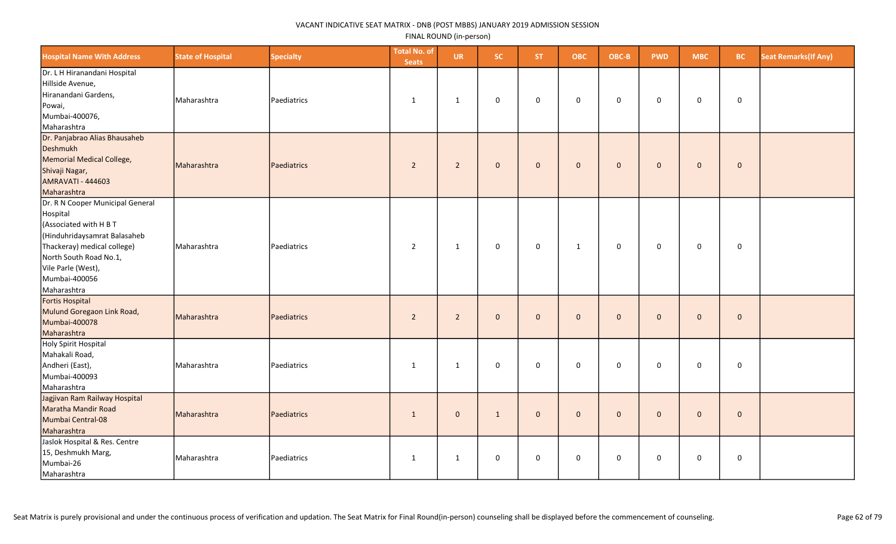VACANT INDICATIVE SEAT MATRIX - DNB (POST MBBS) JANUARY 2019 ADMISSION SESSION

FINAL ROUND (in-person)

| Hospital Name With Address | State of Hospital | Specialty | Total No. of Seats | UR | SC | ST | OBC | OBC-B | PWD | MBC | BC | Seat Remarks(If Any) |
|---|---|---|---|---|---|---|---|---|---|---|---|---|
| Dr. L H Hiranandani Hospital Hillside Avenue, Hiranandani Gardens, Powai, Mumbai-400076, Maharashtra | Maharashtra | Paediatrics | 1 | 1 | 0 | 0 | 0 | 0 | 0 | 0 | 0 | |
| Dr. Panjabrao Alias Bhausaheb Deshmukh Memorial Medical College, Shivaji Nagar, AMRAVATI - 444603 Maharashtra | Maharashtra | Paediatrics | 2 | 2 | 0 | 0 | 0 | 0 | 0 | 0 | 0 | |
| Dr. R N Cooper Municipal General Hospital (Associated with H B T (Hinduhridaysamrat Balasaheb Thackeray) medical college) North South Road No.1, Vile Parle (West), Mumbai-400056 Maharashtra | Maharashtra | Paediatrics | 2 | 1 | 0 | 0 | 1 | 0 | 0 | 0 | 0 | |
| Fortis Hospital Mulund Goregaon Link Road, Mumbai-400078 Maharashtra | Maharashtra | Paediatrics | 2 | 2 | 0 | 0 | 0 | 0 | 0 | 0 | 0 | |
| Holy Spirit Hospital Mahakali Road, Andheri (East), Mumbai-400093 Maharashtra | Maharashtra | Paediatrics | 1 | 1 | 0 | 0 | 0 | 0 | 0 | 0 | 0 | |
| Jagjivan Ram Railway Hospital Maratha Mandir Road Mumbai Central-08 Maharashtra | Maharashtra | Paediatrics | 1 | 0 | 1 | 0 | 0 | 0 | 0 | 0 | 0 | |
| Jaslok Hospital & Res. Centre 15, Deshmukh Marg, Mumbai-26 Maharashtra | Maharashtra | Paediatrics | 1 | 1 | 0 | 0 | 0 | 0 | 0 | 0 | 0 | |

Seat Matrix is purely provisional and under the continuous process of verification and updation. The Seat Matrix for Final Round(in-person) counseling shall be displayed before the commencement of counseling.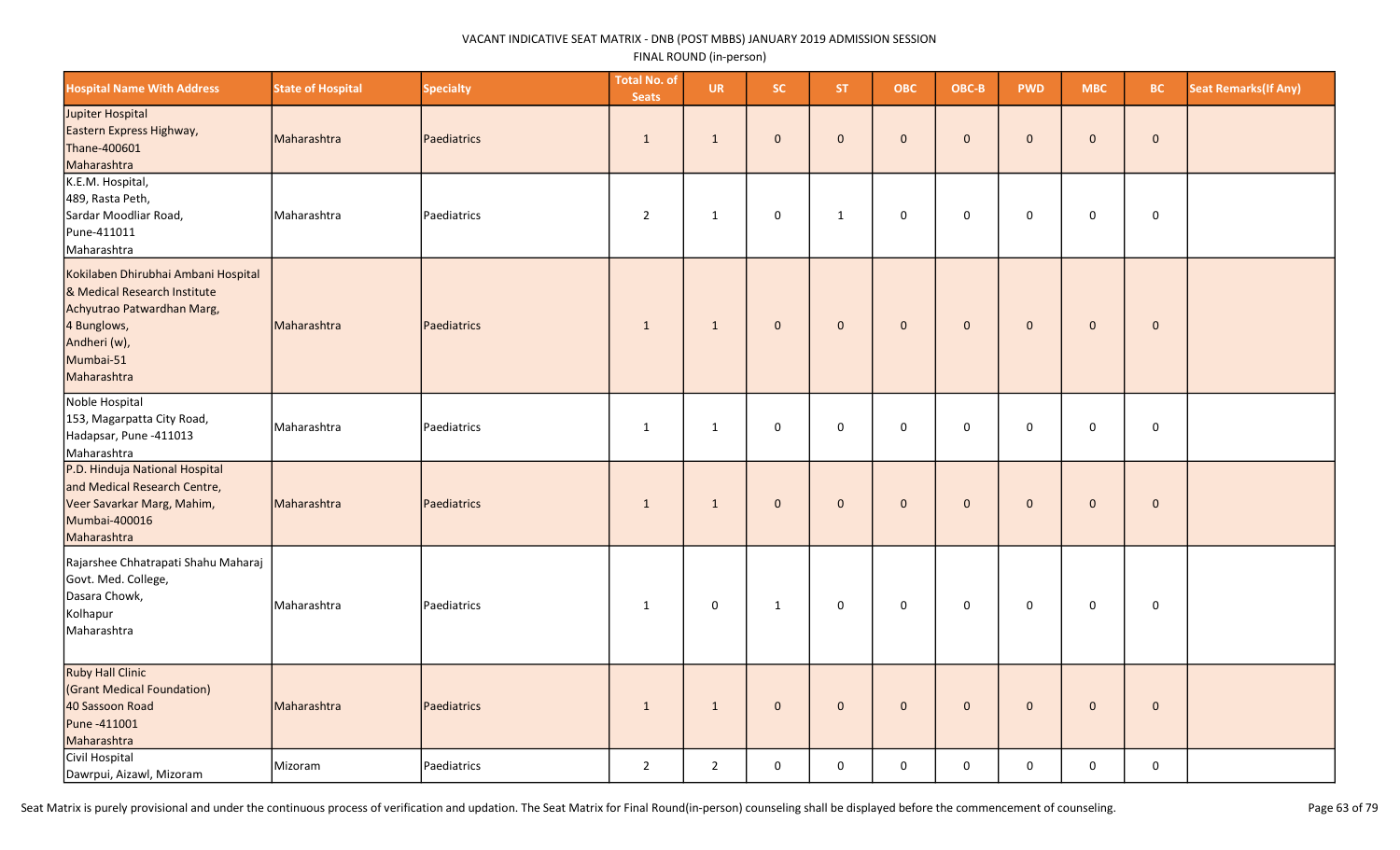VACANT INDICATIVE SEAT MATRIX - DNB (POST MBBS) JANUARY 2019 ADMISSION SESSION

FINAL ROUND (in-person)

| Hospital Name With Address | State of Hospital | Specialty | Total No. of Seats | UR | SC | ST | OBC | OBC-B | PWD | MBC | BC | Seat Remarks(If Any) |
|---|---|---|---|---|---|---|---|---|---|---|---|---|
| Jupiter Hospital Eastern Express Highway, Thane-400601 Maharashtra | Maharashtra | Paediatrics | 1 | 1 | 0 | 0 | 0 | 0 | 0 | 0 | 0 | |
| K.E.M. Hospital, 489, Rasta Peth, Sardar Moodliar Road, Pune-411011 Maharashtra | Maharashtra | Paediatrics | 2 | 1 | 0 | 1 | 0 | 0 | 0 | 0 | 0 | |
| Kokilaben Dhirubhai Ambani Hospital & Medical Research Institute Achyutrao Patwardhan Marg, 4 Bunglows, Andheri (w), Mumbai-51 Maharashtra | Maharashtra | Paediatrics | 1 | 1 | 0 | 0 | 0 | 0 | 0 | 0 | 0 | |
| Noble Hospital 153, Magarpatta City Road, Hadapsar, Pune -411013 Maharashtra | Maharashtra | Paediatrics | 1 | 1 | 0 | 0 | 0 | 0 | 0 | 0 | 0 | |
| P.D. Hinduja National Hospital and Medical Research Centre, Veer Savarkar Marg, Mahim, Mumbai-400016 Maharashtra | Maharashtra | Paediatrics | 1 | 1 | 0 | 0 | 0 | 0 | 0 | 0 | 0 | |
| Rajarshee Chhatrapati Shahu Maharaj Govt. Med. College, Dasara Chowk, Kolhapur Maharashtra | Maharashtra | Paediatrics | 1 | 0 | 1 | 0 | 0 | 0 | 0 | 0 | 0 | |
| Ruby Hall Clinic (Grant Medical Foundation) 40 Sassoon Road Pune -411001 Maharashtra | Maharashtra | Paediatrics | 1 | 1 | 0 | 0 | 0 | 0 | 0 | 0 | 0 | |
| Civil Hospital Dawrpui, Aizawl, Mizoram | Mizoram | Paediatrics | 2 | 2 | 0 | 0 | 0 | 0 | 0 | 0 | 0 | |

Seat Matrix is purely provisional and under the continuous process of verification and updation. The Seat Matrix for Final Round(in-person) counseling shall be displayed before the commencement of counseling.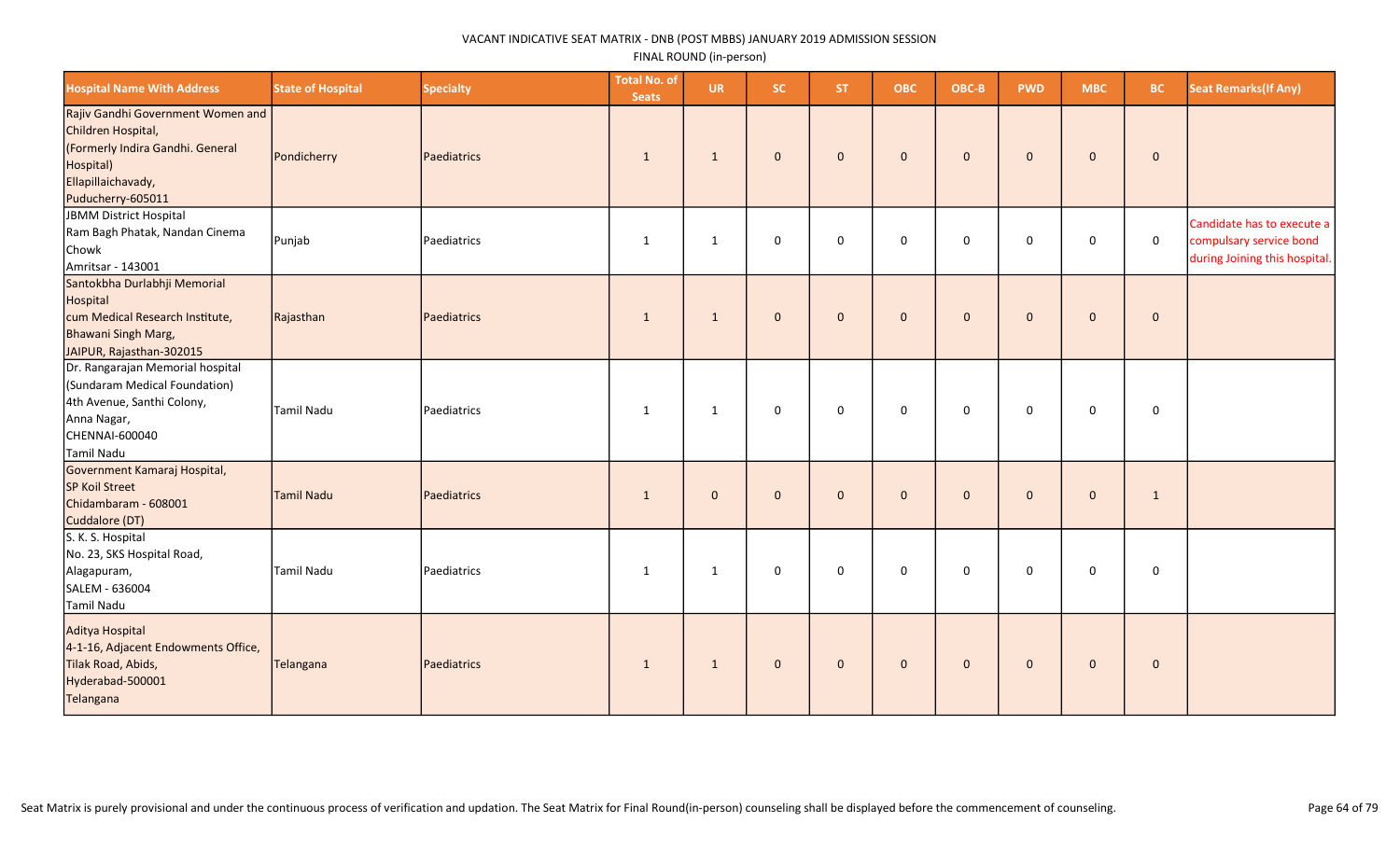VACANT INDICATIVE SEAT MATRIX - DNB (POST MBBS) JANUARY 2019 ADMISSION SESSION

FINAL ROUND (in-person)

| Hospital Name With Address | State of Hospital | Specialty | Total No. of Seats | UR | SC | ST | OBC | OBC-B | PWD | MBC | BC | Seat Remarks(If Any) |
|---|---|---|---|---|---|---|---|---|---|---|---|---|
| Rajiv Gandhi Government Women and Children Hospital,<br>(Formerly Indira Gandhi. General Hospital)<br>Ellapillaichavady,<br>Puducherry-605011 | Pondicherry | Paediatrics | 1 | 1 | 0 | 0 | 0 | 0 | 0 | 0 | 0 | |
| JBMM District Hospital<br>Ram Bagh Phatak, Nandan Cinema Chowk<br>Amritsar - 143001 | Punjab | Paediatrics | 1 | 1 | 0 | 0 | 0 | 0 | 0 | 0 | 0 | Candidate has to execute a compulsary service bond during Joining this hospital. |
| Santokbha Durlabhji Memorial Hospital<br>cum Medical Research Institute,<br>Bhawani Singh Marg,<br>JAIPUR, Rajasthan-302015 | Rajasthan | Paediatrics | 1 | 1 | 0 | 0 | 0 | 0 | 0 | 0 | 0 | |
| Dr. Rangarajan Memorial hospital<br>(Sundaram Medical Foundation)<br>4th Avenue, Santhi Colony,<br>Anna Nagar,<br>CHENNAI-600040<br>Tamil Nadu | Tamil Nadu | Paediatrics | 1 | 1 | 0 | 0 | 0 | 0 | 0 | 0 | 0 | |
| Government Kamaraj Hospital,<br>SP Koil Street<br>Chidambaram - 608001<br>Cuddalore (DT) | Tamil Nadu | Paediatrics | 1 | 0 | 0 | 0 | 0 | 0 | 0 | 0 | 1 | |
| S. K. S. Hospital<br>No. 23, SKS Hospital Road,<br>Alagapuram,<br>SALEM - 636004<br>Tamil Nadu | Tamil Nadu | Paediatrics | 1 | 1 | 0 | 0 | 0 | 0 | 0 | 0 | 0 | |
| Aditya Hospital<br>4-1-16, Adjacent Endowments Office,<br>Tilak Road, Abids,<br>Hyderabad-500001<br>Telangana | Telangana | Paediatrics | 1 | 1 | 0 | 0 | 0 | 0 | 0 | 0 | 0 | |

Seat Matrix is purely provisional and under the continuous process of verification and updation. The Seat Matrix for Final Round(in-person) counseling shall be displayed before the commencement of counseling.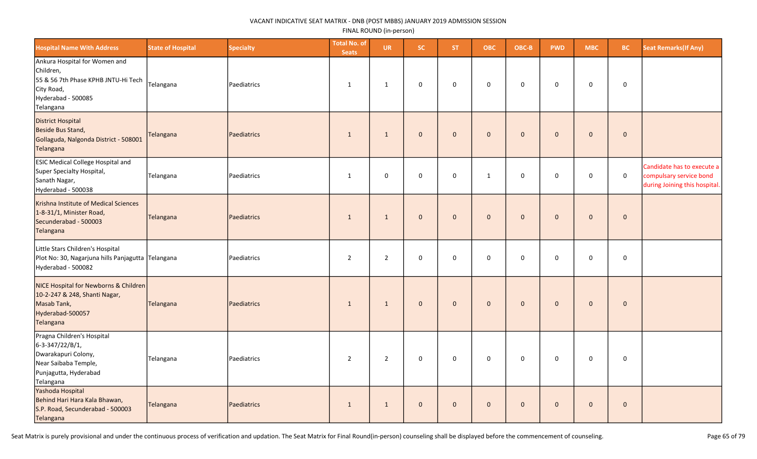VACANT INDICATIVE SEAT MATRIX - DNB (POST MBBS) JANUARY 2019 ADMISSION SESSION

FINAL ROUND (in-person)

| Hospital Name With Address | State of Hospital | Specialty | Total No. of Seats | UR | SC | ST | OBC | OBC-B | PWD | MBC | BC | Seat Remarks(If Any) |
|---|---|---|---|---|---|---|---|---|---|---|---|---|
| Ankura Hospital for Women and Children, 55 & 56 7th Phase KPHB JNTU-Hi Tech City Road, Hyderabad - 500085 Telangana | Telangana | Paediatrics | 1 | 1 | 0 | 0 | 0 | 0 | 0 | 0 | 0 | |
| District Hospital Beside Bus Stand, Gollaguda, Nalgonda District - 508001 Telangana | Telangana | Paediatrics | 1 | 1 | 0 | 0 | 0 | 0 | 0 | 0 | 0 | |
| ESIC Medical College Hospital and Super Specialty Hospital, Sanath Nagar, Hyderabad - 500038 | Telangana | Paediatrics | 1 | 0 | 0 | 0 | 1 | 0 | 0 | 0 | 0 | Candidate has to execute a compulsary service bond during Joining this hospital. |
| Krishna Institute of Medical Sciences 1-8-31/1, Minister Road, Secunderabad - 500003 Telangana | Telangana | Paediatrics | 1 | 1 | 0 | 0 | 0 | 0 | 0 | 0 | 0 | |
| Little Stars Children's Hospital Plot No: 30, Nagarjuna hills Panjagutta Hyderabad - 500082 | Telangana | Paediatrics | 2 | 2 | 0 | 0 | 0 | 0 | 0 | 0 | 0 | |
| NICE Hospital for Newborns & Children 10-2-247 & 248, Shanti Nagar, Masab Tank, Hyderabad-500057 Telangana | Telangana | Paediatrics | 1 | 1 | 0 | 0 | 0 | 0 | 0 | 0 | 0 | |
| Pragna Children's Hospital 6-3-347/22/B/1, Dwarakapuri Colony, Near Saibaba Temple, Punjagutta, Hyderabad Telangana | Telangana | Paediatrics | 2 | 2 | 0 | 0 | 0 | 0 | 0 | 0 | 0 | |
| Yashoda Hospital Behind Hari Hara Kala Bhawan, S.P. Road, Secunderabad - 500003 Telangana | Telangana | Paediatrics | 1 | 1 | 0 | 0 | 0 | 0 | 0 | 0 | 0 | |

Seat Matrix is purely provisional and under the continuous process of verification and updation. The Seat Matrix for Final Round(in-person) counseling shall be displayed before the commencement of counseling.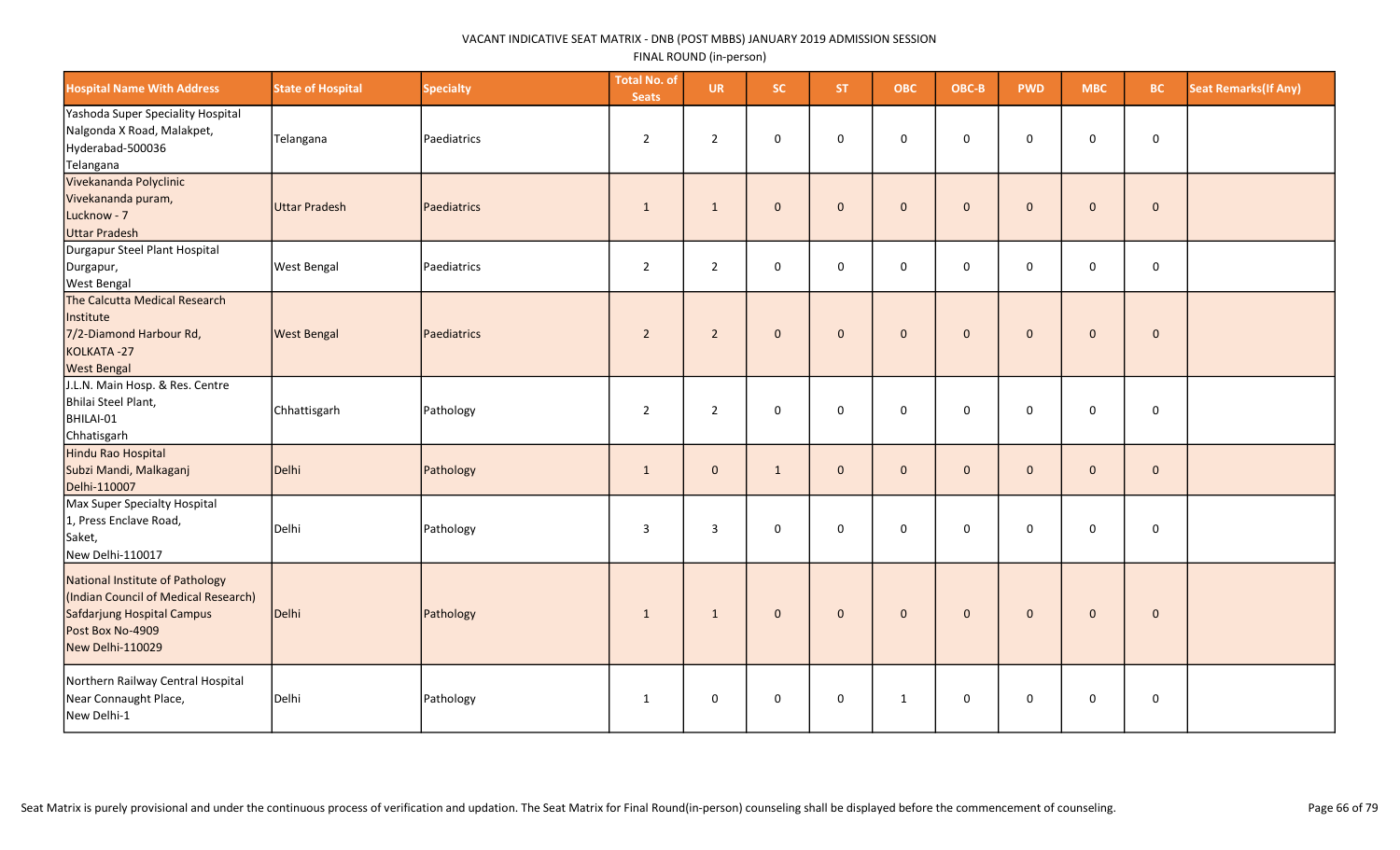VACANT INDICATIVE SEAT MATRIX - DNB (POST MBBS) JANUARY 2019 ADMISSION SESSION

FINAL ROUND (in-person)

| Hospital Name With Address | State of Hospital | Specialty | Total No. of Seats | UR | SC | ST | OBC | OBC-B | PWD | MBC | BC | Seat Remarks(If Any) |
|---|---|---|---|---|---|---|---|---|---|---|---|---|
| Yashoda Super Speciality Hospital Nalgonda X Road, Malakpet, Hyderabad-500036 Telangana | Telangana | Paediatrics | 2 | 2 | 0 | 0 | 0 | 0 | 0 | 0 | 0 | |
| Vivekananda Polyclinic Vivekananda puram, Lucknow - 7 Uttar Pradesh | Uttar Pradesh | Paediatrics | 1 | 1 | 0 | 0 | 0 | 0 | 0 | 0 | 0 | |
| Durgapur Steel Plant Hospital Durgapur, West Bengal | West Bengal | Paediatrics | 2 | 2 | 0 | 0 | 0 | 0 | 0 | 0 | 0 | |
| The Calcutta Medical Research Institute 7/2-Diamond Harbour Rd, KOLKATA -27 West Bengal | West Bengal | Paediatrics | 2 | 2 | 0 | 0 | 0 | 0 | 0 | 0 | 0 | |
| J.L.N. Main Hosp. & Res. Centre Bhilai Steel Plant, BHILAI-01 Chhatisgarh | Chhattisgarh | Pathology | 2 | 2 | 0 | 0 | 0 | 0 | 0 | 0 | 0 | |
| Hindu Rao Hospital Subzi Mandi, Malkaganj Delhi-110007 | Delhi | Pathology | 1 | 0 | 1 | 0 | 0 | 0 | 0 | 0 | 0 | |
| Max Super Specialty Hospital 1, Press Enclave Road, Saket, New Delhi-110017 | Delhi | Pathology | 3 | 3 | 0 | 0 | 0 | 0 | 0 | 0 | 0 | |
| National Institute of Pathology (Indian Council of Medical Research) Safdarjung Hospital Campus Post Box No-4909 New Delhi-110029 | Delhi | Pathology | 1 | 1 | 0 | 0 | 0 | 0 | 0 | 0 | 0 | |
| Northern Railway Central Hospital Near Connaught Place, New Delhi-1 | Delhi | Pathology | 1 | 0 | 0 | 0 | 1 | 0 | 0 | 0 | 0 | |

Seat Matrix is purely provisional and under the continuous process of verification and updation. The Seat Matrix for Final Round(in-person) counseling shall be displayed before the commencement of counseling.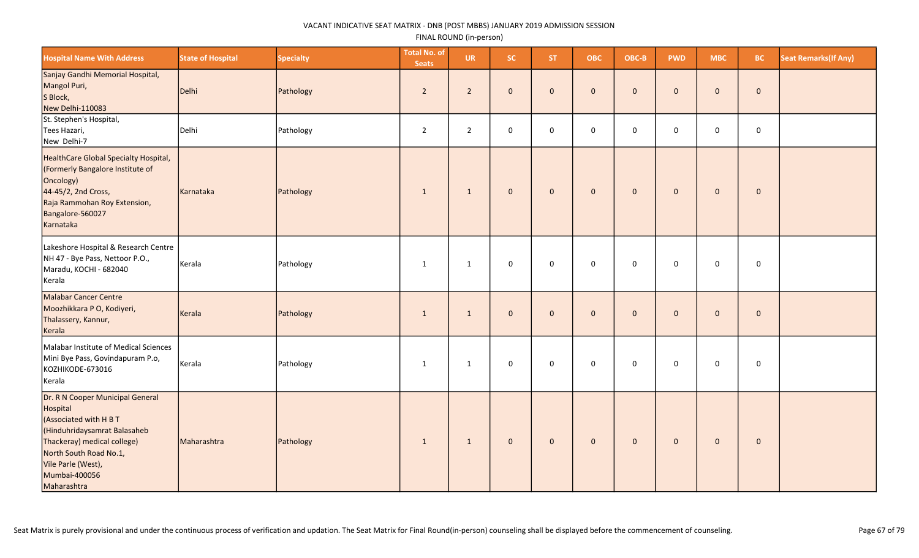VACANT INDICATIVE SEAT MATRIX - DNB (POST MBBS) JANUARY 2019 ADMISSION SESSION

FINAL ROUND (in-person)

| Hospital Name With Address | State of Hospital | Specialty | Total No. of Seats | UR | SC | ST | OBC | OBC-B | PWD | MBC | BC | Seat Remarks(If Any) |
|---|---|---|---|---|---|---|---|---|---|---|---|---|
| Sanjay Gandhi Memorial Hospital, Mangol Puri, S Block, New Delhi-110083 | Delhi | Pathology | 2 | 2 | 0 | 0 | 0 | 0 | 0 | 0 | 0 | |
| St. Stephen's Hospital, Tees Hazari, New Delhi-7 | Delhi | Pathology | 2 | 2 | 0 | 0 | 0 | 0 | 0 | 0 | 0 | |
| HealthCare Global Specialty Hospital, (Formerly Bangalore Institute of Oncology) 44-45/2, 2nd Cross, Raja Rammohan Roy Extension, Bangalore-560027 Karnataka | Karnataka | Pathology | 1 | 1 | 0 | 0 | 0 | 0 | 0 | 0 | 0 | |
| Lakeshore Hospital & Research Centre NH 47 - Bye Pass, Nettoor P.O., Maradu, KOCHI - 682040 Kerala | Kerala | Pathology | 1 | 1 | 0 | 0 | 0 | 0 | 0 | 0 | 0 | |
| Malabar Cancer Centre Moozhikkara P O, Kodiyeri, Thalassery, Kannur, Kerala | Kerala | Pathology | 1 | 1 | 0 | 0 | 0 | 0 | 0 | 0 | 0 | |
| Malabar Institute of Medical Sciences Mini Bye Pass, Govindapuram P.o, KOZHIKODE-673016 Kerala | Kerala | Pathology | 1 | 1 | 0 | 0 | 0 | 0 | 0 | 0 | 0 | |
| Dr. R N Cooper Municipal General Hospital (Associated with H B T (Hinduhridaysamrat Balasaheb Thackeray) medical college) North South Road No.1, Vile Parle (West), Mumbai-400056 Maharashtra | Maharashtra | Pathology | 1 | 1 | 0 | 0 | 0 | 0 | 0 | 0 | 0 | |

Seat Matrix is purely provisional and under the continuous process of verification and updation. The Seat Matrix for Final Round(in-person) counseling shall be displayed before the commencement of counseling.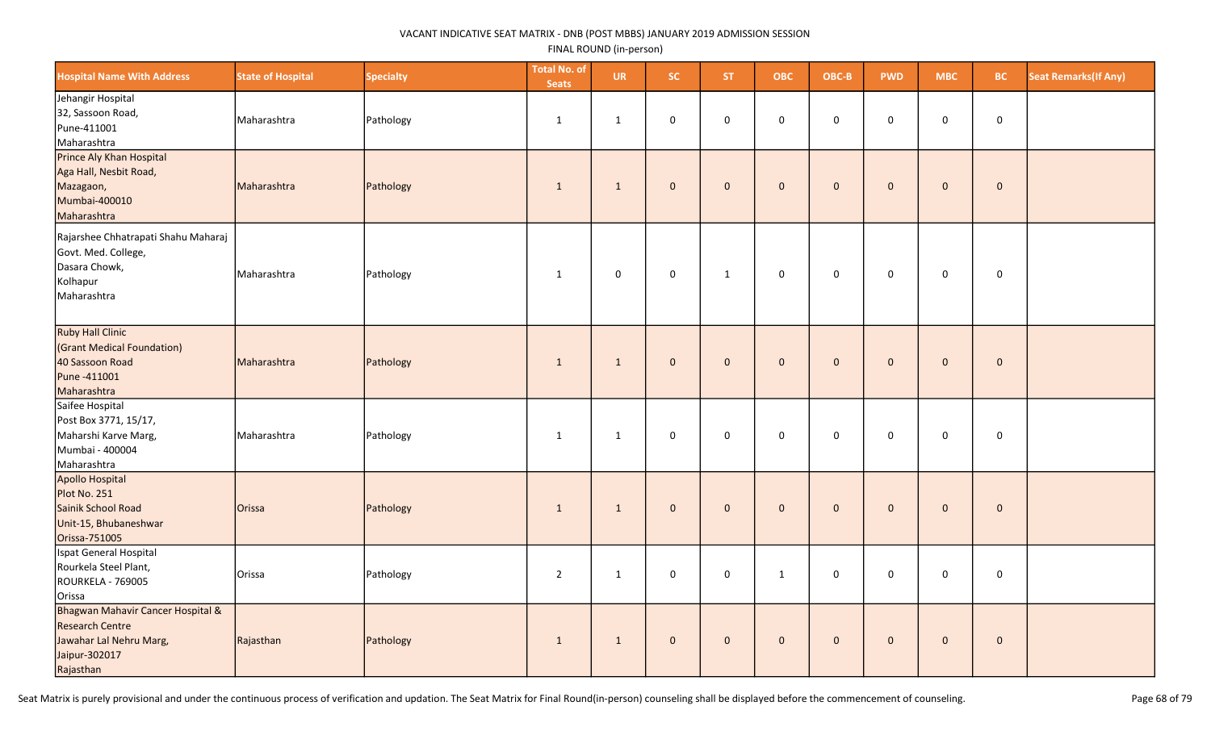VACANT INDICATIVE SEAT MATRIX - DNB (POST MBBS) JANUARY 2019 ADMISSION SESSION

FINAL ROUND (in-person)

| Hospital Name With Address | State of Hospital | Specialty | Total No. of Seats | UR | SC | ST | OBC | OBC-B | PWD | MBC | BC | Seat Remarks(If Any) |
|---|---|---|---|---|---|---|---|---|---|---|---|---|
| Jehangir Hospital<br>32, Sassoon Road,<br>Pune-411001<br>Maharashtra | Maharashtra | Pathology | 1 | 1 | 0 | 0 | 0 | 0 | 0 | 0 | 0 | |
| Prince Aly Khan Hospital<br>Aga Hall, Nesbit Road,<br>Mazagaon,<br>Mumbai-400010<br>Maharashtra | Maharashtra | Pathology | 1 | 1 | 0 | 0 | 0 | 0 | 0 | 0 | 0 | |
| Rajarshee Chhatrapati Shahu Maharaj<br>Govt. Med. College,<br>Dasara Chowk,<br>Kolhapur<br>Maharashtra | Maharashtra | Pathology | 1 | 0 | 0 | 1 | 0 | 0 | 0 | 0 | 0 | |
| Ruby Hall Clinic<br>(Grant Medical Foundation)<br>40 Sassoon Road<br>Pune -411001<br>Maharashtra | Maharashtra | Pathology | 1 | 1 | 0 | 0 | 0 | 0 | 0 | 0 | 0 | |
| Saifee Hospital<br>Post Box 3771, 15/17,<br>Maharshi Karve Marg,<br>Mumbai - 400004<br>Maharashtra | Maharashtra | Pathology | 1 | 1 | 0 | 0 | 0 | 0 | 0 | 0 | 0 | |
| Apollo Hospital<br>Plot No. 251<br>Sainik School Road<br>Unit-15, Bhubaneshwar<br>Orissa-751005 | Orissa | Pathology | 1 | 1 | 0 | 0 | 0 | 0 | 0 | 0 | 0 | |
| Ispat General Hospital<br>Rourkela Steel Plant,<br>ROURKELA - 769005<br>Orissa | Orissa | Pathology | 2 | 1 | 0 | 0 | 1 | 0 | 0 | 0 | 0 | |
| Bhagwan Mahavir Cancer Hospital &<br>Research Centre<br>Jawahar Lal Nehru Marg,<br>Jaipur-302017<br>Rajasthan | Rajasthan | Pathology | 1 | 1 | 0 | 0 | 0 | 0 | 0 | 0 | 0 | |

Seat Matrix is purely provisional and under the continuous process of verification and updation. The Seat Matrix for Final Round(in-person) counseling shall be displayed before the commencement of counseling.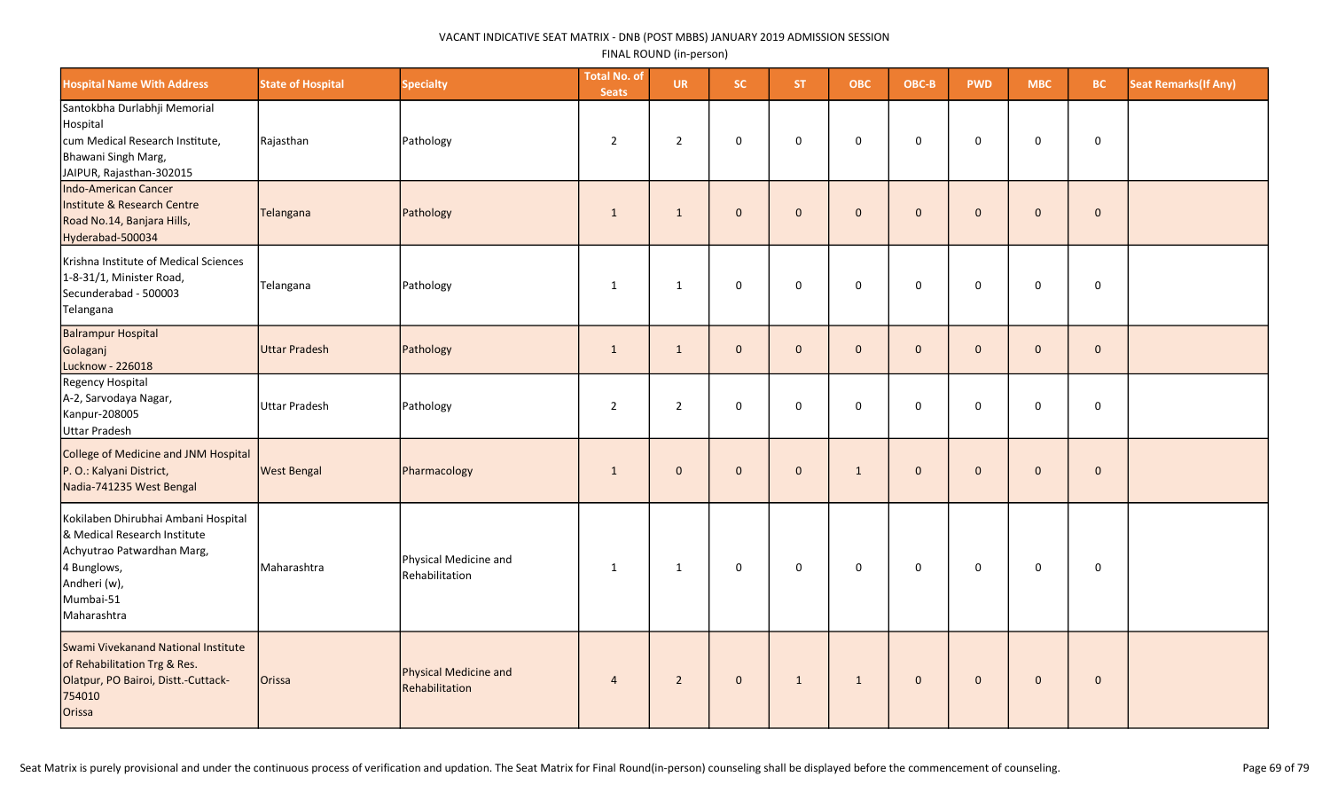VACANT INDICATIVE SEAT MATRIX - DNB (POST MBBS) JANUARY 2019 ADMISSION SESSION

FINAL ROUND (in-person)

| Hospital Name With Address | State of Hospital | Specialty | Total No. of Seats | UR | SC | ST | OBC | OBC-B | PWD | MBC | BC | Seat Remarks(If Any) |
|---|---|---|---|---|---|---|---|---|---|---|---|---|
| Santokbha Durlabhji Memorial Hospital cum Medical Research Institute, Bhawani Singh Marg, JAIPUR, Rajasthan-302015 | Rajasthan | Pathology | 2 | 2 | 0 | 0 | 0 | 0 | 0 | 0 | 0 | |
| Indo-American Cancer Institute & Research Centre Road No.14, Banjara Hills, Hyderabad-500034 | Telangana | Pathology | 1 | 1 | 0 | 0 | 0 | 0 | 0 | 0 | 0 | |
| Krishna Institute of Medical Sciences 1-8-31/1, Minister Road, Secunderabad - 500003 Telangana | Telangana | Pathology | 1 | 1 | 0 | 0 | 0 | 0 | 0 | 0 | 0 | |
| Balrampur Hospital Golaganj Lucknow - 226018 | Uttar Pradesh | Pathology | 1 | 1 | 0 | 0 | 0 | 0 | 0 | 0 | 0 | |
| Regency Hospital A-2, Sarvodaya Nagar, Kanpur-208005 Uttar Pradesh | Uttar Pradesh | Pathology | 2 | 2 | 0 | 0 | 0 | 0 | 0 | 0 | 0 | |
| College of Medicine and JNM Hospital P. O.: Kalyani District, Nadia-741235 West Bengal | West Bengal | Pharmacology | 1 | 0 | 0 | 0 | 1 | 0 | 0 | 0 | 0 | |
| Kokilaben Dhirubhai Ambani Hospital & Medical Research Institute Achyutrao Patwardhan Marg, 4 Bunglows, Andheri (w), Mumbai-51 Maharashtra | Maharashtra | Physical Medicine and Rehabilitation | 1 | 1 | 0 | 0 | 0 | 0 | 0 | 0 | 0 | |
| Swami Vivekanand National Institute of Rehabilitation Trg & Res. Olatpur, PO Bairoi, Distt.-Cuttack-754010 Orissa | Orissa | Physical Medicine and Rehabilitation | 4 | 2 | 0 | 1 | 1 | 0 | 0 | 0 | 0 | |

Seat Matrix is purely provisional and under the continuous process of verification and updation. The Seat Matrix for Final Round(in-person) counseling shall be displayed before the commencement of counseling.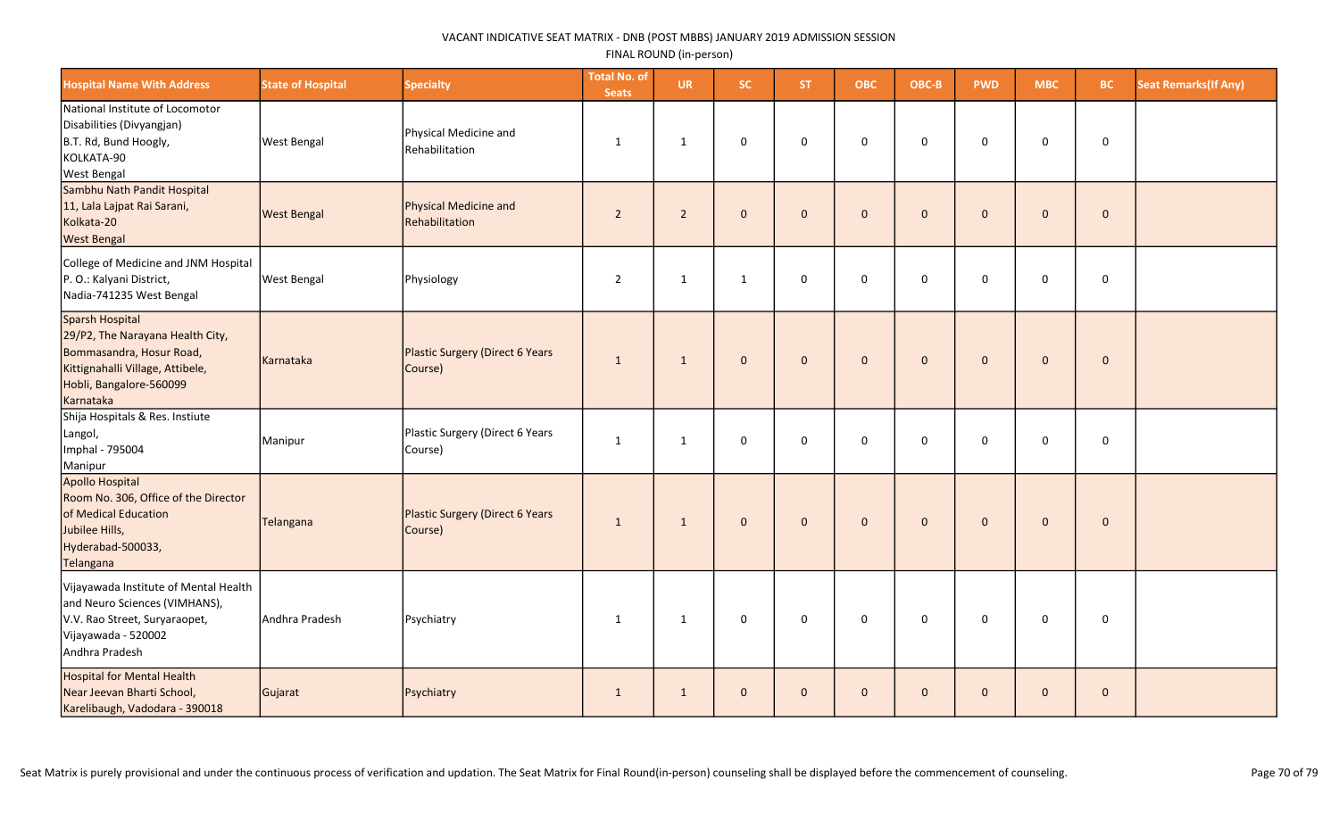VACANT INDICATIVE SEAT MATRIX - DNB (POST MBBS) JANUARY 2019 ADMISSION SESSION

FINAL ROUND (in-person)

| Hospital Name With Address | State of Hospital | Specialty | Total No. of Seats | UR | SC | ST | OBC | OBC-B | PWD | MBC | BC | Seat Remarks(If Any) |
|---|---|---|---|---|---|---|---|---|---|---|---|---|
| National Institute of Locomotor Disabilities (Divyangjan) B.T. Rd, Bund Hoogly, KOLKATA-90 West Bengal | West Bengal | Physical Medicine and Rehabilitation | 1 | 1 | 0 | 0 | 0 | 0 | 0 | 0 | 0 | |
| Sambhu Nath Pandit Hospital 11, Lala Lajpat Rai Sarani, Kolkata-20 West Bengal | West Bengal | Physical Medicine and Rehabilitation | 2 | 2 | 0 | 0 | 0 | 0 | 0 | 0 | 0 | |
| College of Medicine and JNM Hospital P. O.: Kalyani District, Nadia-741235 West Bengal | West Bengal | Physiology | 2 | 1 | 1 | 0 | 0 | 0 | 0 | 0 | 0 | |
| Sparsh Hospital 29/P2, The Narayana Health City, Bommasandra, Hosur Road, Kittignahalli Village, Attibele, Hobli, Bangalore-560099 Karnataka | Karnataka | Plastic Surgery (Direct 6 Years Course) | 1 | 1 | 0 | 0 | 0 | 0 | 0 | 0 | 0 | |
| Shija Hospitals & Res. Instiute Langol, Imphal - 795004 Manipur | Manipur | Plastic Surgery (Direct 6 Years Course) | 1 | 1 | 0 | 0 | 0 | 0 | 0 | 0 | 0 | |
| Apollo Hospital Room No. 306, Office of the Director of Medical Education Jubilee Hills, Hyderabad-500033, Telangana | Telangana | Plastic Surgery (Direct 6 Years Course) | 1 | 1 | 0 | 0 | 0 | 0 | 0 | 0 | 0 | |
| Vijayawada Institute of Mental Health and Neuro Sciences (VIMHANS), V.V. Rao Street, Suryaraopet, Vijayawada - 520002 Andhra Pradesh | Andhra Pradesh | Psychiatry | 1 | 1 | 0 | 0 | 0 | 0 | 0 | 0 | 0 | |
| Hospital for Mental Health Near Jeevan Bharti School, Karelibaugh, Vadodara - 390018 | Gujarat | Psychiatry | 1 | 1 | 0 | 0 | 0 | 0 | 0 | 0 | 0 | |

Seat Matrix is purely provisional and under the continuous process of verification and updation. The Seat Matrix for Final Round(in-person) counseling shall be displayed before the commencement of counseling.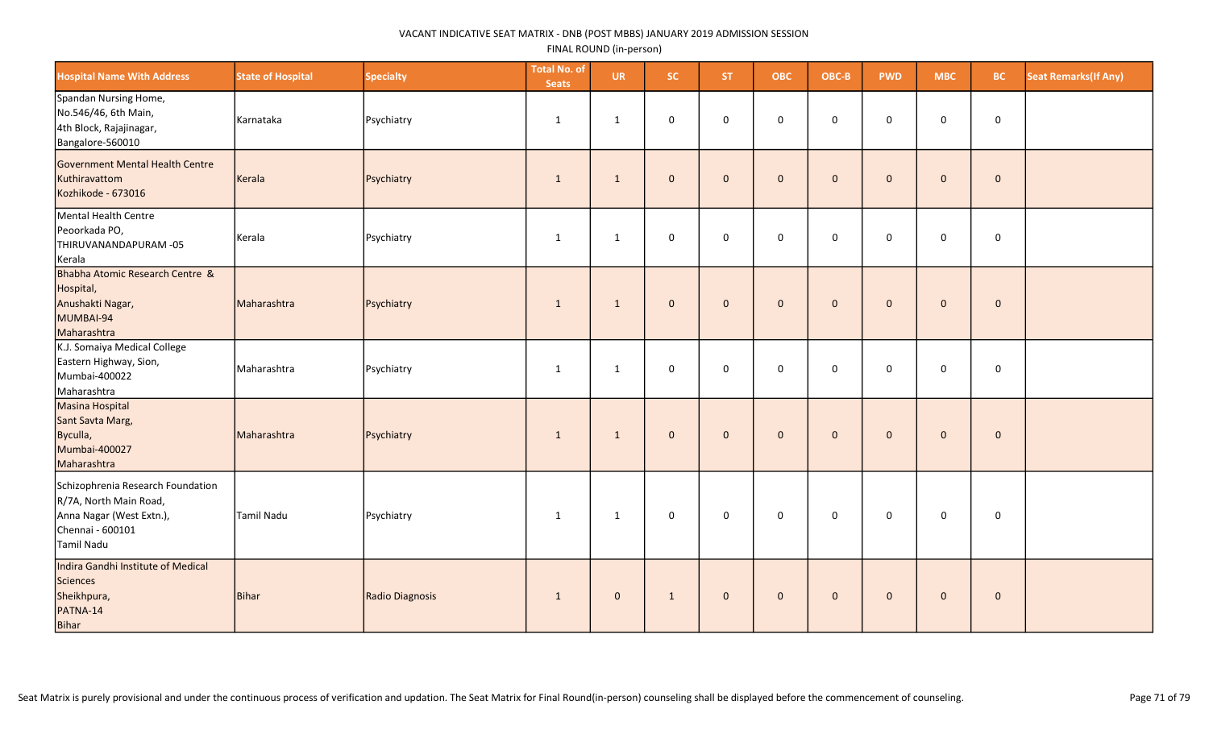VACANT INDICATIVE SEAT MATRIX - DNB (POST MBBS) JANUARY 2019 ADMISSION SESSION

FINAL ROUND (in-person)

| Hospital Name With Address | State of Hospital | Specialty | Total No. of Seats | UR | SC | ST | OBC | OBC-B | PWD | MBC | BC | Seat Remarks(If Any) |
|---|---|---|---|---|---|---|---|---|---|---|---|---|
| Spandan Nursing Home, No.546/46, 6th Main, 4th Block, Rajajinagar, Bangalore-560010 | Karnataka | Psychiatry | 1 | 1 | 0 | 0 | 0 | 0 | 0 | 0 | 0 | |
| Government Mental Health Centre Kuthiravattom Kozhikode - 673016 | Kerala | Psychiatry | 1 | 1 | 0 | 0 | 0 | 0 | 0 | 0 | 0 | |
| Mental Health Centre Peoorkada PO, THIRUVANANDAPURAM -05 Kerala | Kerala | Psychiatry | 1 | 1 | 0 | 0 | 0 | 0 | 0 | 0 | 0 | |
| Bhabha Atomic Research Centre & Hospital, Anushakti Nagar, MUMBAI-94 Maharashtra | Maharashtra | Psychiatry | 1 | 1 | 0 | 0 | 0 | 0 | 0 | 0 | 0 | |
| K.J. Somaiya Medical College Eastern Highway, Sion, Mumbai-400022 Maharashtra | Maharashtra | Psychiatry | 1 | 1 | 0 | 0 | 0 | 0 | 0 | 0 | 0 | |
| Masina Hospital Sant Savta Marg, Byculla, Mumbai-400027 Maharashtra | Maharashtra | Psychiatry | 1 | 1 | 0 | 0 | 0 | 0 | 0 | 0 | 0 | |
| Schizophrenia Research Foundation R/7A, North Main Road, Anna Nagar (West Extn.), Chennai - 600101 Tamil Nadu | Tamil Nadu | Psychiatry | 1 | 1 | 0 | 0 | 0 | 0 | 0 | 0 | 0 | |
| Indira Gandhi Institute of Medical Sciences Sheikhpura, PATNA-14 Bihar | Bihar | Radio Diagnosis | 1 | 0 | 1 | 0 | 0 | 0 | 0 | 0 | 0 | |

Seat Matrix is purely provisional and under the continuous process of verification and updation. The Seat Matrix for Final Round(in-person) counseling shall be displayed before the commencement of counseling.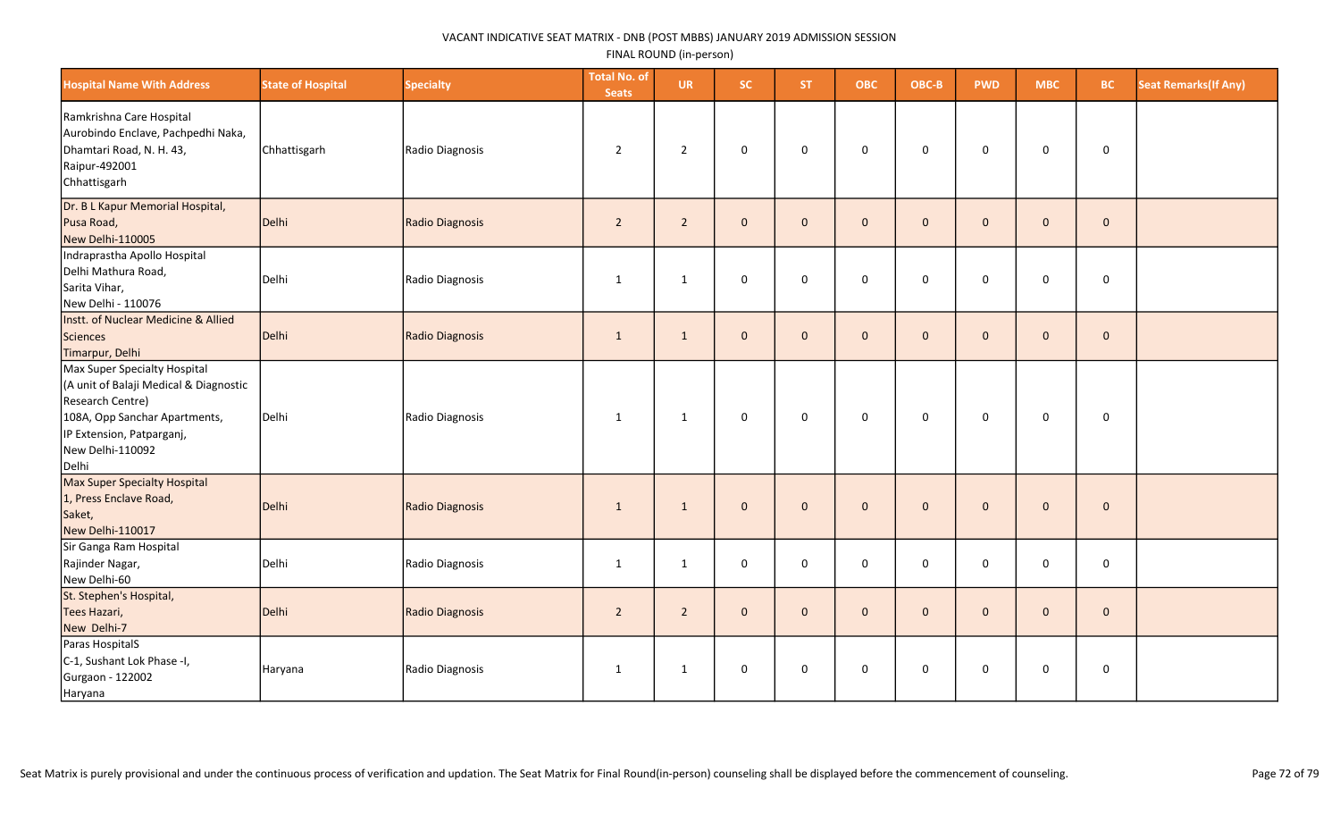VACANT INDICATIVE SEAT MATRIX - DNB (POST MBBS) JANUARY 2019 ADMISSION SESSION

FINAL ROUND (in-person)

| Hospital Name With Address | State of Hospital | Specialty | Total No. of Seats | UR | SC | ST | OBC | OBC-B | PWD | MBC | BC | Seat Remarks(If Any) |
|---|---|---|---|---|---|---|---|---|---|---|---|---|
| Ramkrishna Care Hospital Aurobindo Enclave, Pachpedhi Naka, Dhamtari Road, N. H. 43, Raipur-492001 Chhattisgarh | Chhattisgarh | Radio Diagnosis | 2 | 2 | 0 | 0 | 0 | 0 | 0 | 0 | 0 | |
| Dr. B L Kapur Memorial Hospital, Pusa Road, New Delhi-110005 | Delhi | Radio Diagnosis | 2 | 2 | 0 | 0 | 0 | 0 | 0 | 0 | 0 | |
| Indraprastha Apollo Hospital Delhi Mathura Road, Sarita Vihar, New Delhi - 110076 | Delhi | Radio Diagnosis | 1 | 1 | 0 | 0 | 0 | 0 | 0 | 0 | 0 | |
| Instt. of Nuclear Medicine & Allied Sciences Timarpur, Delhi | Delhi | Radio Diagnosis | 1 | 1 | 0 | 0 | 0 | 0 | 0 | 0 | 0 | |
| Max Super Specialty Hospital (A unit of Balaji Medical & Diagnostic Research Centre) 108A, Opp Sanchar Apartments, IP Extension, Patparganj, New Delhi-110092 Delhi | Delhi | Radio Diagnosis | 1 | 1 | 0 | 0 | 0 | 0 | 0 | 0 | 0 | |
| Max Super Specialty Hospital 1, Press Enclave Road, Saket, New Delhi-110017 | Delhi | Radio Diagnosis | 1 | 1 | 0 | 0 | 0 | 0 | 0 | 0 | 0 | |
| Sir Ganga Ram Hospital Rajinder Nagar, New Delhi-60 | Delhi | Radio Diagnosis | 1 | 1 | 0 | 0 | 0 | 0 | 0 | 0 | 0 | |
| St. Stephen's Hospital, Tees Hazari, New Delhi-7 | Delhi | Radio Diagnosis | 2 | 2 | 0 | 0 | 0 | 0 | 0 | 0 | 0 | |
| Paras HospitalS C-1, Sushant Lok Phase -I, Gurgaon - 122002 Haryana | Haryana | Radio Diagnosis | 1 | 1 | 0 | 0 | 0 | 0 | 0 | 0 | 0 | |

Seat Matrix is purely provisional and under the continuous process of verification and updation. The Seat Matrix for Final Round(in-person) counseling shall be displayed before the commencement of counseling.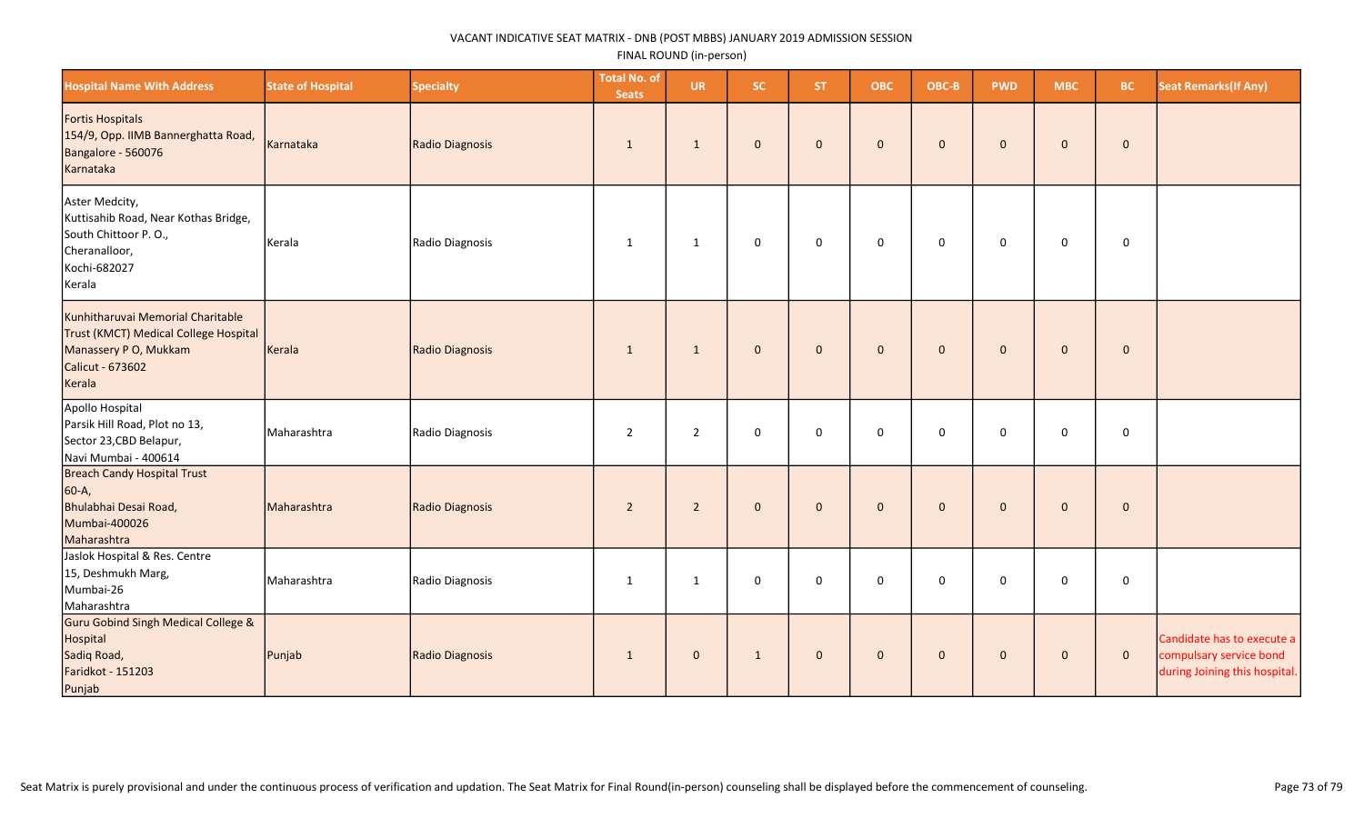VACANT INDICATIVE SEAT MATRIX - DNB (POST MBBS) JANUARY 2019 ADMISSION SESSION

FINAL ROUND (in-person)

| Hospital Name With Address | State of Hospital | Specialty | Total No. of Seats | UR | SC | ST | OBC | OBC-B | PWD | MBC | BC | Seat Remarks(If Any) |
|---|---|---|---|---|---|---|---|---|---|---|---|---|
| Fortis Hospitals<br>154/9, Opp. IIMB Bannerghatta Road,<br>Bangalore - 560076<br>Karnataka | Karnataka | Radio Diagnosis | 1 | 1 | 0 | 0 | 0 | 0 | 0 | 0 | 0 | |
| Aster Medcity,<br>Kuttisahib Road, Near Kothas Bridge,<br>South Chittoor P. O.,<br>Cheranalloor,<br>Kochi-682027<br>Kerala | Kerala | Radio Diagnosis | 1 | 1 | 0 | 0 | 0 | 0 | 0 | 0 | 0 | |
| Kunhitharuvai Memorial Charitable Trust (KMCT) Medical College Hospital<br>Manassery P O, Mukkam<br>Calicut - 673602<br>Kerala | Kerala | Radio Diagnosis | 1 | 1 | 0 | 0 | 0 | 0 | 0 | 0 | 0 | |
| Apollo Hospital<br>Parsik Hill Road, Plot no 13,<br>Sector 23,CBD Belapur,<br>Navi Mumbai - 400614 | Maharashtra | Radio Diagnosis | 2 | 2 | 0 | 0 | 0 | 0 | 0 | 0 | 0 | |
| Breach Candy Hospital Trust<br>60-A,<br>Bhulabhai Desai Road,<br>Mumbai-400026<br>Maharashtra | Maharashtra | Radio Diagnosis | 2 | 2 | 0 | 0 | 0 | 0 | 0 | 0 | 0 | |
| Jaslok Hospital & Res. Centre<br>15, Deshmukh Marg,<br>Mumbai-26<br>Maharashtra | Maharashtra | Radio Diagnosis | 1 | 1 | 0 | 0 | 0 | 0 | 0 | 0 | 0 | |
| Guru Gobind Singh Medical College & Hospital<br>Sadiq Road,<br>Faridkot - 151203<br>Punjab | Punjab | Radio Diagnosis | 1 | 0 | 1 | 0 | 0 | 0 | 0 | 0 | 0 | Candidate has to execute a compulsary service bond during Joining this hospital. |

Seat Matrix is purely provisional and under the continuous process of verification and updation. The Seat Matrix for Final Round(in-person) counseling shall be displayed before the commencement of counseling.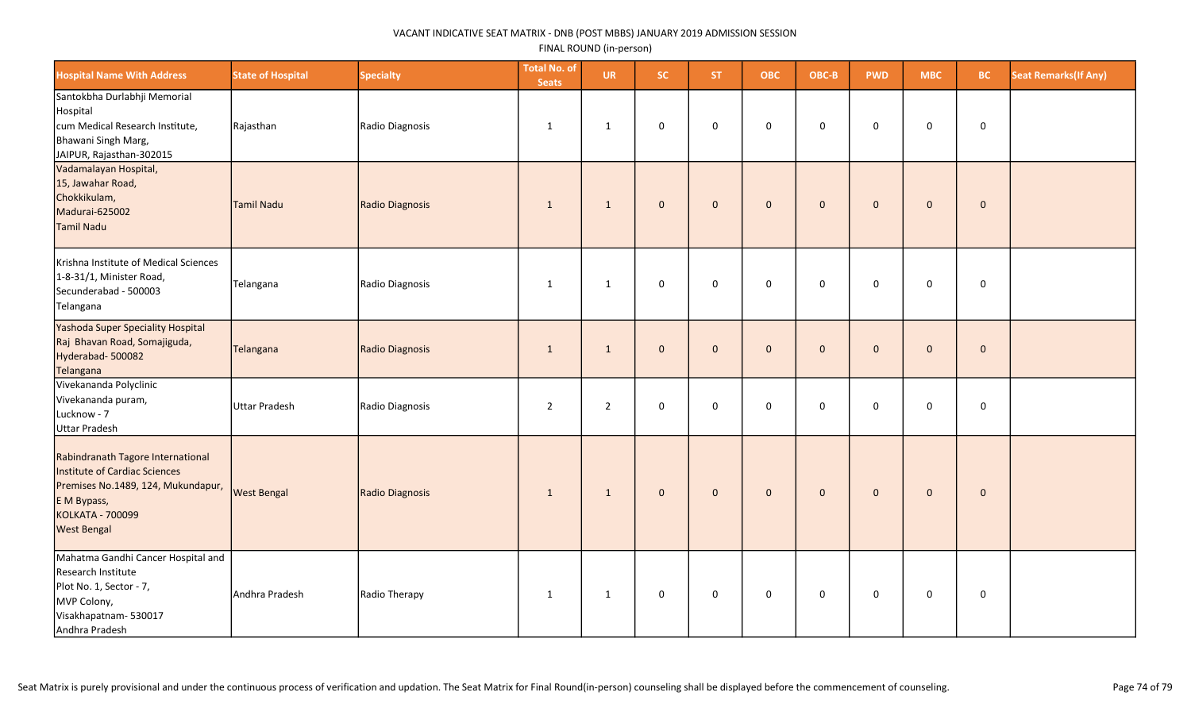VACANT INDICATIVE SEAT MATRIX - DNB (POST MBBS) JANUARY 2019 ADMISSION SESSION

FINAL ROUND (in-person)

| Hospital Name With Address | State of Hospital | Specialty | Total No. of Seats | UR | SC | ST | OBC | OBC-B | PWD | MBC | BC | Seat Remarks(If Any) |
|---|---|---|---|---|---|---|---|---|---|---|---|---|
| Santokbha Durlabhji Memorial Hospital cum Medical Research Institute, Bhawani Singh Marg, JAIPUR, Rajasthan-302015 | Rajasthan | Radio Diagnosis | 1 | 1 | 0 | 0 | 0 | 0 | 0 | 0 | 0 | |
| Vadamalayan Hospital, 15, Jawahar Road, Chokkikulam, Madurai-625002 Tamil Nadu | Tamil Nadu | Radio Diagnosis | 1 | 1 | 0 | 0 | 0 | 0 | 0 | 0 | 0 | |
| Krishna Institute of Medical Sciences 1-8-31/1, Minister Road, Secunderabad - 500003 Telangana | Telangana | Radio Diagnosis | 1 | 1 | 0 | 0 | 0 | 0 | 0 | 0 | 0 | |
| Yashoda Super Speciality Hospital Raj Bhavan Road, Somajiguda, Hyderabad- 500082 Telangana | Telangana | Radio Diagnosis | 1 | 1 | 0 | 0 | 0 | 0 | 0 | 0 | 0 | |
| Vivekananda Polyclinic Vivekananda puram, Lucknow - 7 Uttar Pradesh | Uttar Pradesh | Radio Diagnosis | 2 | 2 | 0 | 0 | 0 | 0 | 0 | 0 | 0 | |
| Rabindranath Tagore International Institute of Cardiac Sciences Premises No.1489, 124, Mukundapur, E M Bypass, KOLKATA - 700099 West Bengal | West Bengal | Radio Diagnosis | 1 | 1 | 0 | 0 | 0 | 0 | 0 | 0 | 0 | |
| Mahatma Gandhi Cancer Hospital and Research Institute Plot No. 1, Sector - 7, MVP Colony, Visakhapatnam- 530017 Andhra Pradesh | Andhra Pradesh | Radio Therapy | 1 | 1 | 0 | 0 | 0 | 0 | 0 | 0 | 0 | |

Seat Matrix is purely provisional and under the continuous process of verification and updation. The Seat Matrix for Final Round(in-person) counseling shall be displayed before the commencement of counseling.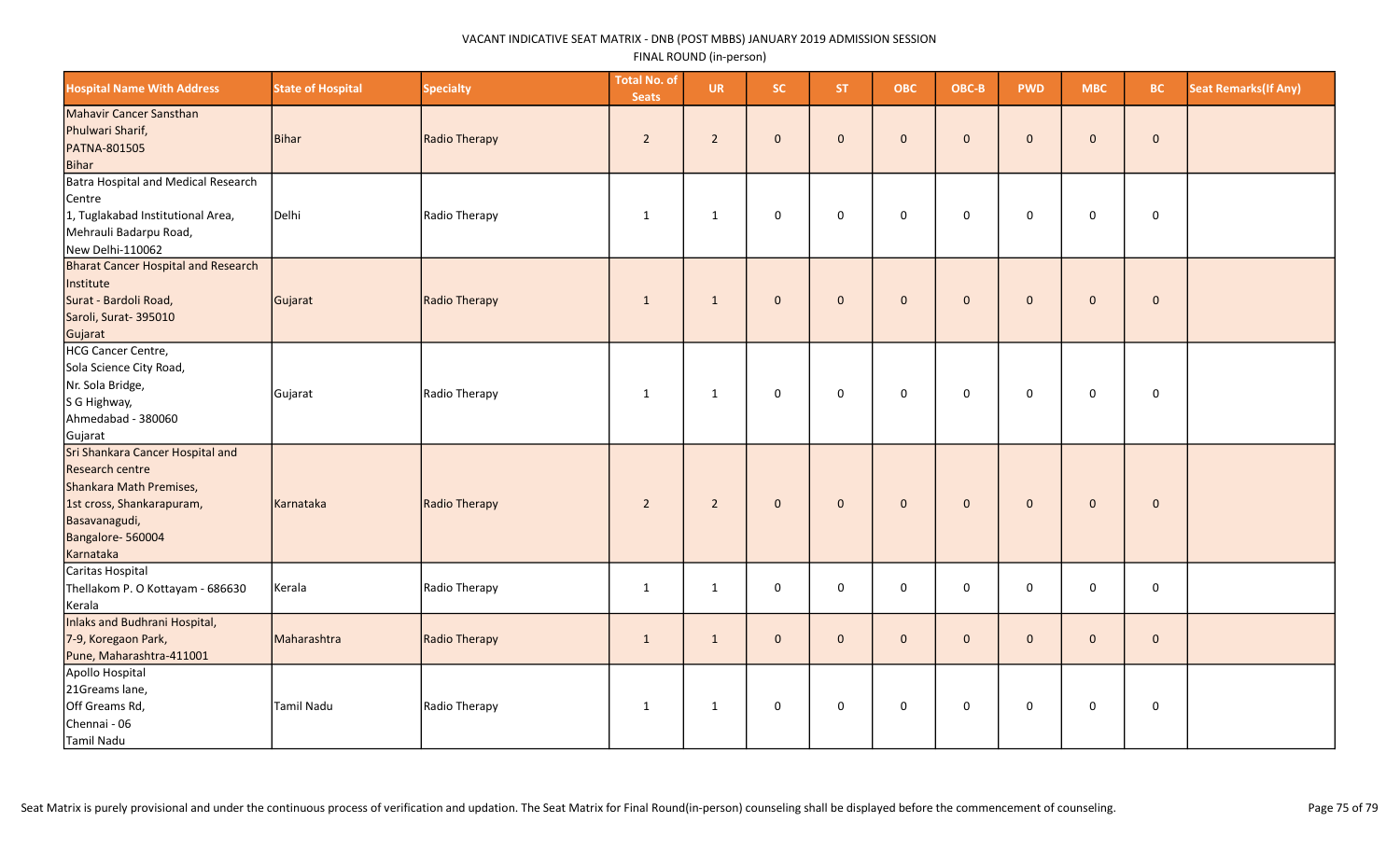VACANT INDICATIVE SEAT MATRIX - DNB (POST MBBS) JANUARY 2019 ADMISSION SESSION

FINAL ROUND (in-person)

| Hospital Name With Address | State of Hospital | Specialty | Total No. of Seats | UR | SC | ST | OBC | OBC-B | PWD | MBC | BC | Seat Remarks(If Any) |
|---|---|---|---|---|---|---|---|---|---|---|---|---|
| Mahavir Cancer Sansthan Phulwari Sharif, PATNA-801505 Bihar | Bihar | Radio Therapy | 2 | 2 | 0 | 0 | 0 | 0 | 0 | 0 | 0 | |
| Batra Hospital and Medical Research Centre 1, Tuglakabad Institutional Area, Mehrauli Badarpu Road, New Delhi-110062 | Delhi | Radio Therapy | 1 | 1 | 0 | 0 | 0 | 0 | 0 | 0 | 0 | |
| Bharat Cancer Hospital and Research Institute Surat - Bardoli Road, Saroli, Surat- 395010 Gujarat | Gujarat | Radio Therapy | 1 | 1 | 0 | 0 | 0 | 0 | 0 | 0 | 0 | |
| HCG Cancer Centre, Sola Science City Road, Nr. Sola Bridge, S G Highway, Ahmedabad - 380060 Gujarat | Gujarat | Radio Therapy | 1 | 1 | 0 | 0 | 0 | 0 | 0 | 0 | 0 | |
| Sri Shankara Cancer Hospital and Research centre Shankara Math Premises, 1st cross, Shankarapuram, Basavanagudi, Bangalore- 560004 Karnataka | Karnataka | Radio Therapy | 2 | 2 | 0 | 0 | 0 | 0 | 0 | 0 | 0 | |
| Caritas Hospital Thellakom P. O Kottayam - 686630 Kerala | Kerala | Radio Therapy | 1 | 1 | 0 | 0 | 0 | 0 | 0 | 0 | 0 | |
| Inlaks and Budhrani Hospital, 7-9, Koregaon Park, Pune, Maharashtra-411001 | Maharashtra | Radio Therapy | 1 | 1 | 0 | 0 | 0 | 0 | 0 | 0 | 0 | |
| Apollo Hospital 21Greams lane, Off Greams Rd, Chennai - 06 Tamil Nadu | Tamil Nadu | Radio Therapy | 1 | 1 | 0 | 0 | 0 | 0 | 0 | 0 | 0 | |

Seat Matrix is purely provisional and under the continuous process of verification and updation. The Seat Matrix for Final Round(in-person) counseling shall be displayed before the commencement of counseling.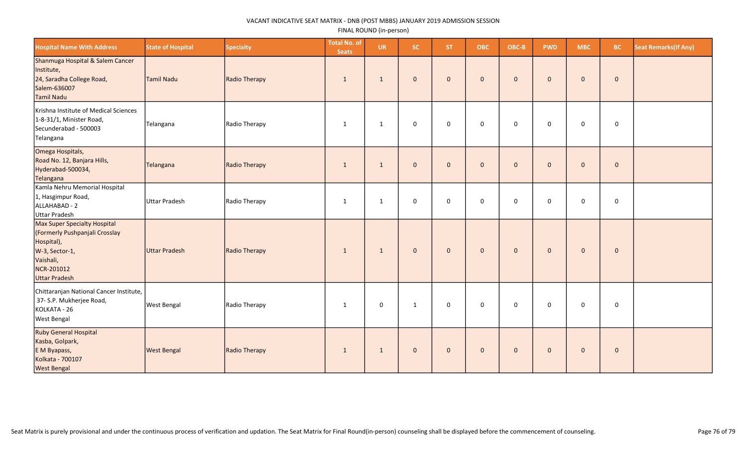VACANT INDICATIVE SEAT MATRIX - DNB (POST MBBS) JANUARY 2019 ADMISSION SESSION

FINAL ROUND (in-person)

| Hospital Name With Address | State of Hospital | Specialty | Total No. of Seats | UR | SC | ST | OBC | OBC-B | PWD | MBC | BC | Seat Remarks(If Any) |
|---|---|---|---|---|---|---|---|---|---|---|---|---|
| Shanmuga Hospital & Salem Cancer Institute,<br>24, Saradha College Road,<br>Salem-636007<br>Tamil Nadu | Tamil Nadu | Radio Therapy | 1 | 1 | 0 | 0 | 0 | 0 | 0 | 0 | 0 | |
| Krishna Institute of Medical Sciences<br>1-8-31/1, Minister Road,<br>Secunderabad - 500003<br>Telangana | Telangana | Radio Therapy | 1 | 1 | 0 | 0 | 0 | 0 | 0 | 0 | 0 | |
| Omega Hospitals,<br>Road No. 12, Banjara Hills,<br>Hyderabad-500034,<br>Telangana | Telangana | Radio Therapy | 1 | 1 | 0 | 0 | 0 | 0 | 0 | 0 | 0 | |
| Kamla Nehru Memorial Hospital<br>1, Hasgimpur Road,<br>ALLAHABAD - 2<br>Uttar Pradesh | Uttar Pradesh | Radio Therapy | 1 | 1 | 0 | 0 | 0 | 0 | 0 | 0 | 0 | |
| Max Super Specialty Hospital<br>(Formerly Pushpanjali Crosslay Hospital),<br>W-3, Sector-1,<br>Vaishali,<br>NCR-201012<br>Uttar Pradesh | Uttar Pradesh | Radio Therapy | 1 | 1 | 0 | 0 | 0 | 0 | 0 | 0 | 0 | |
| Chittaranjan National Cancer Institute,<br>37- S.P. Mukherjee Road,<br>KOLKATA - 26<br>West Bengal | West Bengal | Radio Therapy | 1 | 0 | 1 | 0 | 0 | 0 | 0 | 0 | 0 | |
| Ruby General Hospital<br>Kasba, Golpark,<br>E M Byapass,<br>Kolkata - 700107<br>West Bengal | West Bengal | Radio Therapy | 1 | 1 | 0 | 0 | 0 | 0 | 0 | 0 | 0 | |

Seat Matrix is purely provisional and under the continuous process of verification and updation. The Seat Matrix for Final Round(in-person) counseling shall be displayed before the commencement of counseling.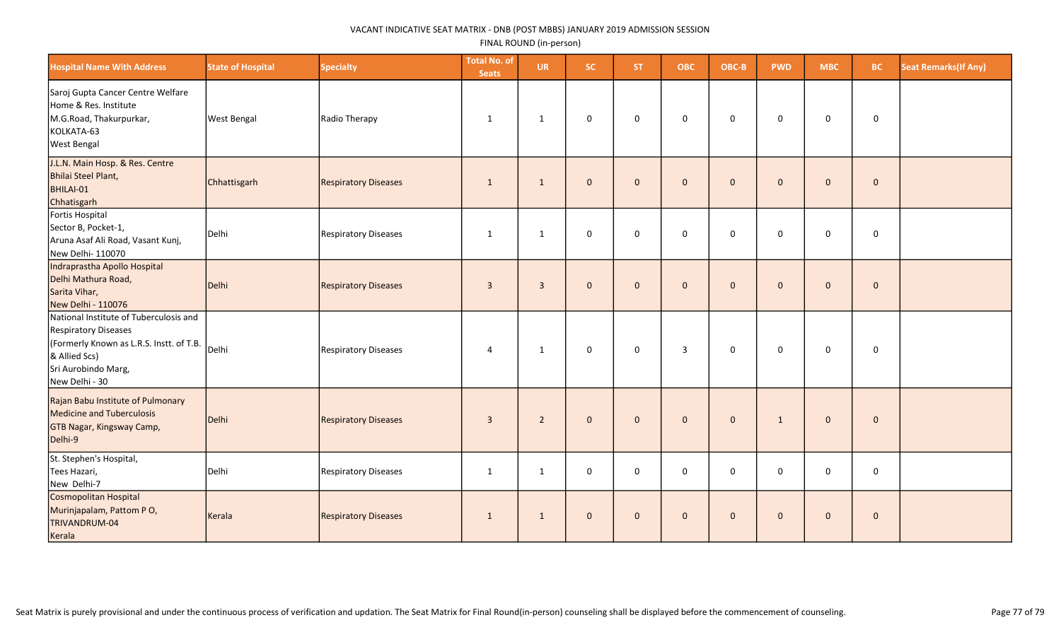VACANT INDICATIVE SEAT MATRIX - DNB (POST MBBS) JANUARY 2019 ADMISSION SESSION

FINAL ROUND (in-person)

| Hospital Name With Address | State of Hospital | Specialty | Total No. of Seats | UR | SC | ST | OBC | OBC-B | PWD | MBC | BC | Seat Remarks(If Any) |
|---|---|---|---|---|---|---|---|---|---|---|---|---|
| Saroj Gupta Cancer Centre Welfare Home & Res. Institute M.G.Road, Thakurpurkar, KOLKATA-63 West Bengal | West Bengal | Radio Therapy | 1 | 1 | 0 | 0 | 0 | 0 | 0 | 0 | 0 | |
| J.L.N. Main Hosp. & Res. Centre Bhilai Steel Plant, BHILAI-01 Chhatisgarh | Chhattisgarh | Respiratory Diseases | 1 | 1 | 0 | 0 | 0 | 0 | 0 | 0 | 0 | |
| Fortis Hospital Sector B, Pocket-1, Aruna Asaf Ali Road, Vasant Kunj, New Delhi- 110070 | Delhi | Respiratory Diseases | 1 | 1 | 0 | 0 | 0 | 0 | 0 | 0 | 0 | |
| Indraprastha Apollo Hospital Delhi Mathura Road, Sarita Vihar, New Delhi - 110076 | Delhi | Respiratory Diseases | 3 | 3 | 0 | 0 | 0 | 0 | 0 | 0 | 0 | |
| National Institute of Tuberculosis and Respiratory Diseases (Formerly Known as L.R.S. Instt. of T.B. & Allied Scs) Sri Aurobindo Marg, New Delhi - 30 | Delhi | Respiratory Diseases | 4 | 1 | 0 | 0 | 3 | 0 | 0 | 0 | 0 | |
| Rajan Babu Institute of Pulmonary Medicine and Tuberculosis GTB Nagar, Kingsway Camp, Delhi-9 | Delhi | Respiratory Diseases | 3 | 2 | 0 | 0 | 0 | 0 | 1 | 0 | 0 | |
| St. Stephen's Hospital, Tees Hazari, New Delhi-7 | Delhi | Respiratory Diseases | 1 | 1 | 0 | 0 | 0 | 0 | 0 | 0 | 0 | |
| Cosmopolitan Hospital Murinjapalam, Pattom P O, TRIVANDRUM-04 Kerala | Kerala | Respiratory Diseases | 1 | 1 | 0 | 0 | 0 | 0 | 0 | 0 | 0 | |

Seat Matrix is purely provisional and under the continuous process of verification and updation. The Seat Matrix for Final Round(in-person) counseling shall be displayed before the commencement of counseling.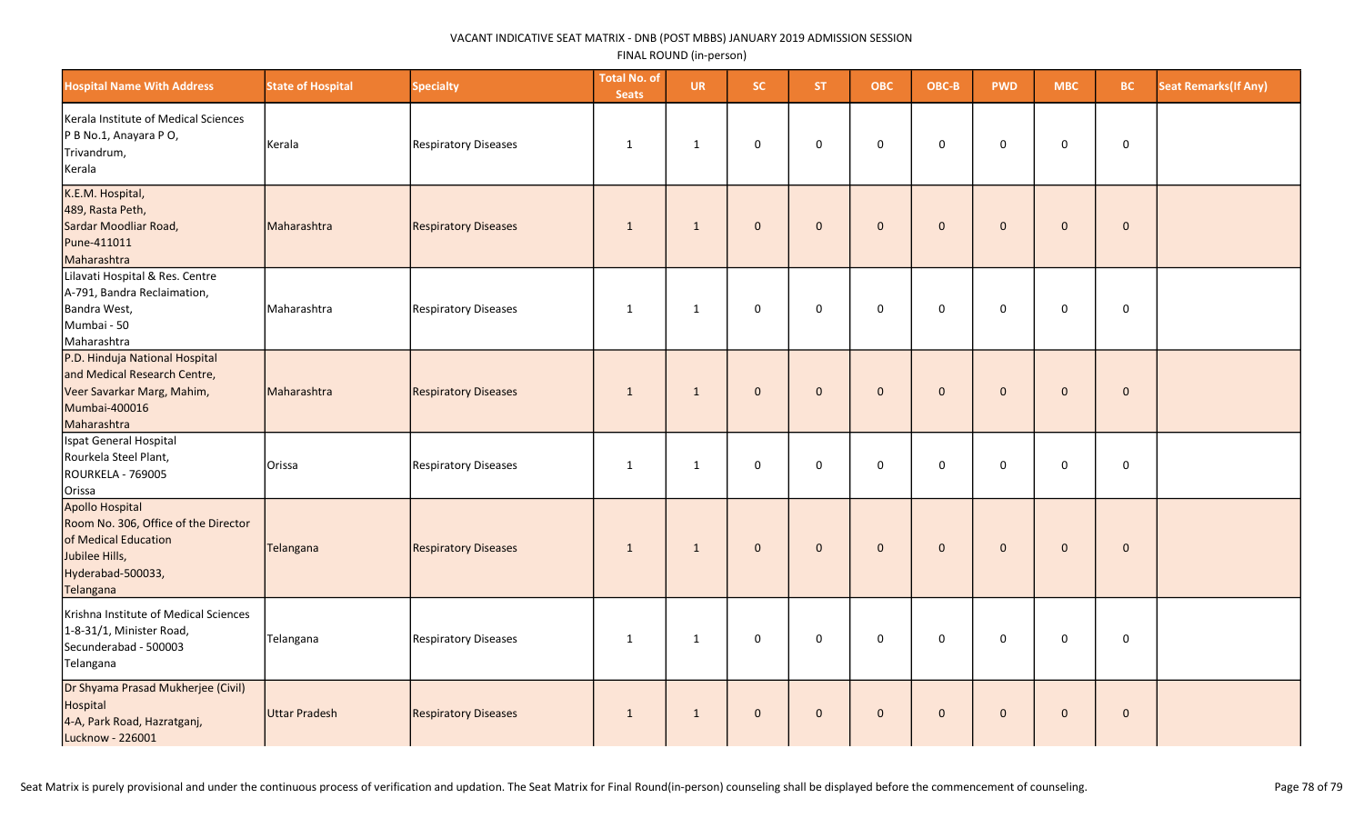VACANT INDICATIVE SEAT MATRIX - DNB (POST MBBS) JANUARY 2019 ADMISSION SESSION

FINAL ROUND (in-person)

| Hospital Name With Address | State of Hospital | Specialty | Total No. of Seats | UR | SC | ST | OBC | OBC-B | PWD | MBC | BC | Seat Remarks(If Any) |
|---|---|---|---|---|---|---|---|---|---|---|---|---|
| Kerala Institute of Medical Sciences P B No.1, Anayara P O, Trivandrum, Kerala | Kerala | Respiratory Diseases | 1 | 1 | 0 | 0 | 0 | 0 | 0 | 0 | 0 | |
| K.E.M. Hospital, 489, Rasta Peth, Sardar Moodliar Road, Pune-411011 Maharashtra | Maharashtra | Respiratory Diseases | 1 | 1 | 0 | 0 | 0 | 0 | 0 | 0 | 0 | |
| Lilavati Hospital & Res. Centre A-791, Bandra Reclaimation, Bandra West, Mumbai - 50 Maharashtra | Maharashtra | Respiratory Diseases | 1 | 1 | 0 | 0 | 0 | 0 | 0 | 0 | 0 | |
| P.D. Hinduja National Hospital and Medical Research Centre, Veer Savarkar Marg, Mahim, Mumbai-400016 Maharashtra | Maharashtra | Respiratory Diseases | 1 | 1 | 0 | 0 | 0 | 0 | 0 | 0 | 0 | |
| Ispat General Hospital Rourkela Steel Plant, ROURKELA - 769005 Orissa | Orissa | Respiratory Diseases | 1 | 1 | 0 | 0 | 0 | 0 | 0 | 0 | 0 | |
| Apollo Hospital Room No. 306, Office of the Director of Medical Education Jubilee Hills, Hyderabad-500033, Telangana | Telangana | Respiratory Diseases | 1 | 1 | 0 | 0 | 0 | 0 | 0 | 0 | 0 | |
| Krishna Institute of Medical Sciences 1-8-31/1, Minister Road, Secunderabad - 500003 Telangana | Telangana | Respiratory Diseases | 1 | 1 | 0 | 0 | 0 | 0 | 0 | 0 | 0 | |
| Dr Shyama Prasad Mukherjee (Civil) Hospital 4-A, Park Road, Hazratganj, Lucknow - 226001 | Uttar Pradesh | Respiratory Diseases | 1 | 1 | 0 | 0 | 0 | 0 | 0 | 0 | 0 | |

Seat Matrix is purely provisional and under the continuous process of verification and updation. The Seat Matrix for Final Round(in-person) counseling shall be displayed before the commencement of counseling.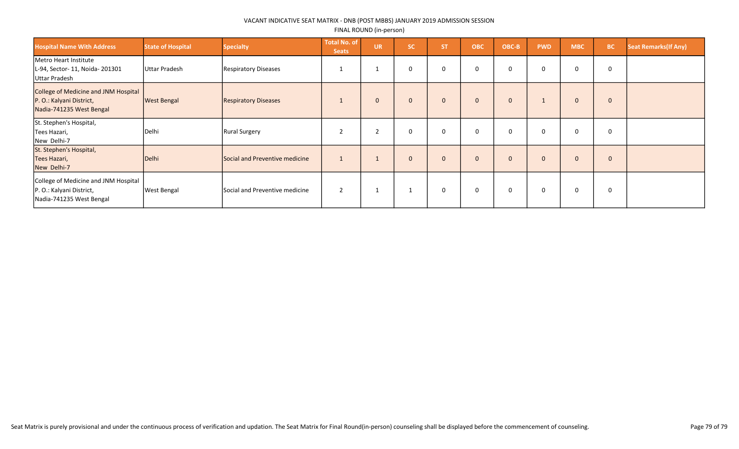VACANT INDICATIVE SEAT MATRIX - DNB (POST MBBS) JANUARY 2019 ADMISSION SESSION

FINAL ROUND (in-person)

| Hospital Name With Address | State of Hospital | Specialty | Total No. of Seats | UR | SC | ST | OBC | OBC-B | PWD | MBC | BC | Seat Remarks(If Any) |
|---|---|---|---|---|---|---|---|---|---|---|---|---|
| Metro Heart Institute L-94, Sector- 11, Noida- 201301 Uttar Pradesh | Uttar Pradesh | Respiratory Diseases | 1 | 1 | 0 | 0 | 0 | 0 | 0 | 0 | 0 | |
| College of Medicine and JNM Hospital P. O.: Kalyani District, Nadia-741235 West Bengal | West Bengal | Respiratory Diseases | 1 | 0 | 0 | 0 | 0 | 0 | 1 | 0 | 0 | |
| St. Stephen's Hospital, Tees Hazari, New Delhi-7 | Delhi | Rural Surgery | 2 | 2 | 0 | 0 | 0 | 0 | 0 | 0 | 0 | |
| St. Stephen's Hospital, Tees Hazari, New Delhi-7 | Delhi | Social and Preventive medicine | 1 | 1 | 0 | 0 | 0 | 0 | 0 | 0 | 0 | |
| College of Medicine and JNM Hospital P. O.: Kalyani District, Nadia-741235 West Bengal | West Bengal | Social and Preventive medicine | 2 | 1 | 1 | 0 | 0 | 0 | 0 | 0 | 0 | |

Seat Matrix is purely provisional and under the continuous process of verification and updation. The Seat Matrix for Final Round(in-person) counseling shall be displayed before the commencement of counseling.